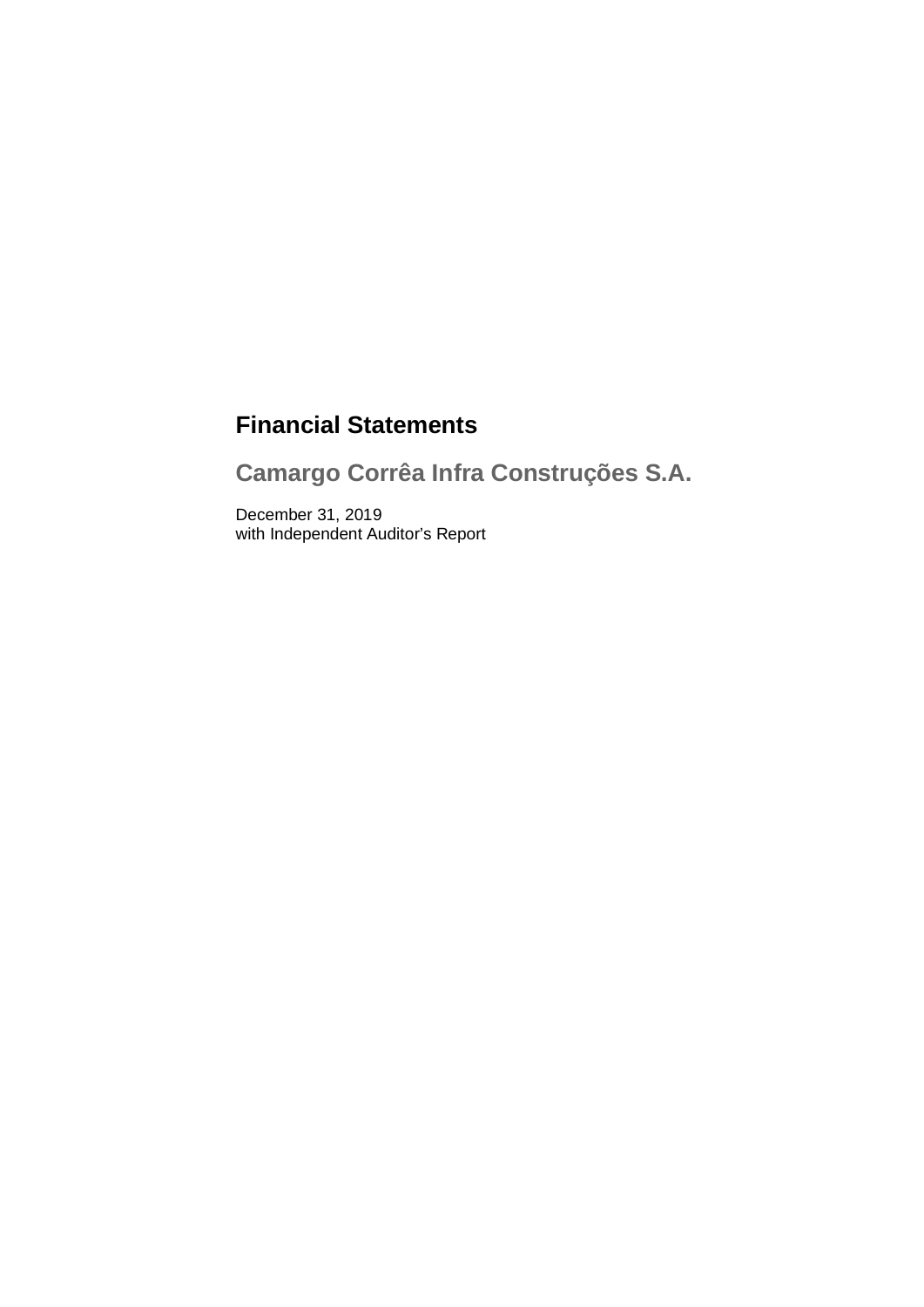# Financial Statements

## Camargo Corrêa Infra Construções S.A.

December 31, 2019
with Independent Auditor's Report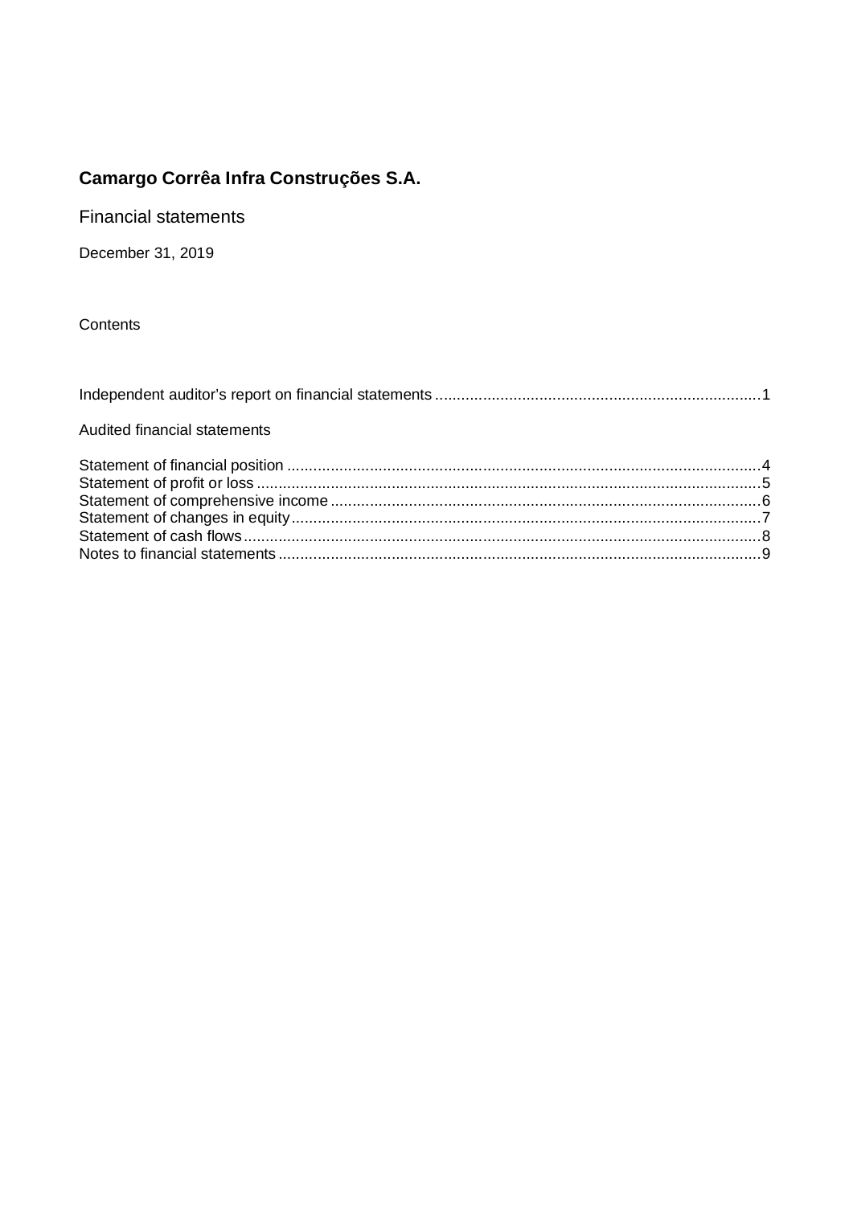# Camargo Corrêa Infra Construções S.A.

## Financial statements

December 31, 2019

Contents

Independent auditor's report on financial statements ........................................................................ 1

Audited financial statements

Statement of financial position ........................................................................................................... 4
Statement of profit or loss .................................................................................................................. 5
Statement of comprehensive income .................................................................................................. 6
Statement of changes in equity .......................................................................................................... 7
Statement of cash flows ...................................................................................................................... 8
Notes to financial statements ............................................................................................................. 9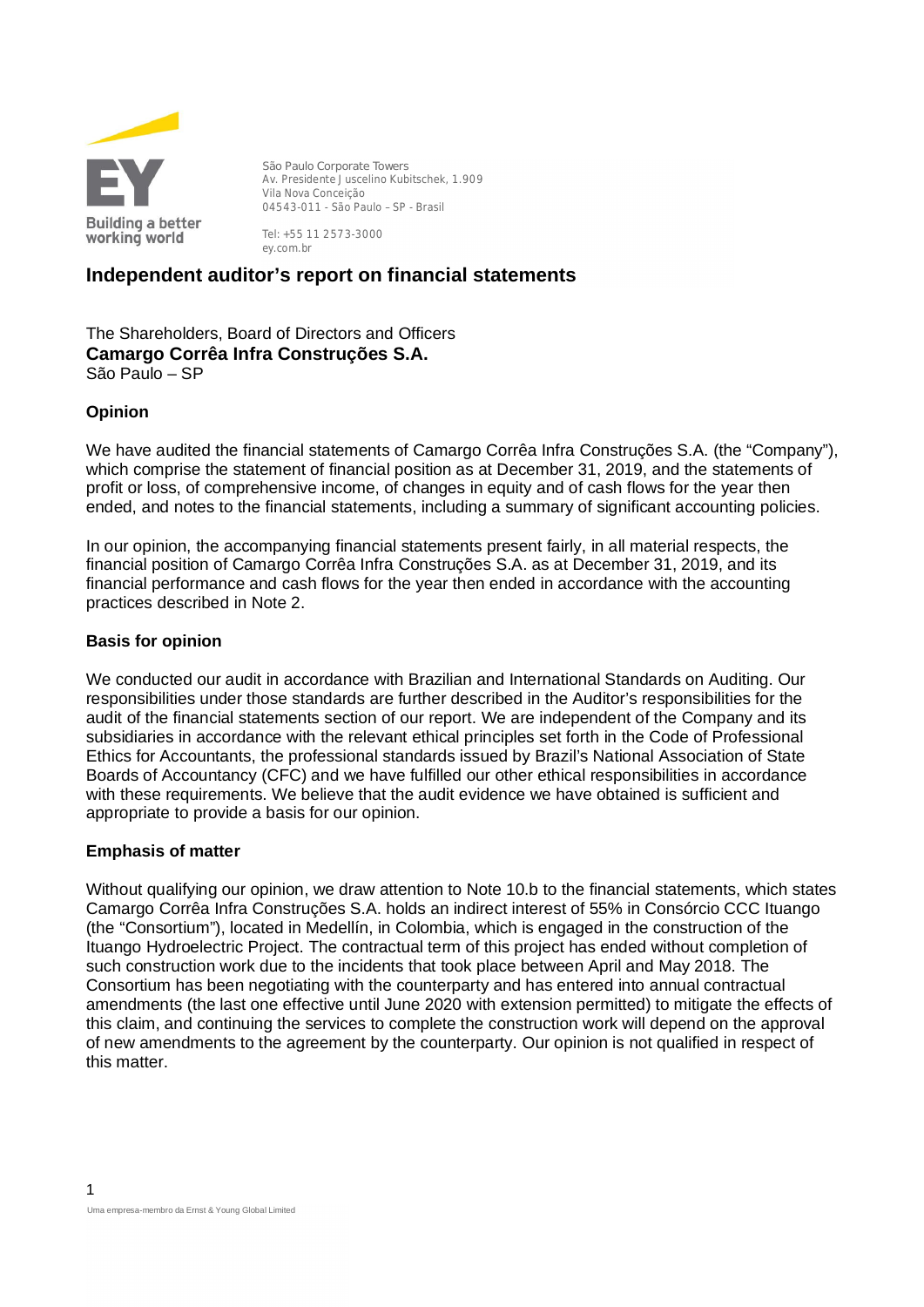São Paulo Corporate Towers
Av. Presidente Juscelino Kubitschek, 1.909
Vila Nova Conceição
04543-011 - São Paulo – SP - Brasil

Tel: +55 11 2573-3000
ey.com.br

# Independent auditor's report on financial statements

The Shareholders, Board of Directors and Officers
**Camargo Corrêa Infra Construções S.A.**
São Paulo – SP

## Opinion

We have audited the financial statements of Camargo Corrêa Infra Construções S.A. (the "Company"), which comprise the statement of financial position as at December 31, 2019, and the statements of profit or loss, of comprehensive income, of changes in equity and of cash flows for the year then ended, and notes to the financial statements, including a summary of significant accounting policies.

In our opinion, the accompanying financial statements present fairly, in all material respects, the financial position of Camargo Corrêa Infra Construções S.A. as at December 31, 2019, and its financial performance and cash flows for the year then ended in accordance with the accounting practices described in Note 2.

## Basis for opinion

We conducted our audit in accordance with Brazilian and International Standards on Auditing. Our responsibilities under those standards are further described in the Auditor's responsibilities for the audit of the financial statements section of our report. We are independent of the Company and its subsidiaries in accordance with the relevant ethical principles set forth in the Code of Professional Ethics for Accountants, the professional standards issued by Brazil's National Association of State Boards of Accountancy (CFC) and we have fulfilled our other ethical responsibilities in accordance with these requirements. We believe that the audit evidence we have obtained is sufficient and appropriate to provide a basis for our opinion.

## Emphasis of matter

Without qualifying our opinion, we draw attention to Note 10.b to the financial statements, which states Camargo Corrêa Infra Construções S.A. holds an indirect interest of 55% in Consórcio CCC Ituango (the "Consortium"), located in Medellín, in Colombia, which is engaged in the construction of the Ituango Hydroelectric Project. The contractual term of this project has ended without completion of such construction work due to the incidents that took place between April and May 2018. The Consortium has been negotiating with the counterparty and has entered into annual contractual amendments (the last one effective until June 2020 with extension permitted) to mitigate the effects of this claim, and continuing the services to complete the construction work will depend on the approval of new amendments to the agreement by the counterparty. Our opinion is not qualified in respect of this matter.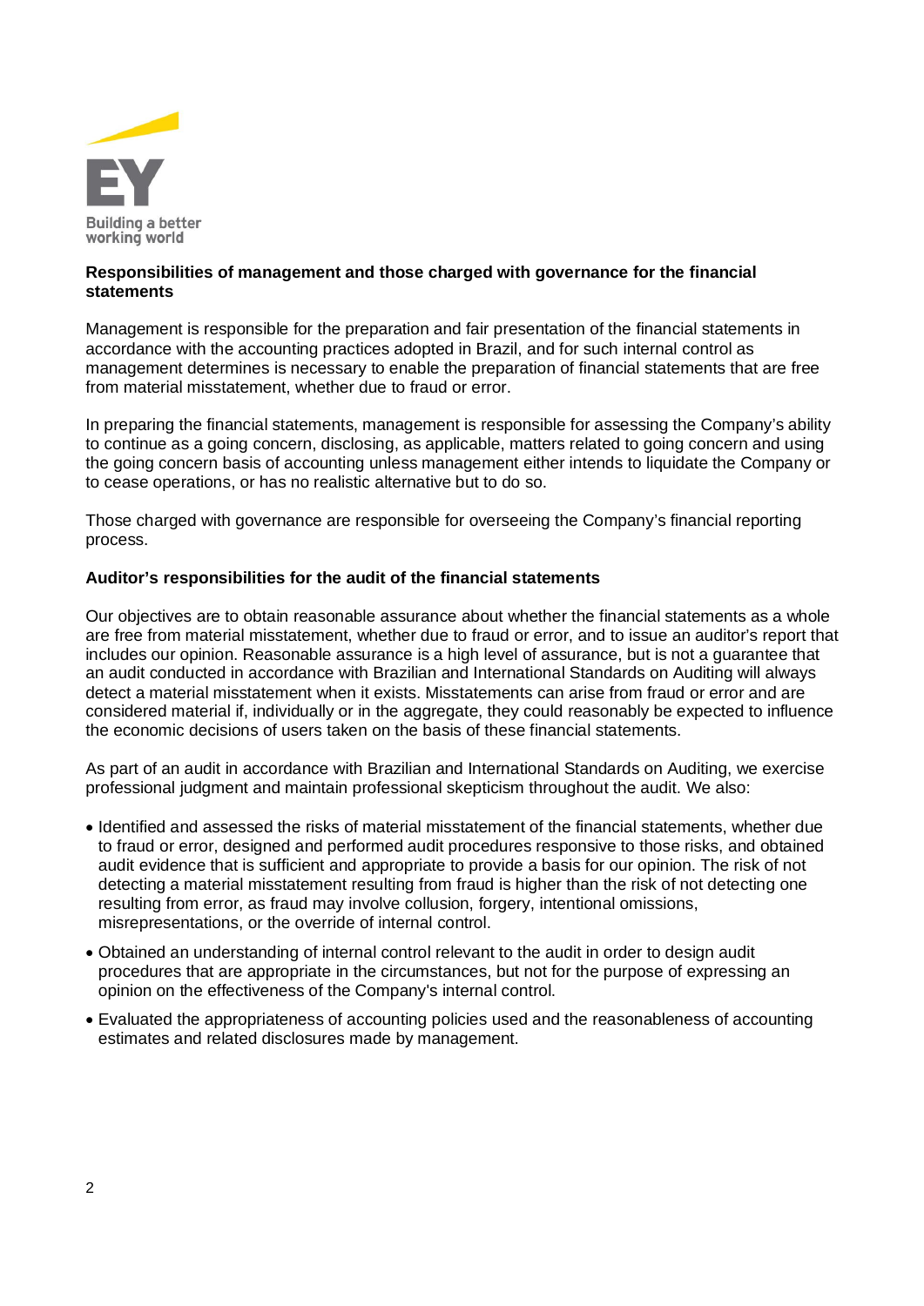**Responsibilities of management and those charged with governance for the financial statements**

Management is responsible for the preparation and fair presentation of the financial statements in accordance with the accounting practices adopted in Brazil, and for such internal control as management determines is necessary to enable the preparation of financial statements that are free from material misstatement, whether due to fraud or error.

In preparing the financial statements, management is responsible for assessing the Company's ability to continue as a going concern, disclosing, as applicable, matters related to going concern and using the going concern basis of accounting unless management either intends to liquidate the Company or to cease operations, or has no realistic alternative but to do so.

Those charged with governance are responsible for overseeing the Company's financial reporting process.

**Auditor's responsibilities for the audit of the financial statements**

Our objectives are to obtain reasonable assurance about whether the financial statements as a whole are free from material misstatement, whether due to fraud or error, and to issue an auditor's report that includes our opinion. Reasonable assurance is a high level of assurance, but is not a guarantee that an audit conducted in accordance with Brazilian and International Standards on Auditing will always detect a material misstatement when it exists. Misstatements can arise from fraud or error and are considered material if, individually or in the aggregate, they could reasonably be expected to influence the economic decisions of users taken on the basis of these financial statements.

As part of an audit in accordance with Brazilian and International Standards on Auditing, we exercise professional judgment and maintain professional skepticism throughout the audit. We also:

- Identified and assessed the risks of material misstatement of the financial statements, whether due to fraud or error, designed and performed audit procedures responsive to those risks, and obtained audit evidence that is sufficient and appropriate to provide a basis for our opinion. The risk of not detecting a material misstatement resulting from fraud is higher than the risk of not detecting one resulting from error, as fraud may involve collusion, forgery, intentional omissions, misrepresentations, or the override of internal control.
- Obtained an understanding of internal control relevant to the audit in order to design audit procedures that are appropriate in the circumstances, but not for the purpose of expressing an opinion on the effectiveness of the Company's internal control.
- Evaluated the appropriateness of accounting policies used and the reasonableness of accounting estimates and related disclosures made by management.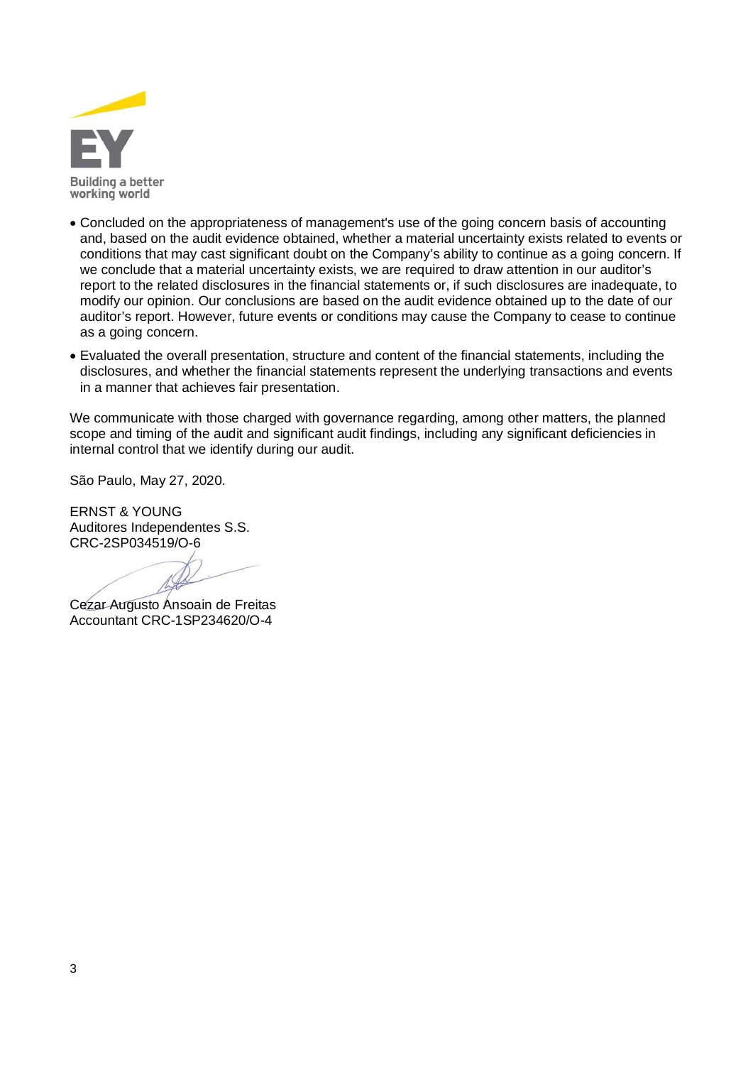- Concluded on the appropriateness of management's use of the going concern basis of accounting and, based on the audit evidence obtained, whether a material uncertainty exists related to events or conditions that may cast significant doubt on the Company's ability to continue as a going concern. If we conclude that a material uncertainty exists, we are required to draw attention in our auditor's report to the related disclosures in the financial statements or, if such disclosures are inadequate, to modify our opinion. Our conclusions are based on the audit evidence obtained up to the date of our auditor's report. However, future events or conditions may cause the Company to cease to continue as a going concern.
- Evaluated the overall presentation, structure and content of the financial statements, including the disclosures, and whether the financial statements represent the underlying transactions and events in a manner that achieves fair presentation.

We communicate with those charged with governance regarding, among other matters, the planned scope and timing of the audit and significant audit findings, including any significant deficiencies in internal control that we identify during our audit.

São Paulo, May 27, 2020.

ERNST & YOUNG
Auditores Independentes S.S.
CRC-2SP034519/O-6

Cezar Augusto Ansoain de Freitas
Accountant CRC-1SP234620/O-4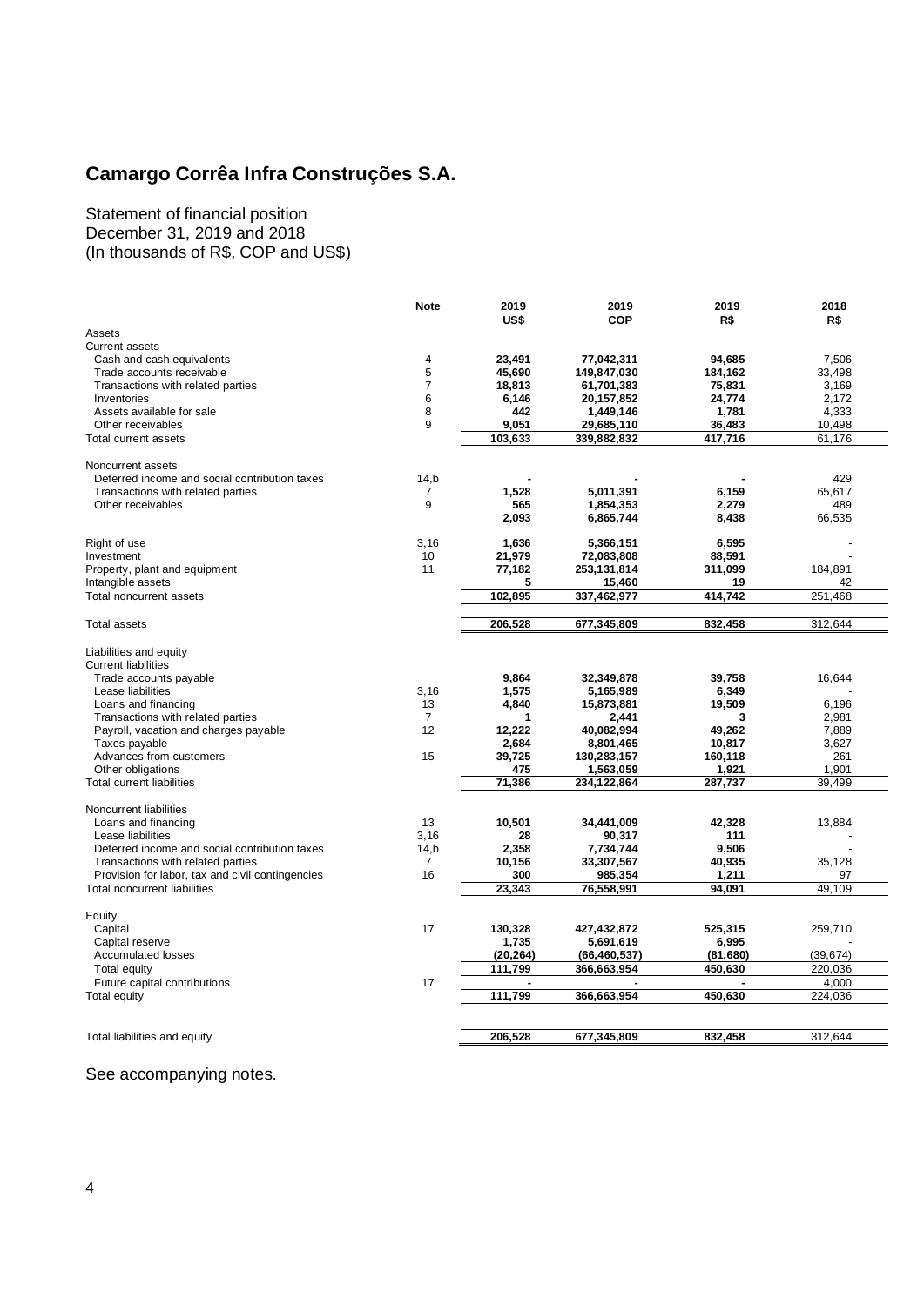# Camargo Corrêa Infra Construções S.A.

Statement of financial position
December 31, 2019 and 2018
(In thousands of R$, COP and US$)

| | Note | 2019 | 2019 | 2019 | 2018 |
|---|---|---|---|---|---|
| | | US$ | COP | R$ | R$ |
| Assets | | | | | |
| Current assets | | | | | |
| Cash and cash equivalents | 4 | **23,491** | **77,042,311** | **94,685** | 7,506 |
| Trade accounts receivable | 5 | **45,690** | **149,847,030** | **184,162** | 33,498 |
| Transactions with related parties | 7 | **18,813** | **61,701,383** | **75,831** | 3,169 |
| Inventories | 6 | **6,146** | **20,157,852** | **24,774** | 2,172 |
| Assets available for sale | 8 | **442** | **1,449,146** | **1,781** | 4,333 |
| Other receivables | 9 | **9,051** | **29,685,110** | **36,483** | 10,498 |
| Total current assets | | **103,633** | **339,882,832** | **417,716** | 61,176 |
| | | | | | |
| Noncurrent assets | | | | | |
| Deferred income and social contribution taxes | 14,b | **-** | **-** | **-** | 429 |
| Transactions with related parties | 7 | **1,528** | **5,011,391** | **6,159** | 65,617 |
| Other receivables | 9 | **565** | **1,854,353** | **2,279** | 489 |
| | | **2,093** | **6,865,744** | **8,438** | 66,535 |
| | | | | | |
| Right of use | 3,16 | **1,636** | **5,366,151** | **6,595** | - |
| Investment | 10 | **21,979** | **72,083,808** | **88,591** | - |
| Property, plant and equipment | 11 | **77,182** | **253,131,814** | **311,099** | 184,891 |
| Intangible assets | | **5** | **15,460** | **19** | 42 |
| Total noncurrent assets | | **102,895** | **337,462,977** | **414,742** | 251,468 |
| | | | | | |
| Total assets | | **206,528** | **677,345,809** | **832,458** | 312,644 |
| | | | | | |
| Liabilities and equity | | | | | |
| Current liabilities | | | | | |
| Trade accounts payable | | **9,864** | **32,349,878** | **39,758** | 16,644 |
| Lease liabilities | 3,16 | **1,575** | **5,165,989** | **6,349** | - |
| Loans and financing | 13 | **4,840** | **15,873,881** | **19,509** | 6,196 |
| Transactions with related parties | 7 | **1** | **2,441** | **3** | 2,981 |
| Payroll, vacation and charges payable | 12 | **12,222** | **40,082,994** | **49,262** | 7,889 |
| Taxes payable | | **2,684** | **8,801,465** | **10,817** | 3,627 |
| Advances from customers | 15 | **39,725** | **130,283,157** | **160,118** | 261 |
| Other obligations | | **475** | **1,563,059** | **1,921** | 1,901 |
| Total current liabilities | | **71,386** | **234,122,864** | **287,737** | 39,499 |
| | | | | | |
| Noncurrent liabilities | | | | | |
| Loans and financing | 13 | **10,501** | **34,441,009** | **42,328** | 13,884 |
| Lease liabilities | 3,16 | **28** | **90,317** | **111** | - |
| Deferred income and social contribution taxes | 14,b | **2,358** | **7,734,744** | **9,506** | - |
| Transactions with related parties | 7 | **10,156** | **33,307,567** | **40,935** | 35,128 |
| Provision for labor, tax and civil contingencies | 16 | **300** | **985,354** | **1,211** | 97 |
| Total noncurrent liabilities | | **23,343** | **76,558,991** | **94,091** | 49,109 |
| | | | | | |
| Equity | | | | | |
| Capital | 17 | **130,328** | **427,432,872** | **525,315** | 259,710 |
| Capital reserve | | **1,735** | **5,691,619** | **6,995** | - |
| Accumulated losses | | **(20,264)** | **(66,460,537)** | **(81,680)** | (39,674) |
| Total equity | | **111,799** | **366,663,954** | **450,630** | 220,036 |
| Future capital contributions | 17 | **-** | **-** | **-** | 4,000 |
| Total equity | | **111,799** | **366,663,954** | **450,630** | 224,036 |
| | | | | | |
| Total liabilities and equity | | **206,528** | **677,345,809** | **832,458** | 312,644 |

See accompanying notes.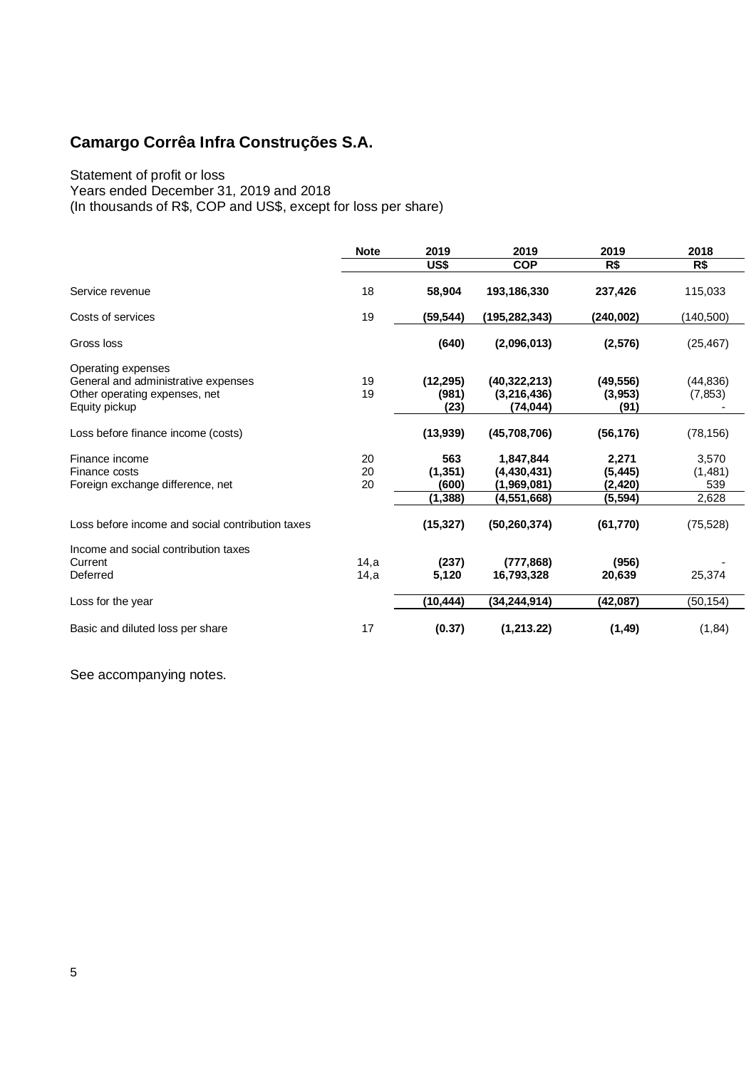## Camargo Corrêa Infra Construções S.A.

Statement of profit or loss
Years ended December 31, 2019 and 2018
(In thousands of R$, COP and US$, except for loss per share)

| | Note | 2019 | 2019 | 2019 | 2018 |
|---|---|---|---|---|---|
| | | US$ | COP | R$ | R$ |
| Service revenue | 18 | **58,904** | **193,186,330** | **237,426** | 115,033 |
| Costs of services | 19 | **(59,544)** | **(195,282,343)** | **(240,002)** | (140,500) |
| Gross loss | | **(640)** | **(2,096,013)** | **(2,576)** | (25,467) |
| Operating expenses | | | | | |
| General and administrative expenses | 19 | **(12,295)** | **(40,322,213)** | **(49,556)** | (44,836) |
| Other operating expenses, net | 19 | **(981)** | **(3,216,436)** | **(3,953)** | (7,853) |
| Equity pickup | | **(23)** | **(74,044)** | **(91)** | - |
| Loss before finance income (costs) | | **(13,939)** | **(45,708,706)** | **(56,176)** | (78,156) |
| Finance income | 20 | **563** | **1,847,844** | **2,271** | 3,570 |
| Finance costs | 20 | **(1,351)** | **(4,430,431)** | **(5,445)** | (1,481) |
| Foreign exchange difference, net | 20 | **(600)** | **(1,969,081)** | **(2,420)** | 539 |
| | | **(1,388)** | **(4,551,668)** | **(5,594)** | 2,628 |
| Loss before income and social contribution taxes | | **(15,327)** | **(50,260,374)** | **(61,770)** | (75,528) |
| Income and social contribution taxes | | | | | |
| Current | 14,a | **(237)** | **(777,868)** | **(956)** | - |
| Deferred | 14,a | **5,120** | **16,793,328** | **20,639** | 25,374 |
| Loss for the year | | **(10,444)** | **(34,244,914)** | **(42,087)** | (50,154) |
| Basic and diluted loss per share | 17 | **(0.37)** | **(1,213.22)** | **(1,49)** | (1,84) |

See accompanying notes.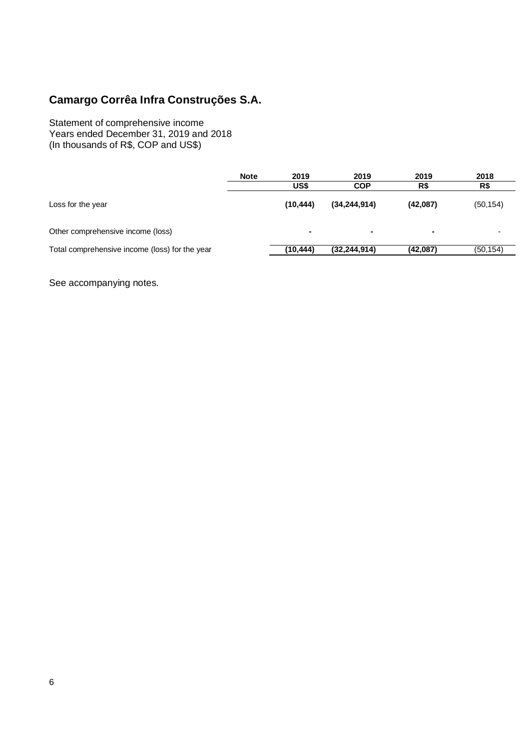# Camargo Corrêa Infra Construções S.A.

Statement of comprehensive income
Years ended December 31, 2019 and 2018
(In thousands of R$, COP and US$)

| | Note | 2019<br>US$ | 2019<br>COP | 2019<br>R$ | 2018<br>R$ |
|---|---|---|---|---|---|
| Loss for the year | | **(10,444)** | **(34,244,914)** | **(42,087)** | (50,154) |
| Other comprehensive income (loss) | | **-** | **-** | **-** | - |
| Total comprehensive income (loss) for the year | | **(10,444)** | **(32,244,914)** | **(42,087)** | (50,154) |

See accompanying notes.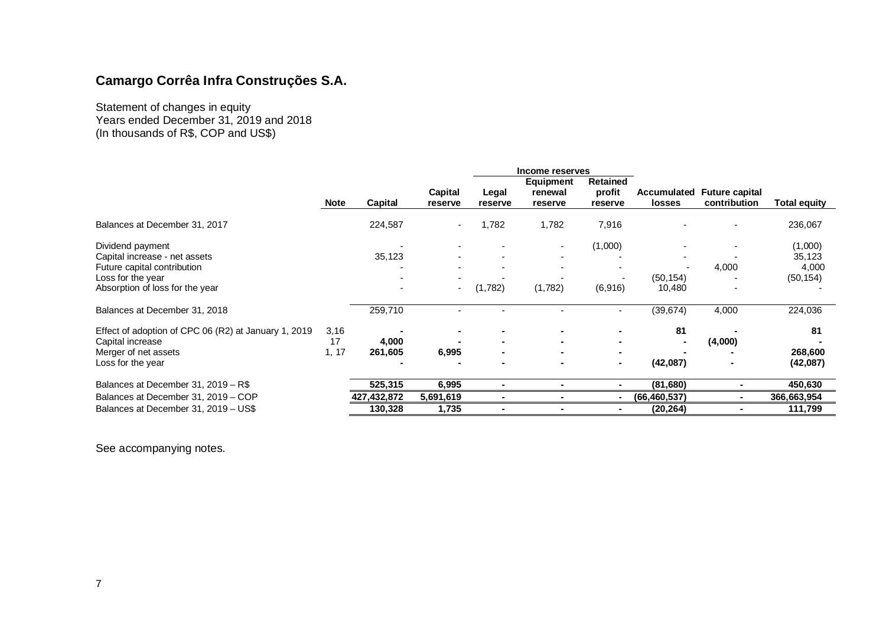## Camargo Corrêa Infra Construções S.A.

Statement of changes in equity
Years ended December 31, 2019 and 2018
(In thousands of R$, COP and US$)

| | | | | Income reserves | | | | | |
|---|---|---|---|---|---|---|---|---|---|
| | Note | Capital | Capital reserve | Legal reserve | Equipment renewal reserve | Retained profit reserve | Accumulated losses | Future capital contribution | Total equity |
| Balances at December 31, 2017 | | 224,587 | - | 1,782 | 1,782 | 7,916 | - | - | 236,067 |
| Dividend payment | | - | - | - | - | (1,000) | - | - | (1,000) |
| Capital increase - net assets | | 35,123 | - | - | - | - | - | - | 35,123 |
| Future capital contribution | | - | - | - | - | - | - | 4,000 | 4,000 |
| Loss for the year | | - | - | - | - | - | (50,154) | - | (50,154) |
| Absorption of loss for the year | | - | - | (1,782) | (1,782) | (6,916) | 10,480 | - | - |
| Balances at December 31, 2018 | | 259,710 | - | - | - | - | (39,674) | 4,000 | 224,036 |
| Effect of adoption of CPC 06 (R2) at January 1, 2019 | 3,16 | **-** | **-** | **-** | **-** | **-** | **81** | **-** | **81** |
| Capital increase | 17 | **4,000** | **-** | **-** | **-** | **-** | **-** | **(4,000)** | **-** |
| Merger of net assets | 1, 17 | **261,605** | **6,995** | **-** | **-** | **-** | **-** | **-** | **268,600** |
| Loss for the year | | **-** | **-** | **-** | **-** | **-** | **(42,087)** | **-** | **(42,087)** |
| Balances at December 31, 2019 – R$ | | **525,315** | **6,995** | **-** | **-** | **-** | **(81,680)** | **-** | **450,630** |
| Balances at December 31, 2019 – COP | | **427,432,872** | **5,691,619** | **-** | **-** | **-** | **(66,460,537)** | **-** | **366,663,954** |
| Balances at December 31, 2019 – US$ | | **130,328** | **1,735** | **-** | **-** | **-** | **(20,264)** | **-** | **111,799** |

See accompanying notes.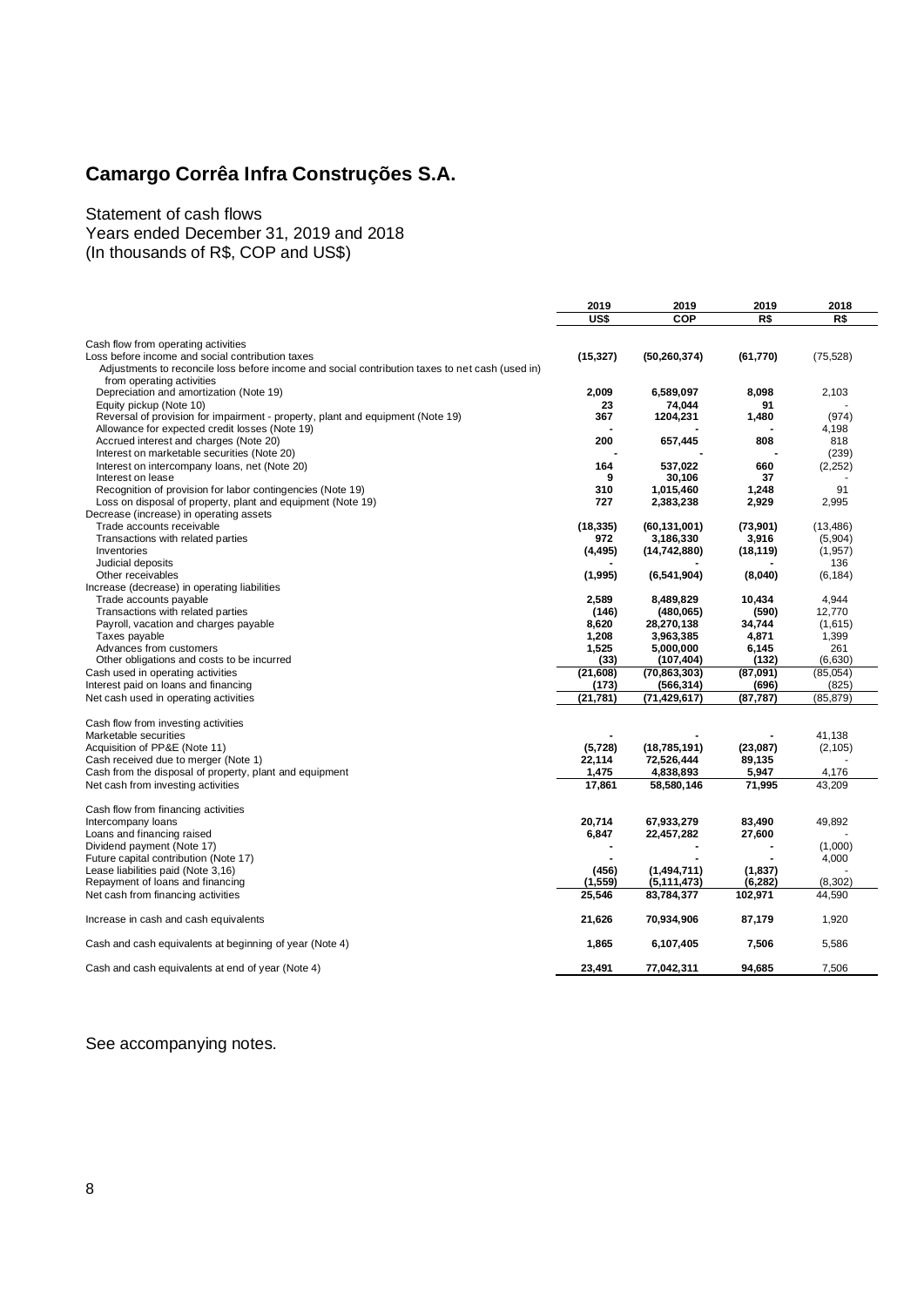# Camargo Corrêa Infra Construções S.A.

Statement of cash flows
Years ended December 31, 2019 and 2018
(In thousands of R$, COP and US$)

| | 2019 | 2019 | 2019 | 2018 |
|---|---|---|---|---|
| | US$ | COP | R$ | R$ |
| Cash flow from operating activities | | | | |
| Loss before income and social contribution taxes | (15,327) | (50,260,374) | (61,770) | (75,528) |
| Adjustments to reconcile loss before income and social contribution taxes to net cash (used in) from operating activities | | | | |
| Depreciation and amortization (Note 19) | 2,009 | 6,589,097 | 8,098 | 2,103 |
| Equity pickup (Note 10) | 23 | 74,044 | 91 | - |
| Reversal of provision for impairment - property, plant and equipment (Note 19) | 367 | 1204,231 | 1,480 | (974) |
| Allowance for expected credit losses (Note 19) | - | - | - | 4,198 |
| Accrued interest and charges (Note 20) | 200 | 657,445 | 808 | 818 |
| Interest on marketable securities (Note 20) | - | - | - | (239) |
| Interest on intercompany loans, net (Note 20) | 164 | 537,022 | 660 | (2,252) |
| Interest on lease | 9 | 30,106 | 37 | - |
| Recognition of provision for labor contingencies (Note 19) | 310 | 1,015,460 | 1,248 | 91 |
| Loss on disposal of property, plant and equipment (Note 19) | 727 | 2,383,238 | 2,929 | 2,995 |
| Decrease (increase) in operating assets | | | | |
| Trade accounts receivable | (18,335) | (60,131,001) | (73,901) | (13,486) |
| Transactions with related parties | 972 | 3,186,330 | 3,916 | (5,904) |
| Inventories | (4,495) | (14,742,880) | (18,119) | (1,957) |
| Judicial deposits | - | - | - | 136 |
| Other receivables | (1,995) | (6,541,904) | (8,040) | (6,184) |
| Increase (decrease) in operating liabilities | | | | |
| Trade accounts payable | 2,589 | 8,489,829 | 10,434 | 4,944 |
| Transactions with related parties | (146) | (480,065) | (590) | 12,770 |
| Payroll, vacation and charges payable | 8,620 | 28,270,138 | 34,744 | (1,615) |
| Taxes payable | 1,208 | 3,963,385 | 4,871 | 1,399 |
| Advances from customers | 1,525 | 5,000,000 | 6,145 | 261 |
| Other obligations and costs to be incurred | (33) | (107,404) | (132) | (6,630) |
| Cash used in operating activities | (21,608) | (70,863,303) | (87,091) | (85,054) |
| Interest paid on loans and financing | (173) | (566,314) | (696) | (825) |
| Net cash used in operating activities | (21,781) | (71,429,617) | (87,787) | (85,879) |
| | | | | |
| Cash flow from investing activities | | | | |
| Marketable securities | - | - | - | 41,138 |
| Acquisition of PP&E (Note 11) | (5,728) | (18,785,191) | (23,087) | (2,105) |
| Cash received due to merger (Note 1) | 22,114 | 72,526,444 | 89,135 | - |
| Cash from the disposal of property, plant and equipment | 1,475 | 4,838,893 | 5,947 | 4,176 |
| Net cash from investing activities | 17,861 | 58,580,146 | 71,995 | 43,209 |
| | | | | |
| Cash flow from financing activities | | | | |
| Intercompany loans | 20,714 | 67,933,279 | 83,490 | 49,892 |
| Loans and financing raised | 6,847 | 22,457,282 | 27,600 | - |
| Dividend payment (Note 17) | - | - | - | (1,000) |
| Future capital contribution (Note 17) | - | - | - | 4,000 |
| Lease liabilities paid (Note 3,16) | (456) | (1,494,711) | (1,837) | - |
| Repayment of loans and financing | (1,559) | (5,111,473) | (6,282) | (8,302) |
| Net cash from financing activities | 25,546 | 83,784,377 | 102,971 | 44,590 |
| | | | | |
| Increase in cash and cash equivalents | 21,626 | 70,934,906 | 87,179 | 1,920 |
| | | | | |
| Cash and cash equivalents at beginning of year (Note 4) | 1,865 | 6,107,405 | 7,506 | 5,586 |
| | | | | |
| Cash and cash equivalents at end of year (Note 4) | 23,491 | 77,042,311 | 94,685 | 7,506 |

See accompanying notes.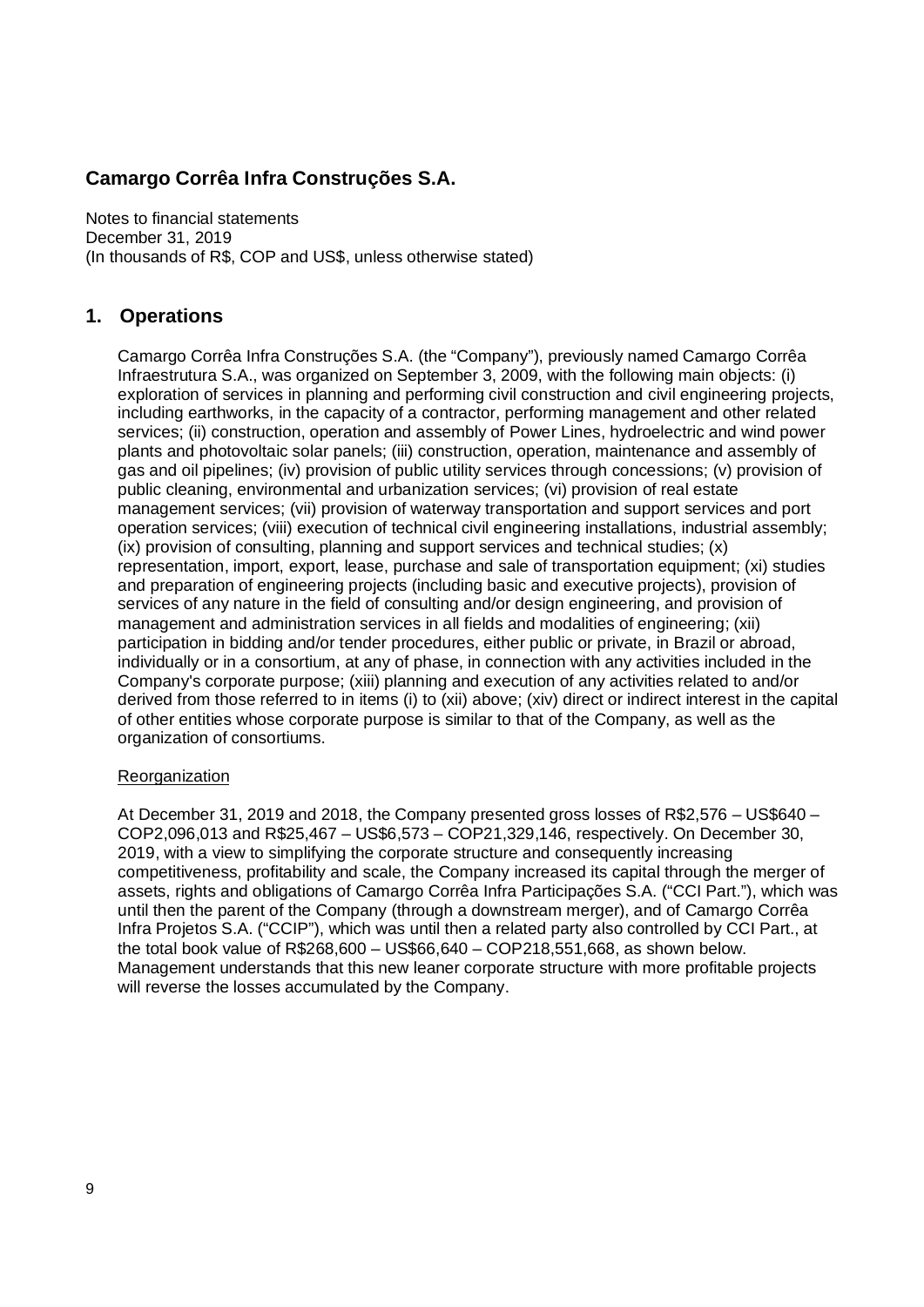## Camargo Corrêa Infra Construções S.A.

Notes to financial statements
December 31, 2019
(In thousands of R$, COP and US$, unless otherwise stated)

## 1. Operations

Camargo Corrêa Infra Construções S.A. (the "Company"), previously named Camargo Corrêa Infraestrutura S.A., was organized on September 3, 2009, with the following main objects: (i) exploration of services in planning and performing civil construction and civil engineering projects, including earthworks, in the capacity of a contractor, performing management and other related services; (ii) construction, operation and assembly of Power Lines, hydroelectric and wind power plants and photovoltaic solar panels; (iii) construction, operation, maintenance and assembly of gas and oil pipelines; (iv) provision of public utility services through concessions; (v) provision of public cleaning, environmental and urbanization services; (vi) provision of real estate management services; (vii) provision of waterway transportation and support services and port operation services; (viii) execution of technical civil engineering installations, industrial assembly; (ix) provision of consulting, planning and support services and technical studies; (x) representation, import, export, lease, purchase and sale of transportation equipment; (xi) studies and preparation of engineering projects (including basic and executive projects), provision of services of any nature in the field of consulting and/or design engineering, and provision of management and administration services in all fields and modalities of engineering; (xii) participation in bidding and/or tender procedures, either public or private, in Brazil or abroad, individually or in a consortium, at any of phase, in connection with any activities included in the Company's corporate purpose; (xiii) planning and execution of any activities related to and/or derived from those referred to in items (i) to (xii) above; (xiv) direct or indirect interest in the capital of other entities whose corporate purpose is similar to that of the Company, as well as the organization of consortiums.

Reorganization

At December 31, 2019 and 2018, the Company presented gross losses of R$2,576 – US$640 – COP2,096,013 and R$25,467 – US$6,573 – COP21,329,146, respectively. On December 30, 2019, with a view to simplifying the corporate structure and consequently increasing competitiveness, profitability and scale, the Company increased its capital through the merger of assets, rights and obligations of Camargo Corrêa Infra Participações S.A. ("CCI Part."), which was until then the parent of the Company (through a downstream merger), and of Camargo Corrêa Infra Projetos S.A. ("CCIP"), which was until then a related party also controlled by CCI Part., at the total book value of R$268,600 – US$66,640 – COP218,551,668, as shown below. Management understands that this new leaner corporate structure with more profitable projects will reverse the losses accumulated by the Company.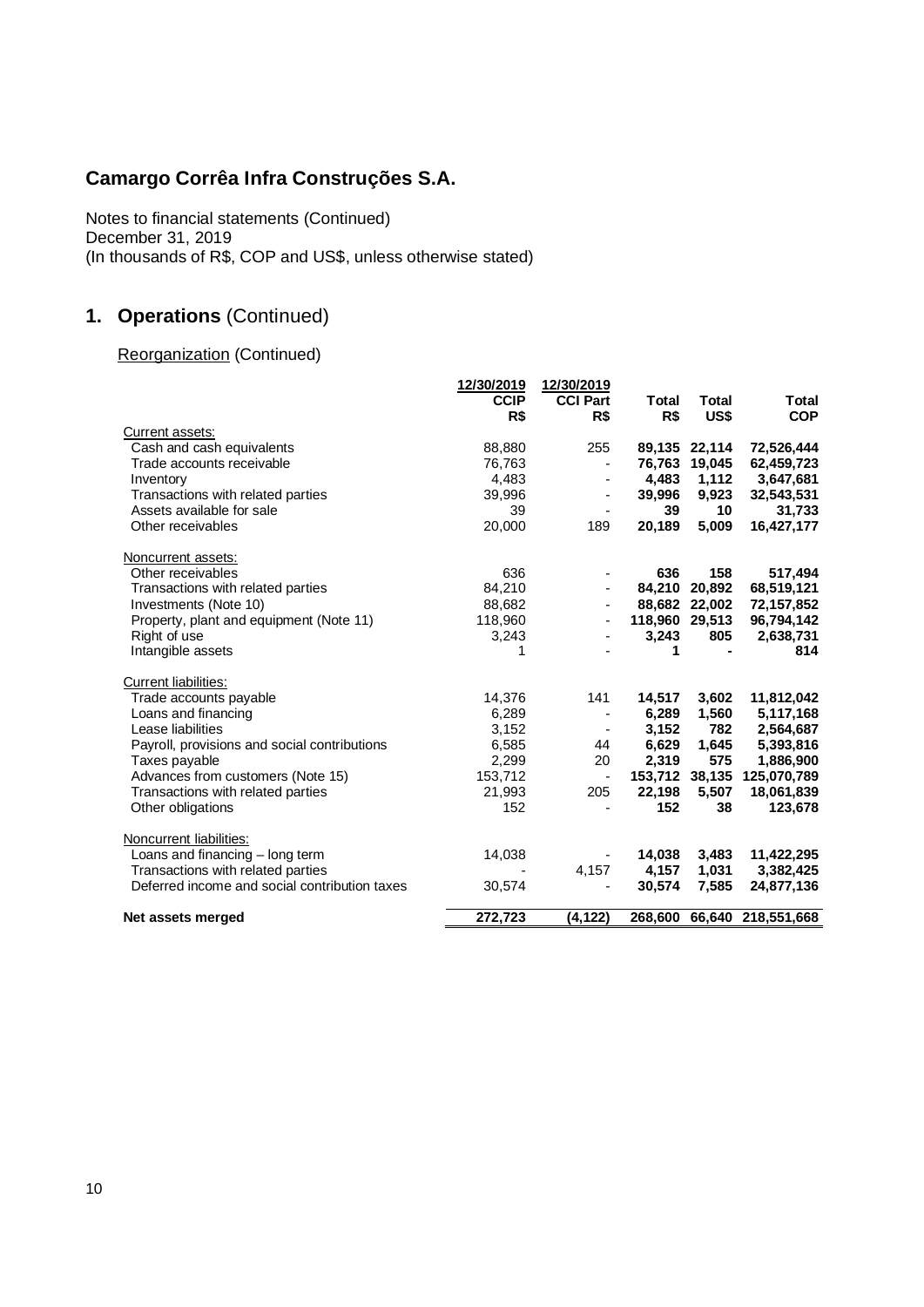## Camargo Corrêa Infra Construções S.A.

Notes to financial statements (Continued)
December 31, 2019
(In thousands of R$, COP and US$, unless otherwise stated)

## 1. Operations (Continued)

Reorganization (Continued)

| | 12/30/2019 CCIP R$ | 12/30/2019 CCI Part R$ | Total R$ | Total US$ | Total COP |
|---|---|---|---|---|---|
| Current assets: | | | | | |
| Cash and cash equivalents | 88,880 | 255 | **89,135** | **22,114** | **72,526,444** |
| Trade accounts receivable | 76,763 | - | **76,763** | **19,045** | **62,459,723** |
| Inventory | 4,483 | - | **4,483** | **1,112** | **3,647,681** |
| Transactions with related parties | 39,996 | - | **39,996** | **9,923** | **32,543,531** |
| Assets available for sale | 39 | - | **39** | **10** | **31,733** |
| Other receivables | 20,000 | 189 | **20,189** | **5,009** | **16,427,177** |
| Noncurrent assets: | | | | | |
| Other receivables | 636 | - | **636** | **158** | **517,494** |
| Transactions with related parties | 84,210 | - | **84,210** | **20,892** | **68,519,121** |
| Investments (Note 10) | 88,682 | - | **88,682** | **22,002** | **72,157,852** |
| Property, plant and equipment (Note 11) | 118,960 | - | **118,960** | **29,513** | **96,794,142** |
| Right of use | 3,243 | - | **3,243** | **805** | **2,638,731** |
| Intangible assets | 1 | - | **1** | **-** | **814** |
| Current liabilities: | | | | | |
| Trade accounts payable | 14,376 | 141 | **14,517** | **3,602** | **11,812,042** |
| Loans and financing | 6,289 | - | **6,289** | **1,560** | **5,117,168** |
| Lease liabilities | 3,152 | - | **3,152** | **782** | **2,564,687** |
| Payroll, provisions and social contributions | 6,585 | 44 | **6,629** | **1,645** | **5,393,816** |
| Taxes payable | 2,299 | 20 | **2,319** | **575** | **1,886,900** |
| Advances from customers (Note 15) | 153,712 | - | **153,712** | **38,135** | **125,070,789** |
| Transactions with related parties | 21,993 | 205 | **22,198** | **5,507** | **18,061,839** |
| Other obligations | 152 | - | **152** | **38** | **123,678** |
| Noncurrent liabilities: | | | | | |
| Loans and financing – long term | 14,038 | - | **14,038** | **3,483** | **11,422,295** |
| Transactions with related parties | - | 4,157 | **4,157** | **1,031** | **3,382,425** |
| Deferred income and social contribution taxes | 30,574 | - | **30,574** | **7,585** | **24,877,136** |
| **Net assets merged** | **272,723** | **(4,122)** | **268,600** | **66,640** | **218,551,668** |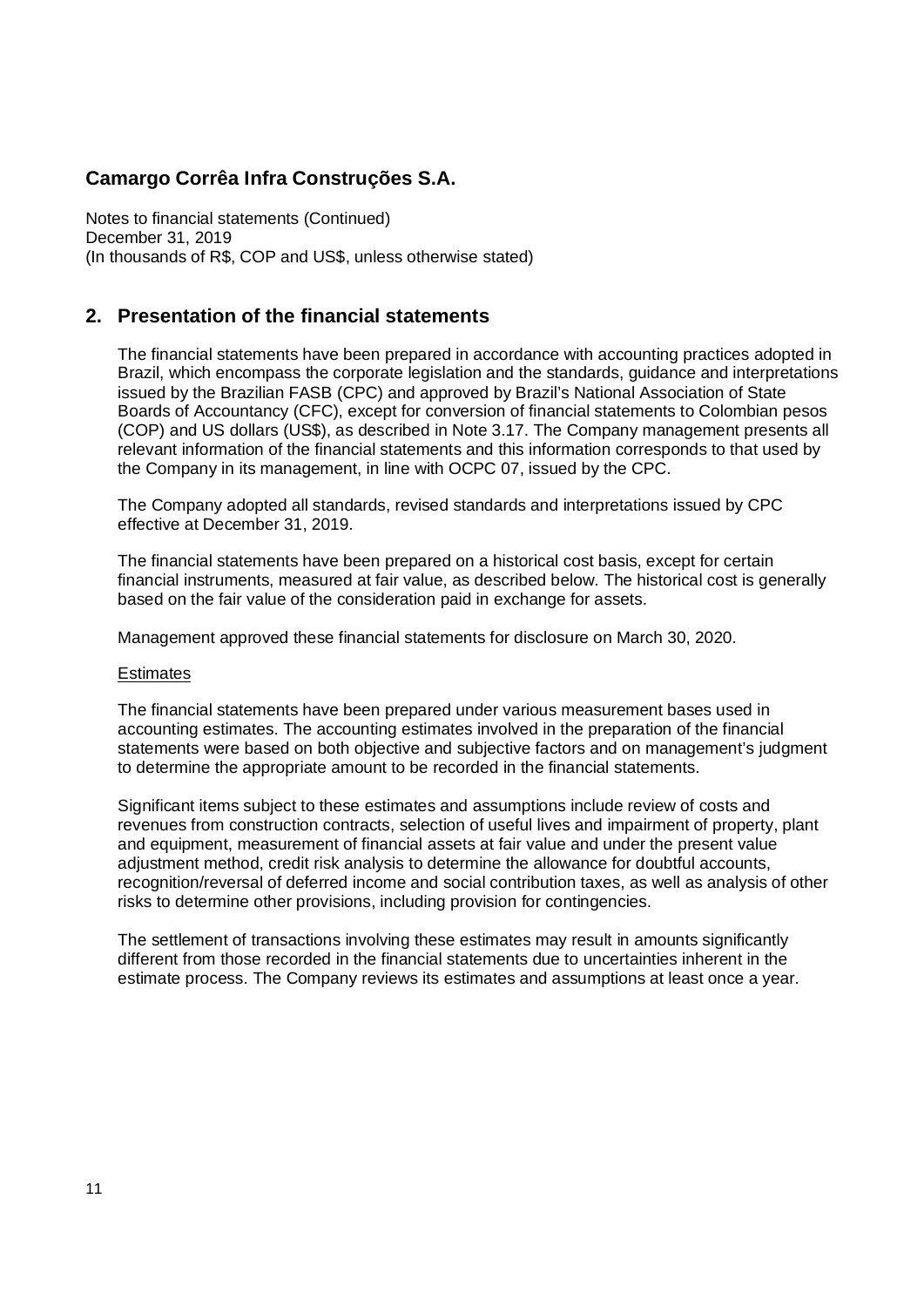## 2. Presentation of the financial statements

The financial statements have been prepared in accordance with accounting practices adopted in Brazil, which encompass the corporate legislation and the standards, guidance and interpretations issued by the Brazilian FASB (CPC) and approved by Brazil's National Association of State Boards of Accountancy (CFC), except for conversion of financial statements to Colombian pesos (COP) and US dollars (US$), as described in Note 3.17. The Company management presents all relevant information of the financial statements and this information corresponds to that used by the Company in its management, in line with OCPC 07, issued by the CPC.

The Company adopted all standards, revised standards and interpretations issued by CPC effective at December 31, 2019.

The financial statements have been prepared on a historical cost basis, except for certain financial instruments, measured at fair value, as described below. The historical cost is generally based on the fair value of the consideration paid in exchange for assets.

Management approved these financial statements for disclosure on March 30, 2020.

Estimates

The financial statements have been prepared under various measurement bases used in accounting estimates. The accounting estimates involved in the preparation of the financial statements were based on both objective and subjective factors and on management's judgment to determine the appropriate amount to be recorded in the financial statements.

Significant items subject to these estimates and assumptions include review of costs and revenues from construction contracts, selection of useful lives and impairment of property, plant and equipment, measurement of financial assets at fair value and under the present value adjustment method, credit risk analysis to determine the allowance for doubtful accounts, recognition/reversal of deferred income and social contribution taxes, as well as analysis of other risks to determine other provisions, including provision for contingencies.

The settlement of transactions involving these estimates may result in amounts significantly different from those recorded in the financial statements due to uncertainties inherent in the estimate process. The Company reviews its estimates and assumptions at least once a year.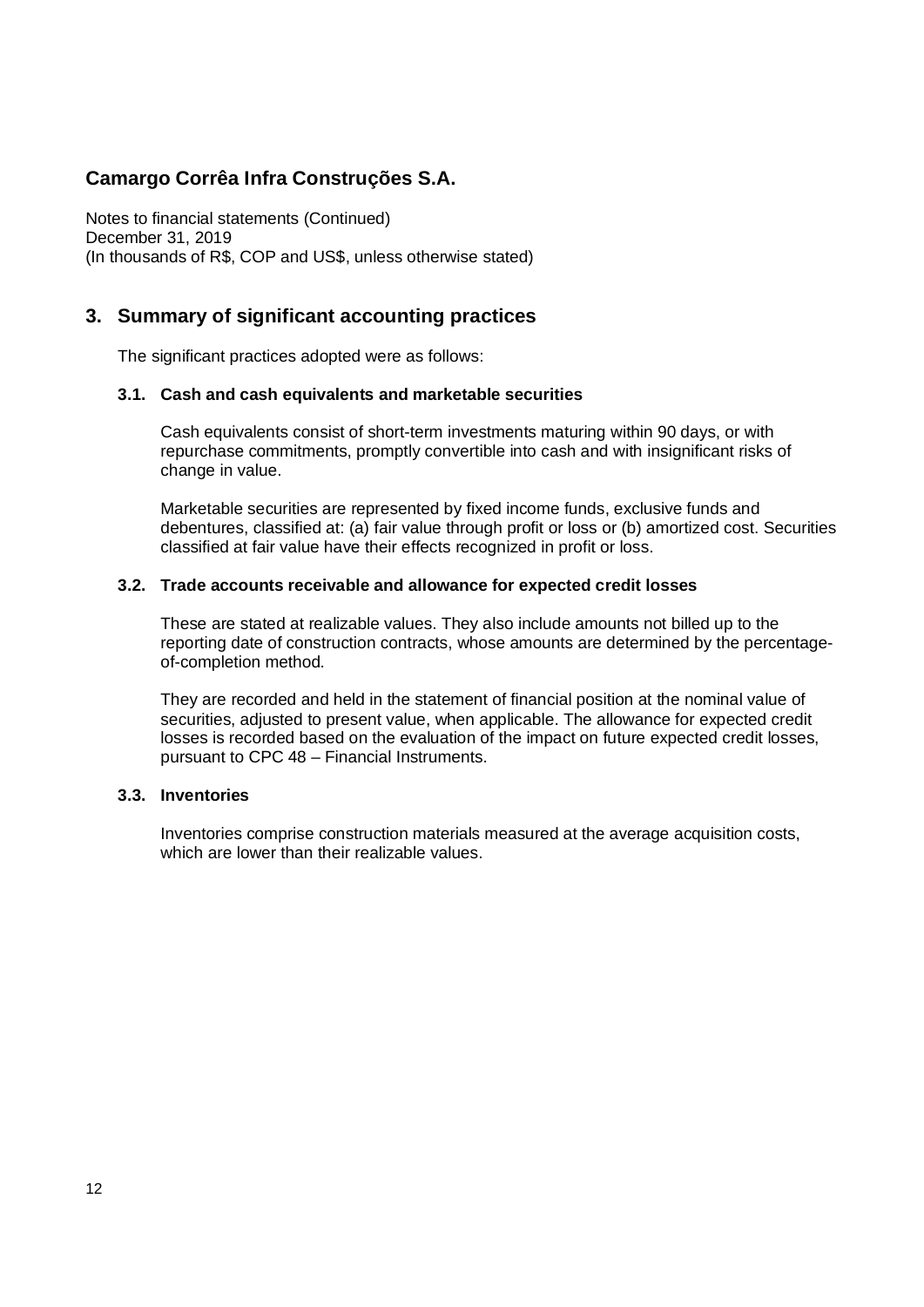## 3. Summary of significant accounting practices

The significant practices adopted were as follows:

### 3.1. Cash and cash equivalents and marketable securities

Cash equivalents consist of short-term investments maturing within 90 days, or with repurchase commitments, promptly convertible into cash and with insignificant risks of change in value.

Marketable securities are represented by fixed income funds, exclusive funds and debentures, classified at: (a) fair value through profit or loss or (b) amortized cost. Securities classified at fair value have their effects recognized in profit or loss.

### 3.2. Trade accounts receivable and allowance for expected credit losses

These are stated at realizable values. They also include amounts not billed up to the reporting date of construction contracts, whose amounts are determined by the percentage-of-completion method.

They are recorded and held in the statement of financial position at the nominal value of securities, adjusted to present value, when applicable. The allowance for expected credit losses is recorded based on the evaluation of the impact on future expected credit losses, pursuant to CPC 48 – Financial Instruments.

### 3.3. Inventories

Inventories comprise construction materials measured at the average acquisition costs, which are lower than their realizable values.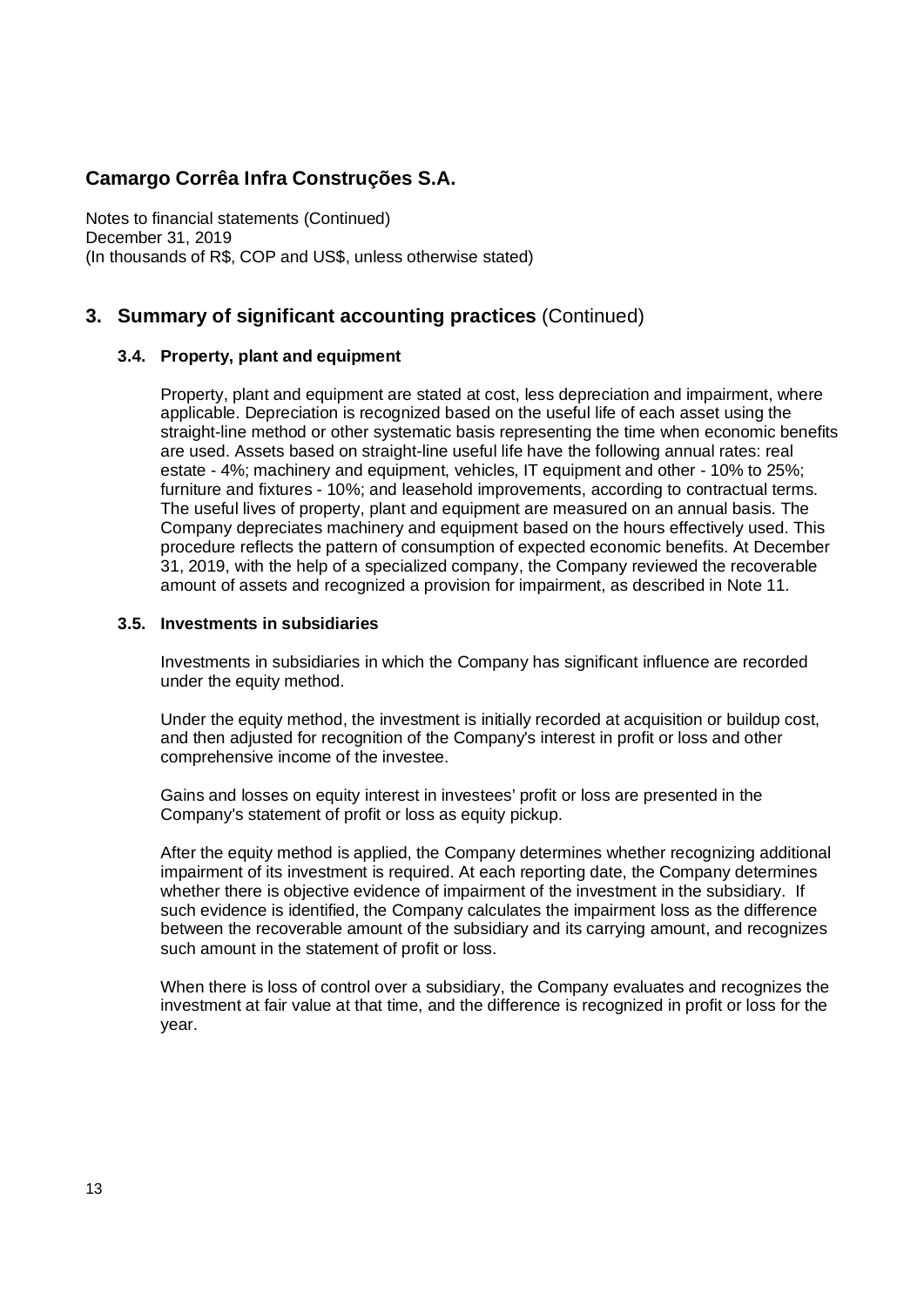## 3. Summary of significant accounting practices (Continued)

### 3.4. Property, plant and equipment

Property, plant and equipment are stated at cost, less depreciation and impairment, where applicable. Depreciation is recognized based on the useful life of each asset using the straight-line method or other systematic basis representing the time when economic benefits are used. Assets based on straight-line useful life have the following annual rates: real estate - 4%; machinery and equipment, vehicles, IT equipment and other - 10% to 25%; furniture and fixtures - 10%; and leasehold improvements, according to contractual terms. The useful lives of property, plant and equipment are measured on an annual basis. The Company depreciates machinery and equipment based on the hours effectively used. This procedure reflects the pattern of consumption of expected economic benefits. At December 31, 2019, with the help of a specialized company, the Company reviewed the recoverable amount of assets and recognized a provision for impairment, as described in Note 11.

### 3.5. Investments in subsidiaries

Investments in subsidiaries in which the Company has significant influence are recorded under the equity method.

Under the equity method, the investment is initially recorded at acquisition or buildup cost, and then adjusted for recognition of the Company's interest in profit or loss and other comprehensive income of the investee.

Gains and losses on equity interest in investees' profit or loss are presented in the Company's statement of profit or loss as equity pickup.

After the equity method is applied, the Company determines whether recognizing additional impairment of its investment is required. At each reporting date, the Company determines whether there is objective evidence of impairment of the investment in the subsidiary. If such evidence is identified, the Company calculates the impairment loss as the difference between the recoverable amount of the subsidiary and its carrying amount, and recognizes such amount in the statement of profit or loss.

When there is loss of control over a subsidiary, the Company evaluates and recognizes the investment at fair value at that time, and the difference is recognized in profit or loss for the year.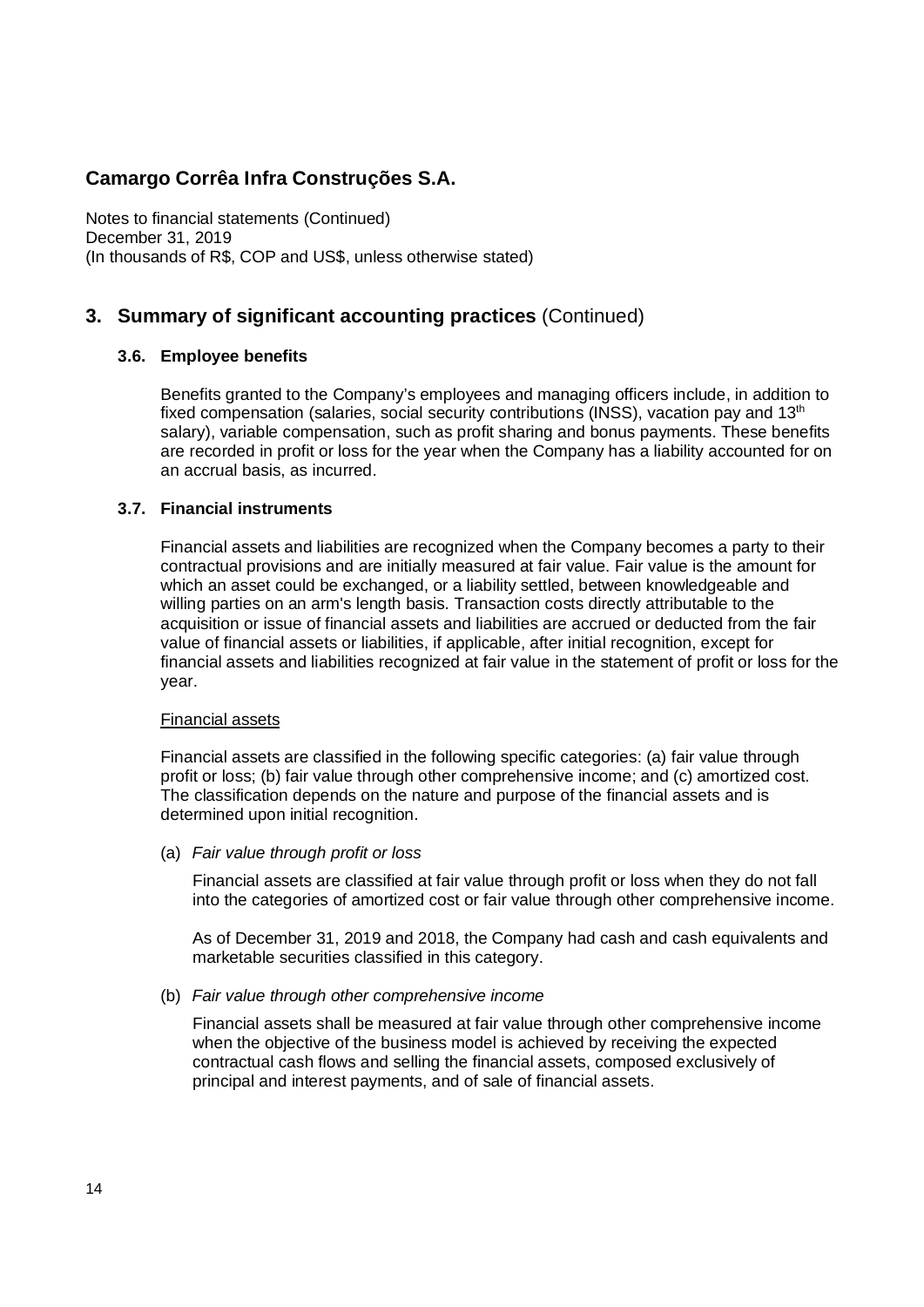## 3. Summary of significant accounting practices (Continued)

### 3.6. Employee benefits

Benefits granted to the Company's employees and managing officers include, in addition to fixed compensation (salaries, social security contributions (INSS), vacation pay and 13th salary), variable compensation, such as profit sharing and bonus payments. These benefits are recorded in profit or loss for the year when the Company has a liability accounted for on an accrual basis, as incurred.

### 3.7. Financial instruments

Financial assets and liabilities are recognized when the Company becomes a party to their contractual provisions and are initially measured at fair value. Fair value is the amount for which an asset could be exchanged, or a liability settled, between knowledgeable and willing parties on an arm's length basis. Transaction costs directly attributable to the acquisition or issue of financial assets and liabilities are accrued or deducted from the fair value of financial assets or liabilities, if applicable, after initial recognition, except for financial assets and liabilities recognized at fair value in the statement of profit or loss for the year.

Financial assets

Financial assets are classified in the following specific categories: (a) fair value through profit or loss; (b) fair value through other comprehensive income; and (c) amortized cost. The classification depends on the nature and purpose of the financial assets and is determined upon initial recognition.

(a) *Fair value through profit or loss*

Financial assets are classified at fair value through profit or loss when they do not fall into the categories of amortized cost or fair value through other comprehensive income.

As of December 31, 2019 and 2018, the Company had cash and cash equivalents and marketable securities classified in this category.

(b) *Fair value through other comprehensive income*

Financial assets shall be measured at fair value through other comprehensive income when the objective of the business model is achieved by receiving the expected contractual cash flows and selling the financial assets, composed exclusively of principal and interest payments, and of sale of financial assets.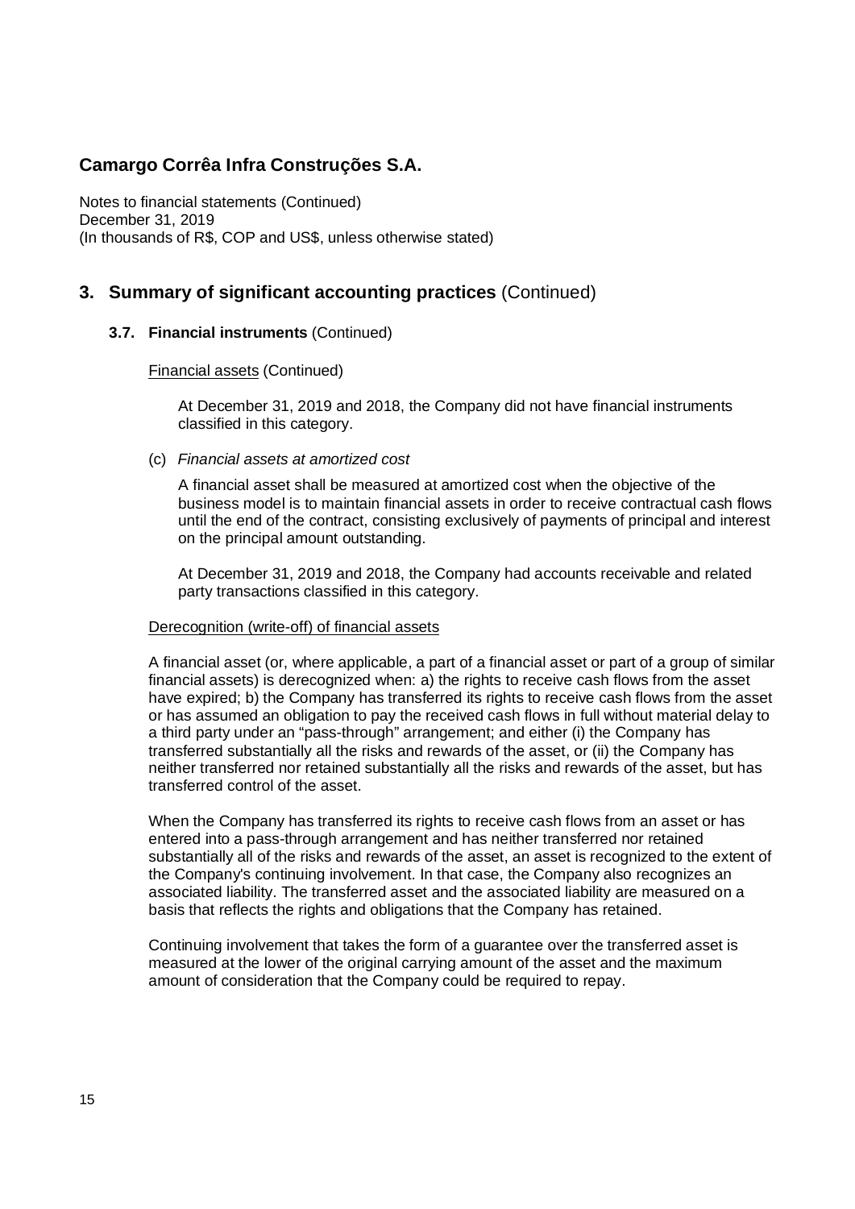## 3. Summary of significant accounting practices (Continued)

### 3.7. Financial instruments (Continued)

Financial assets (Continued)

At December 31, 2019 and 2018, the Company did not have financial instruments classified in this category.

(c) *Financial assets at amortized cost*

A financial asset shall be measured at amortized cost when the objective of the business model is to maintain financial assets in order to receive contractual cash flows until the end of the contract, consisting exclusively of payments of principal and interest on the principal amount outstanding.

At December 31, 2019 and 2018, the Company had accounts receivable and related party transactions classified in this category.

Derecognition (write-off) of financial assets

A financial asset (or, where applicable, a part of a financial asset or part of a group of similar financial assets) is derecognized when: a) the rights to receive cash flows from the asset have expired; b) the Company has transferred its rights to receive cash flows from the asset or has assumed an obligation to pay the received cash flows in full without material delay to a third party under an "pass-through" arrangement; and either (i) the Company has transferred substantially all the risks and rewards of the asset, or (ii) the Company has neither transferred nor retained substantially all the risks and rewards of the asset, but has transferred control of the asset.

When the Company has transferred its rights to receive cash flows from an asset or has entered into a pass-through arrangement and has neither transferred nor retained substantially all of the risks and rewards of the asset, an asset is recognized to the extent of the Company's continuing involvement. In that case, the Company also recognizes an associated liability. The transferred asset and the associated liability are measured on a basis that reflects the rights and obligations that the Company has retained.

Continuing involvement that takes the form of a guarantee over the transferred asset is measured at the lower of the original carrying amount of the asset and the maximum amount of consideration that the Company could be required to repay.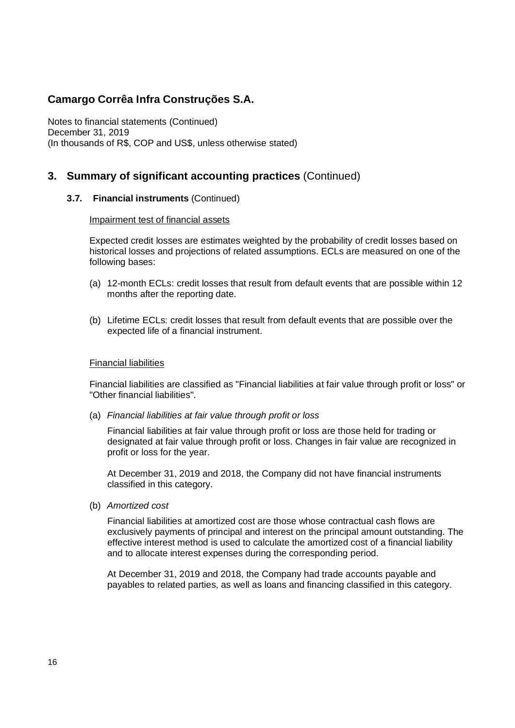## 3. Summary of significant accounting practices (Continued)

### 3.7. Financial instruments (Continued)

Impairment test of financial assets

Expected credit losses are estimates weighted by the probability of credit losses based on historical losses and projections of related assumptions. ECLs are measured on one of the following bases:

(a) 12-month ECLs: credit losses that result from default events that are possible within 12 months after the reporting date.

(b) Lifetime ECLs: credit losses that result from default events that are possible over the expected life of a financial instrument.

Financial liabilities

Financial liabilities are classified as "Financial liabilities at fair value through profit or loss" or "Other financial liabilities".

(a) *Financial liabilities at fair value through profit or loss*

Financial liabilities at fair value through profit or loss are those held for trading or designated at fair value through profit or loss. Changes in fair value are recognized in profit or loss for the year.

At December 31, 2019 and 2018, the Company did not have financial instruments classified in this category.

(b) *Amortized cost*

Financial liabilities at amortized cost are those whose contractual cash flows are exclusively payments of principal and interest on the principal amount outstanding. The effective interest method is used to calculate the amortized cost of a financial liability and to allocate interest expenses during the corresponding period.

At December 31, 2019 and 2018, the Company had trade accounts payable and payables to related parties, as well as loans and financing classified in this category.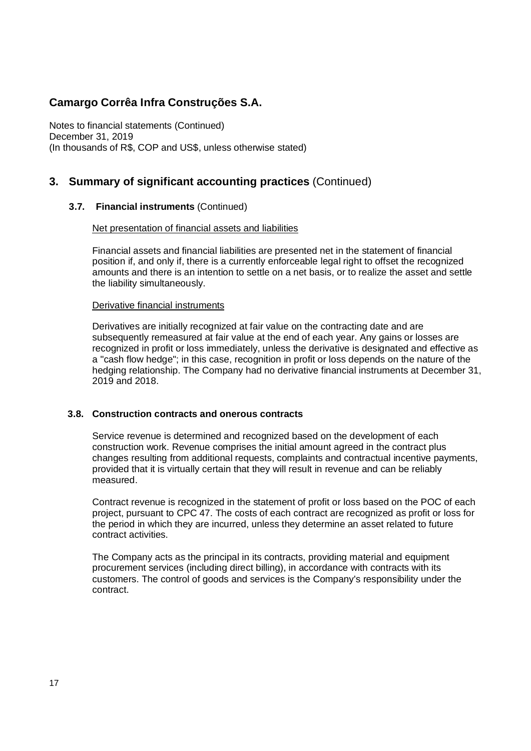## 3. Summary of significant accounting practices (Continued)

### 3.7. Financial instruments (Continued)

Net presentation of financial assets and liabilities

Financial assets and financial liabilities are presented net in the statement of financial position if, and only if, there is a currently enforceable legal right to offset the recognized amounts and there is an intention to settle on a net basis, or to realize the asset and settle the liability simultaneously.

Derivative financial instruments

Derivatives are initially recognized at fair value on the contracting date and are subsequently remeasured at fair value at the end of each year. Any gains or losses are recognized in profit or loss immediately, unless the derivative is designated and effective as a "cash flow hedge"; in this case, recognition in profit or loss depends on the nature of the hedging relationship. The Company had no derivative financial instruments at December 31, 2019 and 2018.

### 3.8. Construction contracts and onerous contracts

Service revenue is determined and recognized based on the development of each construction work. Revenue comprises the initial amount agreed in the contract plus changes resulting from additional requests, complaints and contractual incentive payments, provided that it is virtually certain that they will result in revenue and can be reliably measured.

Contract revenue is recognized in the statement of profit or loss based on the POC of each project, pursuant to CPC 47. The costs of each contract are recognized as profit or loss for the period in which they are incurred, unless they determine an asset related to future contract activities.

The Company acts as the principal in its contracts, providing material and equipment procurement services (including direct billing), in accordance with contracts with its customers. The control of goods and services is the Company's responsibility under the contract.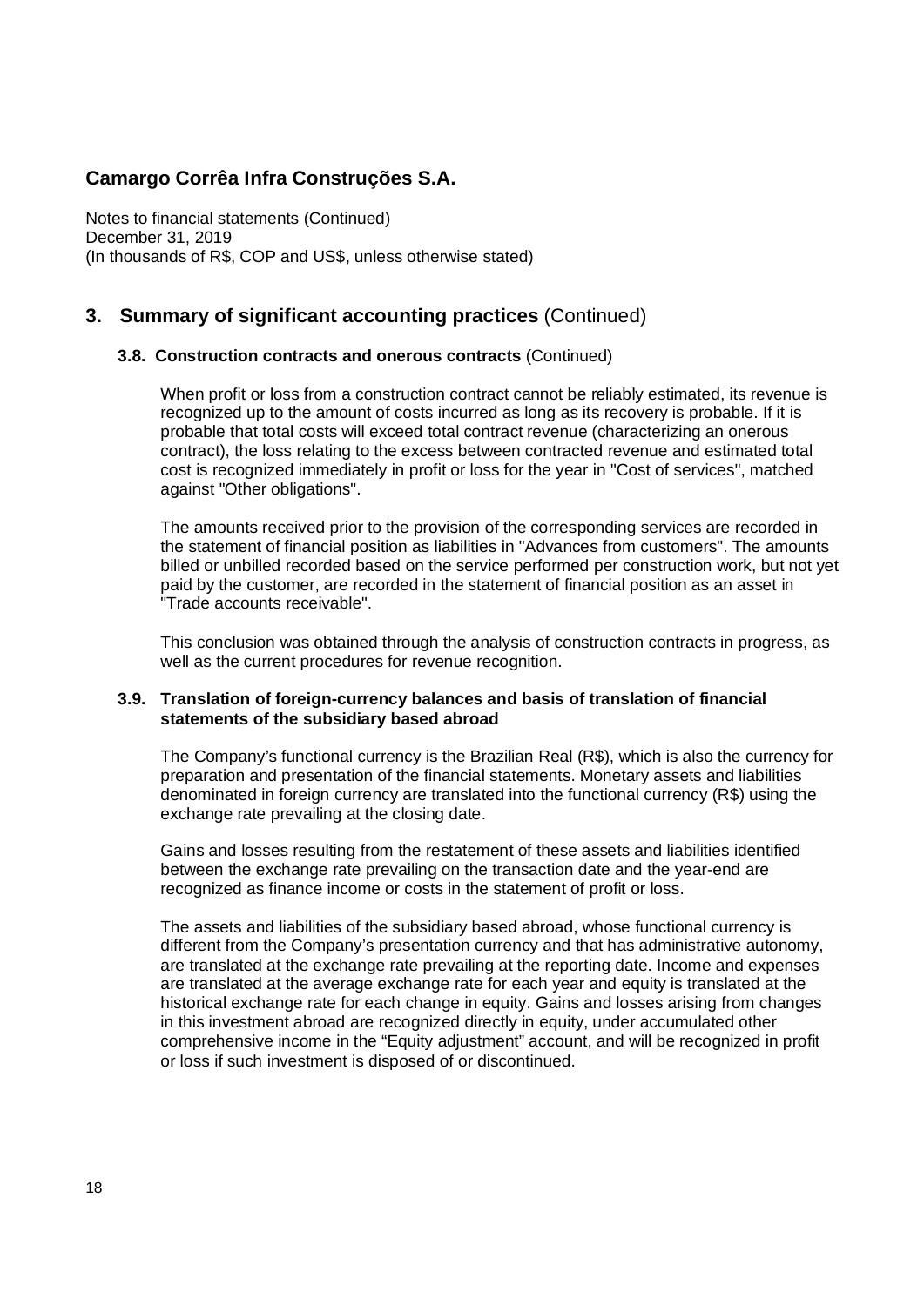## 3. Summary of significant accounting practices (Continued)

### 3.8. Construction contracts and onerous contracts (Continued)

When profit or loss from a construction contract cannot be reliably estimated, its revenue is recognized up to the amount of costs incurred as long as its recovery is probable. If it is probable that total costs will exceed total contract revenue (characterizing an onerous contract), the loss relating to the excess between contracted revenue and estimated total cost is recognized immediately in profit or loss for the year in "Cost of services", matched against "Other obligations".

The amounts received prior to the provision of the corresponding services are recorded in the statement of financial position as liabilities in "Advances from customers". The amounts billed or unbilled recorded based on the service performed per construction work, but not yet paid by the customer, are recorded in the statement of financial position as an asset in "Trade accounts receivable".

This conclusion was obtained through the analysis of construction contracts in progress, as well as the current procedures for revenue recognition.

### 3.9. Translation of foreign-currency balances and basis of translation of financial statements of the subsidiary based abroad

The Company's functional currency is the Brazilian Real (R$), which is also the currency for preparation and presentation of the financial statements. Monetary assets and liabilities denominated in foreign currency are translated into the functional currency (R$) using the exchange rate prevailing at the closing date.

Gains and losses resulting from the restatement of these assets and liabilities identified between the exchange rate prevailing on the transaction date and the year-end are recognized as finance income or costs in the statement of profit or loss.

The assets and liabilities of the subsidiary based abroad, whose functional currency is different from the Company's presentation currency and that has administrative autonomy, are translated at the exchange rate prevailing at the reporting date. Income and expenses are translated at the average exchange rate for each year and equity is translated at the historical exchange rate for each change in equity. Gains and losses arising from changes in this investment abroad are recognized directly in equity, under accumulated other comprehensive income in the "Equity adjustment" account, and will be recognized in profit or loss if such investment is disposed of or discontinued.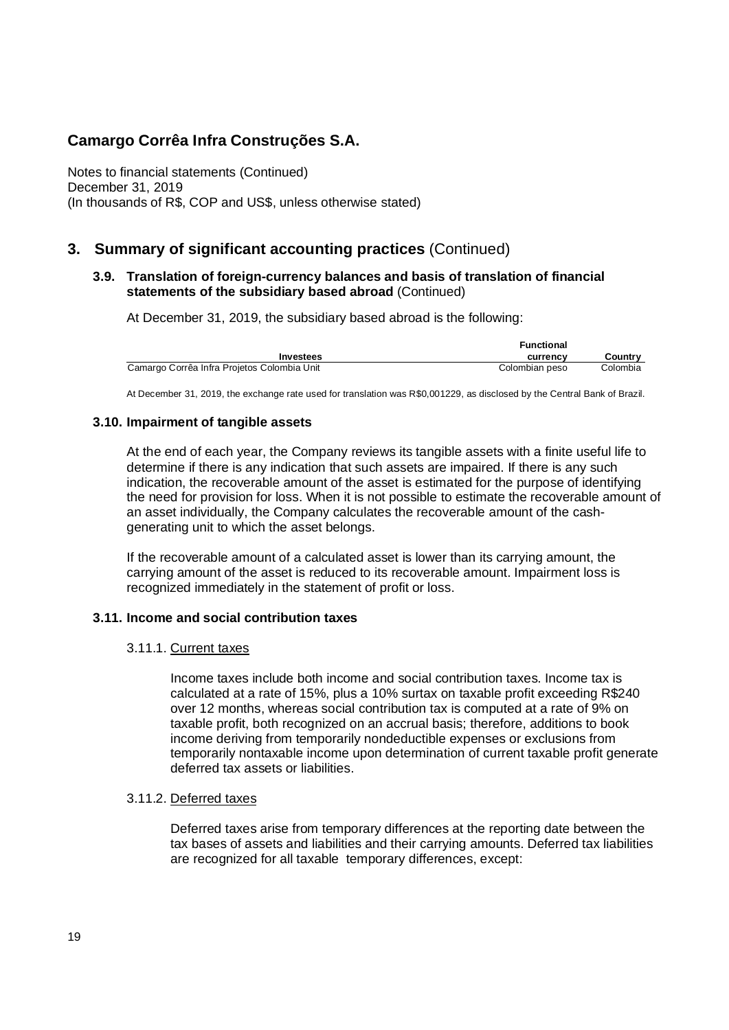## Camargo Corrêa Infra Construções S.A.

Notes to financial statements (Continued)
December 31, 2019
(In thousands of R$, COP and US$, unless otherwise stated)

## 3. Summary of significant accounting practices (Continued)

### 3.9. Translation of foreign-currency balances and basis of translation of financial statements of the subsidiary based abroad (Continued)

At December 31, 2019, the subsidiary based abroad is the following:

| Investees | Functional currency | Country |
|---|---|---|
| Camargo Corrêa Infra Projetos Colombia Unit | Colombian peso | Colombia |

At December 31, 2019, the exchange rate used for translation was R$0,001229, as disclosed by the Central Bank of Brazil.

### 3.10. Impairment of tangible assets

At the end of each year, the Company reviews its tangible assets with a finite useful life to determine if there is any indication that such assets are impaired. If there is any such indication, the recoverable amount of the asset is estimated for the purpose of identifying the need for provision for loss. When it is not possible to estimate the recoverable amount of an asset individually, the Company calculates the recoverable amount of the cash-generating unit to which the asset belongs.

If the recoverable amount of a calculated asset is lower than its carrying amount, the carrying amount of the asset is reduced to its recoverable amount. Impairment loss is recognized immediately in the statement of profit or loss.

### 3.11. Income and social contribution taxes

#### 3.11.1. Current taxes

Income taxes include both income and social contribution taxes. Income tax is calculated at a rate of 15%, plus a 10% surtax on taxable profit exceeding R$240 over 12 months, whereas social contribution tax is computed at a rate of 9% on taxable profit, both recognized on an accrual basis; therefore, additions to book income deriving from temporarily nondeductible expenses or exclusions from temporarily nontaxable income upon determination of current taxable profit generate deferred tax assets or liabilities.

#### 3.11.2. Deferred taxes

Deferred taxes arise from temporary differences at the reporting date between the tax bases of assets and liabilities and their carrying amounts. Deferred tax liabilities are recognized for all taxable temporary differences, except: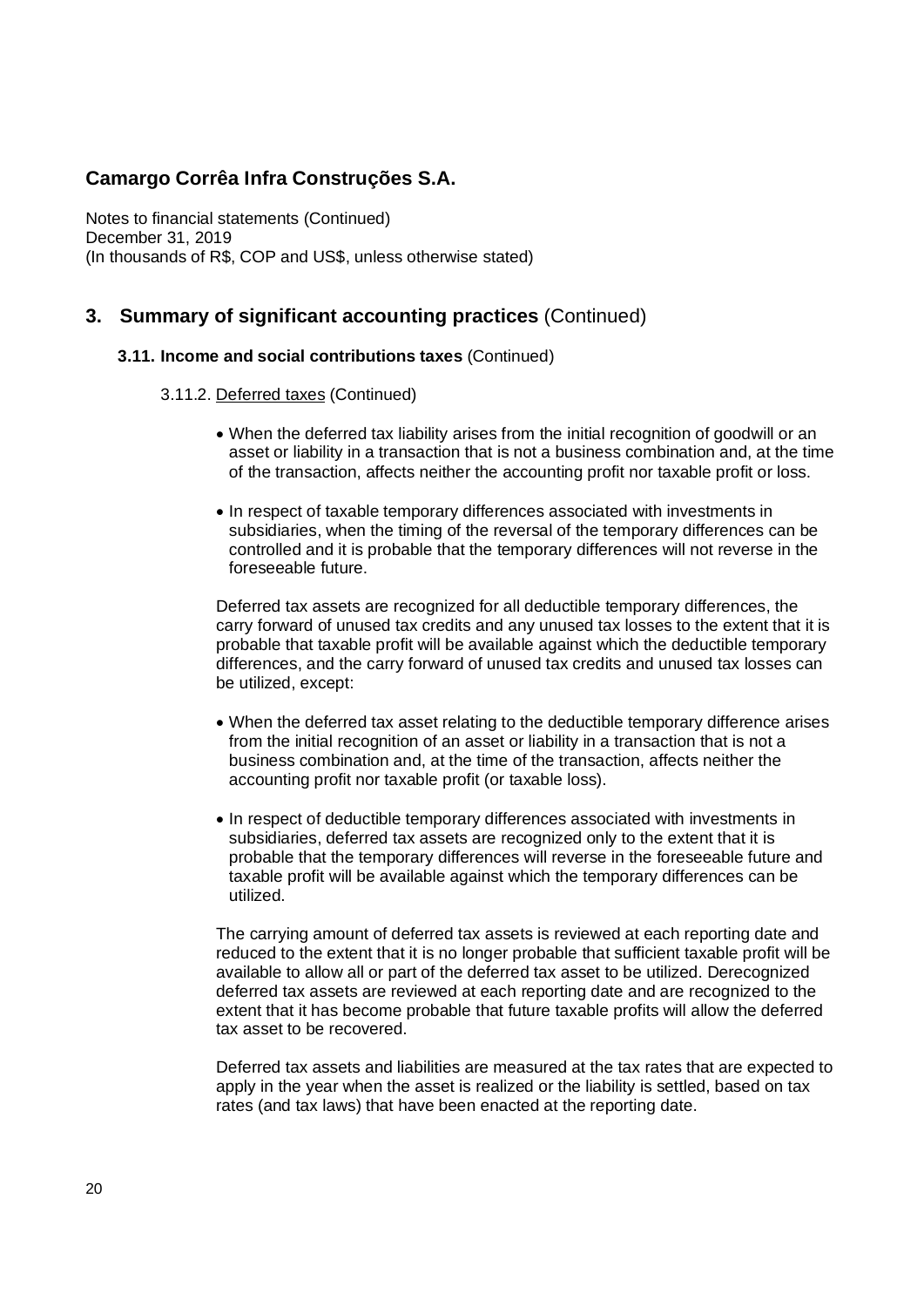## Camargo Corrêa Infra Construções S.A.

Notes to financial statements (Continued)
December 31, 2019
(In thousands of R$, COP and US$, unless otherwise stated)

## 3. Summary of significant accounting practices (Continued)

### 3.11. Income and social contributions taxes (Continued)

#### 3.11.2. Deferred taxes (Continued)

- When the deferred tax liability arises from the initial recognition of goodwill or an asset or liability in a transaction that is not a business combination and, at the time of the transaction, affects neither the accounting profit nor taxable profit or loss.
- In respect of taxable temporary differences associated with investments in subsidiaries, when the timing of the reversal of the temporary differences can be controlled and it is probable that the temporary differences will not reverse in the foreseeable future.

Deferred tax assets are recognized for all deductible temporary differences, the carry forward of unused tax credits and any unused tax losses to the extent that it is probable that taxable profit will be available against which the deductible temporary differences, and the carry forward of unused tax credits and unused tax losses can be utilized, except:

- When the deferred tax asset relating to the deductible temporary difference arises from the initial recognition of an asset or liability in a transaction that is not a business combination and, at the time of the transaction, affects neither the accounting profit nor taxable profit (or taxable loss).
- In respect of deductible temporary differences associated with investments in subsidiaries, deferred tax assets are recognized only to the extent that it is probable that the temporary differences will reverse in the foreseeable future and taxable profit will be available against which the temporary differences can be utilized.

The carrying amount of deferred tax assets is reviewed at each reporting date and reduced to the extent that it is no longer probable that sufficient taxable profit will be available to allow all or part of the deferred tax asset to be utilized. Derecognized deferred tax assets are reviewed at each reporting date and are recognized to the extent that it has become probable that future taxable profits will allow the deferred tax asset to be recovered.

Deferred tax assets and liabilities are measured at the tax rates that are expected to apply in the year when the asset is realized or the liability is settled, based on tax rates (and tax laws) that have been enacted at the reporting date.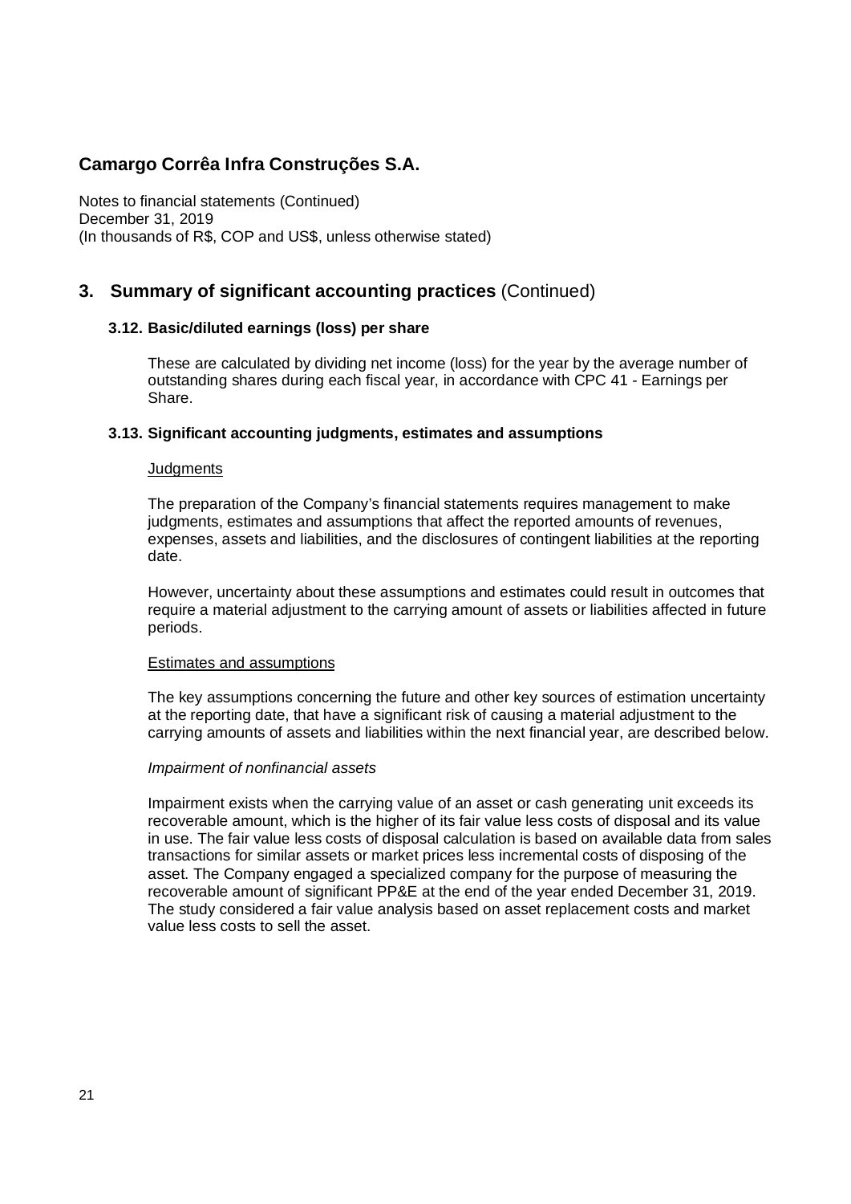# Camargo Corrêa Infra Construções S.A.

Notes to financial statements (Continued)
December 31, 2019
(In thousands of R$, COP and US$, unless otherwise stated)

## 3. Summary of significant accounting practices (Continued)

### 3.12. Basic/diluted earnings (loss) per share

These are calculated by dividing net income (loss) for the year by the average number of outstanding shares during each fiscal year, in accordance with CPC 41 - Earnings per Share.

### 3.13. Significant accounting judgments, estimates and assumptions

Judgments

The preparation of the Company's financial statements requires management to make judgments, estimates and assumptions that affect the reported amounts of revenues, expenses, assets and liabilities, and the disclosures of contingent liabilities at the reporting date.

However, uncertainty about these assumptions and estimates could result in outcomes that require a material adjustment to the carrying amount of assets or liabilities affected in future periods.

Estimates and assumptions

The key assumptions concerning the future and other key sources of estimation uncertainty at the reporting date, that have a significant risk of causing a material adjustment to the carrying amounts of assets and liabilities within the next financial year, are described below.

*Impairment of nonfinancial assets*

Impairment exists when the carrying value of an asset or cash generating unit exceeds its recoverable amount, which is the higher of its fair value less costs of disposal and its value in use. The fair value less costs of disposal calculation is based on available data from sales transactions for similar assets or market prices less incremental costs of disposing of the asset. The Company engaged a specialized company for the purpose of measuring the recoverable amount of significant PP&E at the end of the year ended December 31, 2019. The study considered a fair value analysis based on asset replacement costs and market value less costs to sell the asset.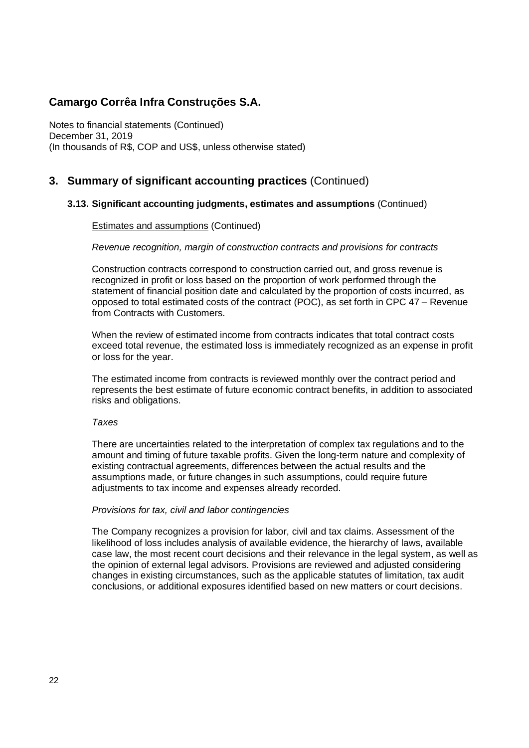# Camargo Corrêa Infra Construções S.A.

Notes to financial statements (Continued)
December 31, 2019
(In thousands of R$, COP and US$, unless otherwise stated)

## 3. Summary of significant accounting practices (Continued)

### 3.13. Significant accounting judgments, estimates and assumptions (Continued)

Estimates and assumptions (Continued)

*Revenue recognition, margin of construction contracts and provisions for contracts*

Construction contracts correspond to construction carried out, and gross revenue is recognized in profit or loss based on the proportion of work performed through the statement of financial position date and calculated by the proportion of costs incurred, as opposed to total estimated costs of the contract (POC), as set forth in CPC 47 – Revenue from Contracts with Customers.

When the review of estimated income from contracts indicates that total contract costs exceed total revenue, the estimated loss is immediately recognized as an expense in profit or loss for the year.

The estimated income from contracts is reviewed monthly over the contract period and represents the best estimate of future economic contract benefits, in addition to associated risks and obligations.

*Taxes*

There are uncertainties related to the interpretation of complex tax regulations and to the amount and timing of future taxable profits. Given the long-term nature and complexity of existing contractual agreements, differences between the actual results and the assumptions made, or future changes in such assumptions, could require future adjustments to tax income and expenses already recorded.

*Provisions for tax, civil and labor contingencies*

The Company recognizes a provision for labor, civil and tax claims. Assessment of the likelihood of loss includes analysis of available evidence, the hierarchy of laws, available case law, the most recent court decisions and their relevance in the legal system, as well as the opinion of external legal advisors. Provisions are reviewed and adjusted considering changes in existing circumstances, such as the applicable statutes of limitation, tax audit conclusions, or additional exposures identified based on new matters or court decisions.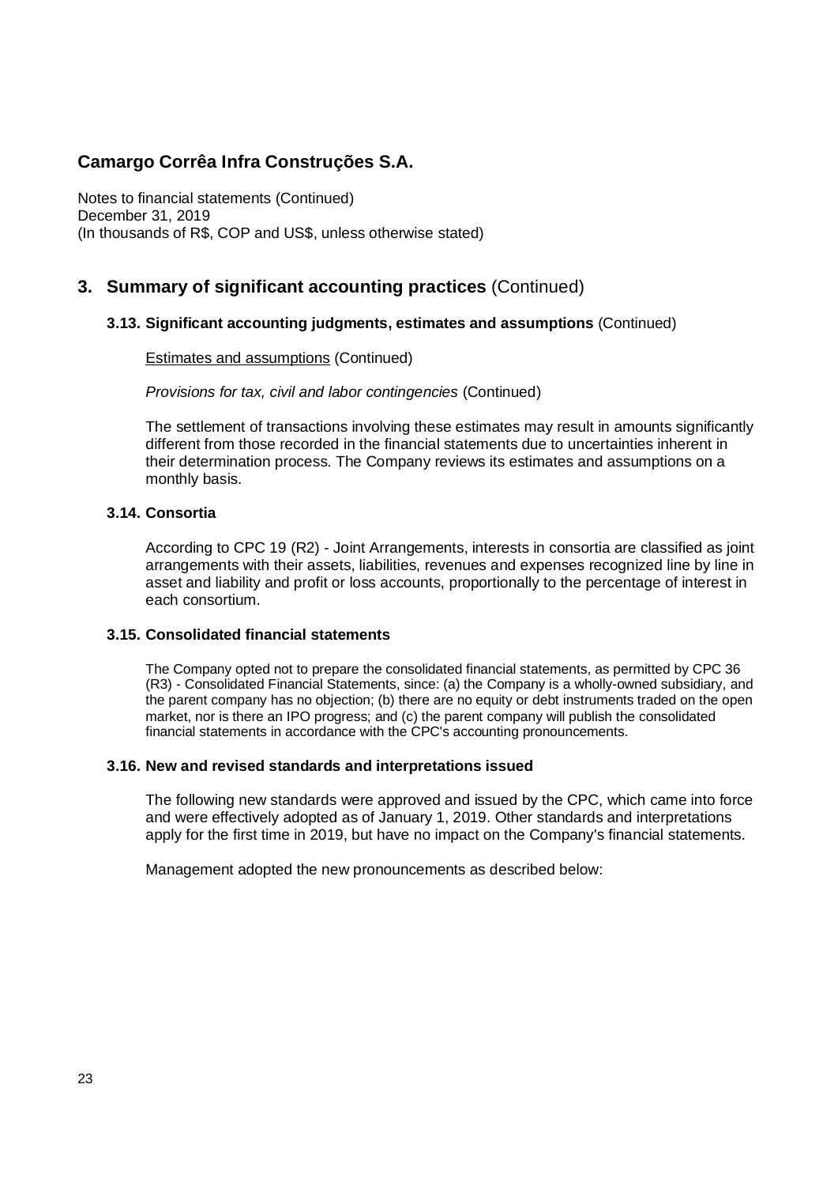## 3. Summary of significant accounting practices (Continued)

### 3.13. Significant accounting judgments, estimates and assumptions (Continued)

<u>Estimates and assumptions</u> (Continued)

*Provisions for tax, civil and labor contingencies* (Continued)

The settlement of transactions involving these estimates may result in amounts significantly different from those recorded in the financial statements due to uncertainties inherent in their determination process. The Company reviews its estimates and assumptions on a monthly basis.

### 3.14. Consortia

According to CPC 19 (R2) - Joint Arrangements, interests in consortia are classified as joint arrangements with their assets, liabilities, revenues and expenses recognized line by line in asset and liability and profit or loss accounts, proportionally to the percentage of interest in each consortium.

### 3.15. Consolidated financial statements

The Company opted not to prepare the consolidated financial statements, as permitted by CPC 36 (R3) - Consolidated Financial Statements, since: (a) the Company is a wholly-owned subsidiary, and the parent company has no objection; (b) there are no equity or debt instruments traded on the open market, nor is there an IPO progress; and (c) the parent company will publish the consolidated financial statements in accordance with the CPC's accounting pronouncements.

### 3.16. New and revised standards and interpretations issued

The following new standards were approved and issued by the CPC, which came into force and were effectively adopted as of January 1, 2019. Other standards and interpretations apply for the first time in 2019, but have no impact on the Company's financial statements.

Management adopted the new pronouncements as described below: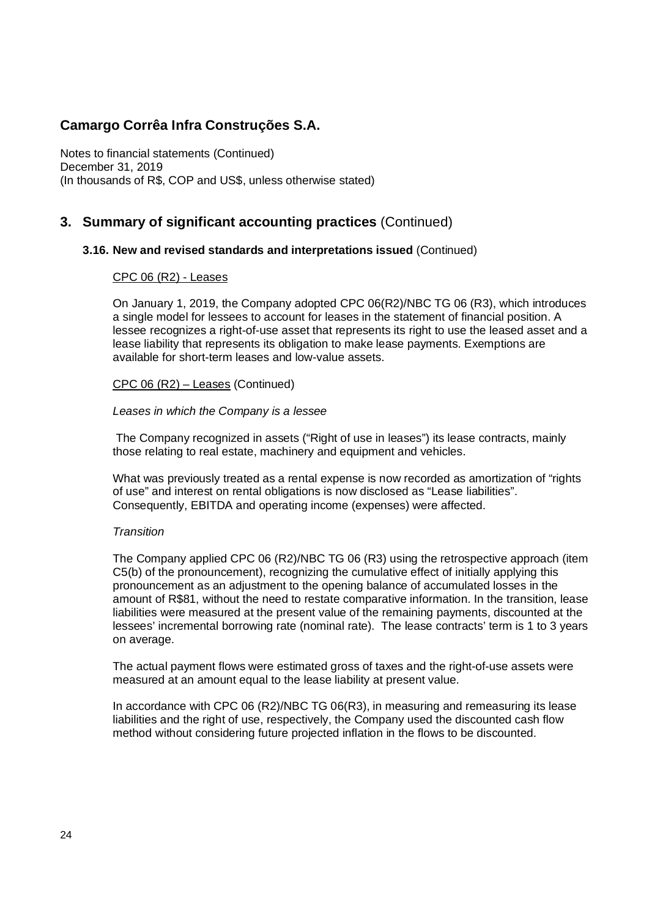# Camargo Corrêa Infra Construções S.A.

Notes to financial statements (Continued)
December 31, 2019
(In thousands of R$, COP and US$, unless otherwise stated)

## 3. Summary of significant accounting practices (Continued)

### 3.16. New and revised standards and interpretations issued (Continued)

CPC 06 (R2) - Leases

On January 1, 2019, the Company adopted CPC 06(R2)/NBC TG 06 (R3), which introduces a single model for lessees to account for leases in the statement of financial position. A lessee recognizes a right-of-use asset that represents its right to use the leased asset and a lease liability that represents its obligation to make lease payments. Exemptions are available for short-term leases and low-value assets.

CPC 06 (R2) – Leases (Continued)

*Leases in which the Company is a lessee*

The Company recognized in assets ("Right of use in leases") its lease contracts, mainly those relating to real estate, machinery and equipment and vehicles.

What was previously treated as a rental expense is now recorded as amortization of "rights of use" and interest on rental obligations is now disclosed as "Lease liabilities". Consequently, EBITDA and operating income (expenses) were affected.

*Transition*

The Company applied CPC 06 (R2)/NBC TG 06 (R3) using the retrospective approach (item C5(b) of the pronouncement), recognizing the cumulative effect of initially applying this pronouncement as an adjustment to the opening balance of accumulated losses in the amount of R$81, without the need to restate comparative information. In the transition, lease liabilities were measured at the present value of the remaining payments, discounted at the lessees' incremental borrowing rate (nominal rate). The lease contracts' term is 1 to 3 years on average.

The actual payment flows were estimated gross of taxes and the right-of-use assets were measured at an amount equal to the lease liability at present value.

In accordance with CPC 06 (R2)/NBC TG 06(R3), in measuring and remeasuring its lease liabilities and the right of use, respectively, the Company used the discounted cash flow method without considering future projected inflation in the flows to be discounted.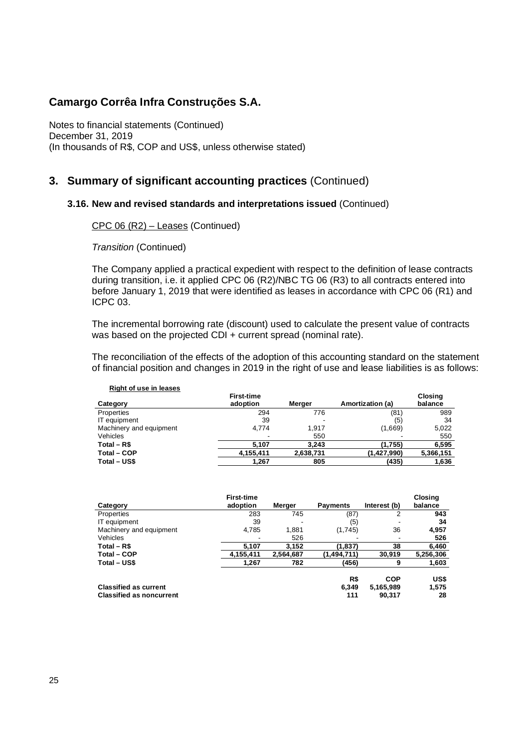# Camargo Corrêa Infra Construções S.A.

Notes to financial statements (Continued)
December 31, 2019
(In thousands of R$, COP and US$, unless otherwise stated)

## 3. Summary of significant accounting practices (Continued)

### 3.16. New and revised standards and interpretations issued (Continued)

CPC 06 (R2) – Leases (Continued)

*Transition* (Continued)

The Company applied a practical expedient with respect to the definition of lease contracts during transition, i.e. it applied CPC 06 (R2)/NBC TG 06 (R3) to all contracts entered into before January 1, 2019 that were identified as leases in accordance with CPC 06 (R1) and ICPC 03.

The incremental borrowing rate (discount) used to calculate the present value of contracts was based on the projected CDI + current spread (nominal rate).

The reconciliation of the effects of the adoption of this accounting standard on the statement of financial position and changes in 2019 in the right of use and lease liabilities is as follows:

**Right of use in leases**

| Category | First-time adoption | Merger | Amortization (a) | Closing balance |
|---|---|---|---|---|
| Properties | 294 | 776 | (81) | 989 |
| IT equipment | 39 | - | (5) | 34 |
| Machinery and equipment | 4,774 | 1,917 | (1,669) | 5,022 |
| Vehicles | - | 550 | - | 550 |
| **Total – R$** | **5,107** | **3,243** | **(1,755)** | **6,595** |
| **Total – COP** | **4,155,411** | **2,638,731** | **(1,427,990)** | **5,366,151** |
| **Total – US$** | **1,267** | **805** | **(435)** | **1,636** |

| Category | First-time adoption | Merger | Payments | Interest (b) | Closing balance |
|---|---|---|---|---|---|
| Properties | 283 | 745 | (87) | 2 | **943** |
| IT equipment | 39 | - | (5) | - | **34** |
| Machinery and equipment | 4,785 | 1,881 | (1,745) | 36 | **4,957** |
| Vehicles | - | 526 | - | - | **526** |
| **Total – R$** | **5,107** | **3,152** | **(1,837)** | **38** | **6,460** |
| **Total – COP** | **4,155,411** | **2,564,687** | **(1,494,711)** | **30,919** | **5,256,306** |
| **Total – US$** | **1,267** | **782** | **(456)** | **9** | **1,603** |

| | R$ | COP | US$ |
|---|---|---|---|
| **Classified as current** | **6,349** | **5,165,989** | **1,575** |
| **Classified as noncurrent** | **111** | **90,317** | **28** |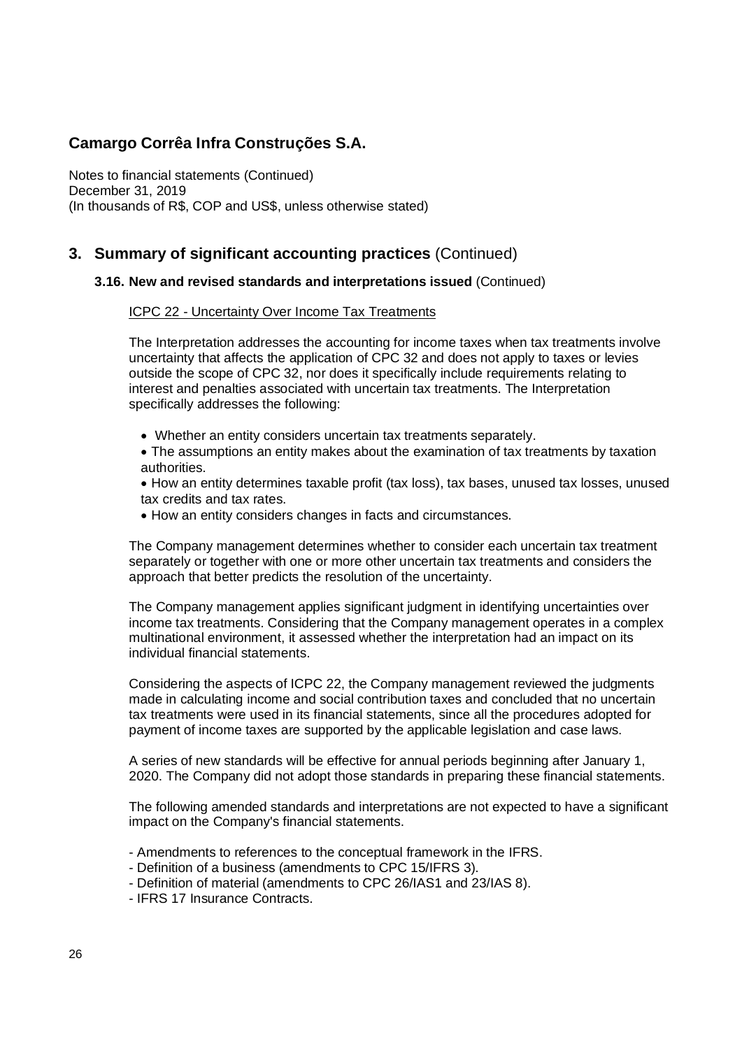## 3. Summary of significant accounting practices (Continued)

### 3.16. New and revised standards and interpretations issued (Continued)

ICPC 22 - Uncertainty Over Income Tax Treatments

The Interpretation addresses the accounting for income taxes when tax treatments involve uncertainty that affects the application of CPC 32 and does not apply to taxes or levies outside the scope of CPC 32, nor does it specifically include requirements relating to interest and penalties associated with uncertain tax treatments. The Interpretation specifically addresses the following:

- Whether an entity considers uncertain tax treatments separately.
- The assumptions an entity makes about the examination of tax treatments by taxation authorities.
- How an entity determines taxable profit (tax loss), tax bases, unused tax losses, unused tax credits and tax rates.
- How an entity considers changes in facts and circumstances.

The Company management determines whether to consider each uncertain tax treatment separately or together with one or more other uncertain tax treatments and considers the approach that better predicts the resolution of the uncertainty.

The Company management applies significant judgment in identifying uncertainties over income tax treatments. Considering that the Company management operates in a complex multinational environment, it assessed whether the interpretation had an impact on its individual financial statements.

Considering the aspects of ICPC 22, the Company management reviewed the judgments made in calculating income and social contribution taxes and concluded that no uncertain tax treatments were used in its financial statements, since all the procedures adopted for payment of income taxes are supported by the applicable legislation and case laws.

A series of new standards will be effective for annual periods beginning after January 1, 2020. The Company did not adopt those standards in preparing these financial statements.

The following amended standards and interpretations are not expected to have a significant impact on the Company's financial statements.

- Amendments to references to the conceptual framework in the IFRS.
- Definition of a business (amendments to CPC 15/IFRS 3).
- Definition of material (amendments to CPC 26/IAS1 and 23/IAS 8).
- IFRS 17 Insurance Contracts.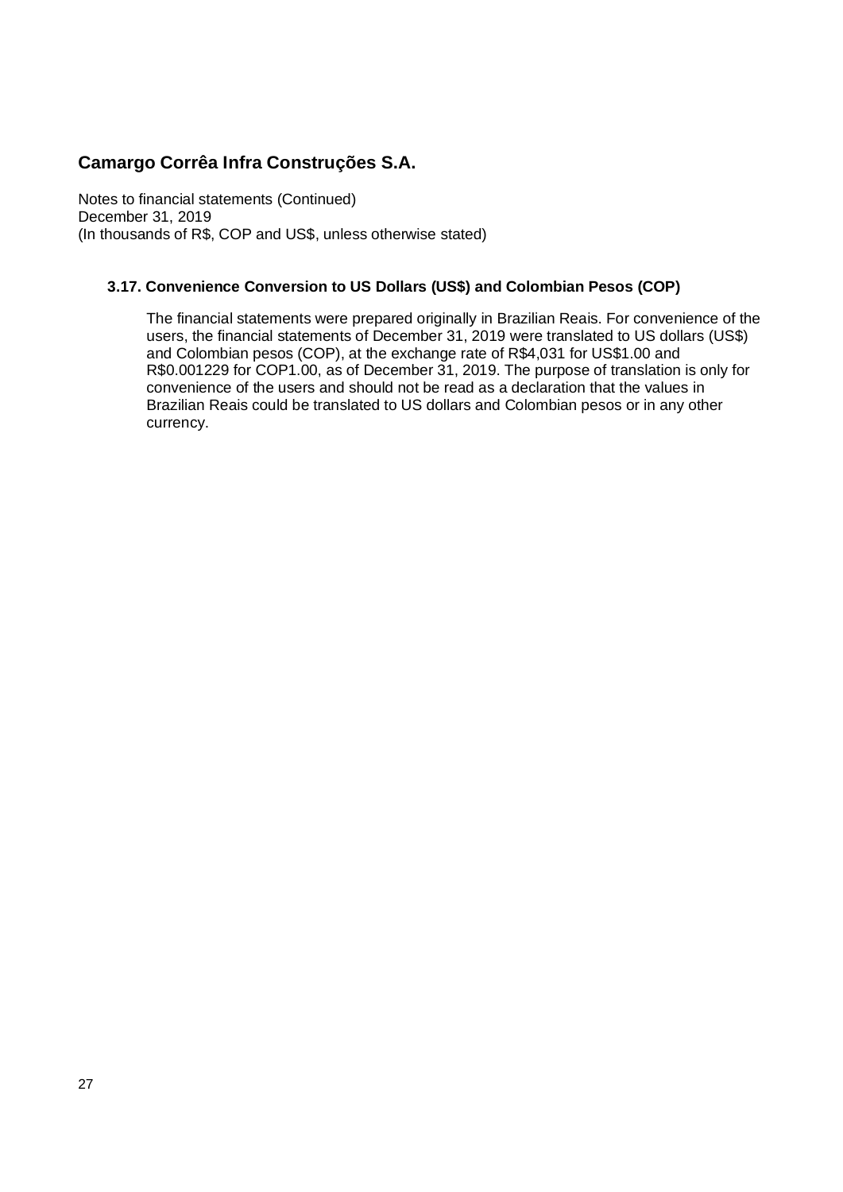# Camargo Corrêa Infra Construções S.A.

Notes to financial statements (Continued)
December 31, 2019
(In thousands of R$, COP and US$, unless otherwise stated)

### 3.17. Convenience Conversion to US Dollars (US$) and Colombian Pesos (COP)

The financial statements were prepared originally in Brazilian Reais. For convenience of the users, the financial statements of December 31, 2019 were translated to US dollars (US$) and Colombian pesos (COP), at the exchange rate of R$4,031 for US$1.00 and R$0.001229 for COP1.00, as of December 31, 2019. The purpose of translation is only for convenience of the users and should not be read as a declaration that the values in Brazilian Reais could be translated to US dollars and Colombian pesos or in any other currency.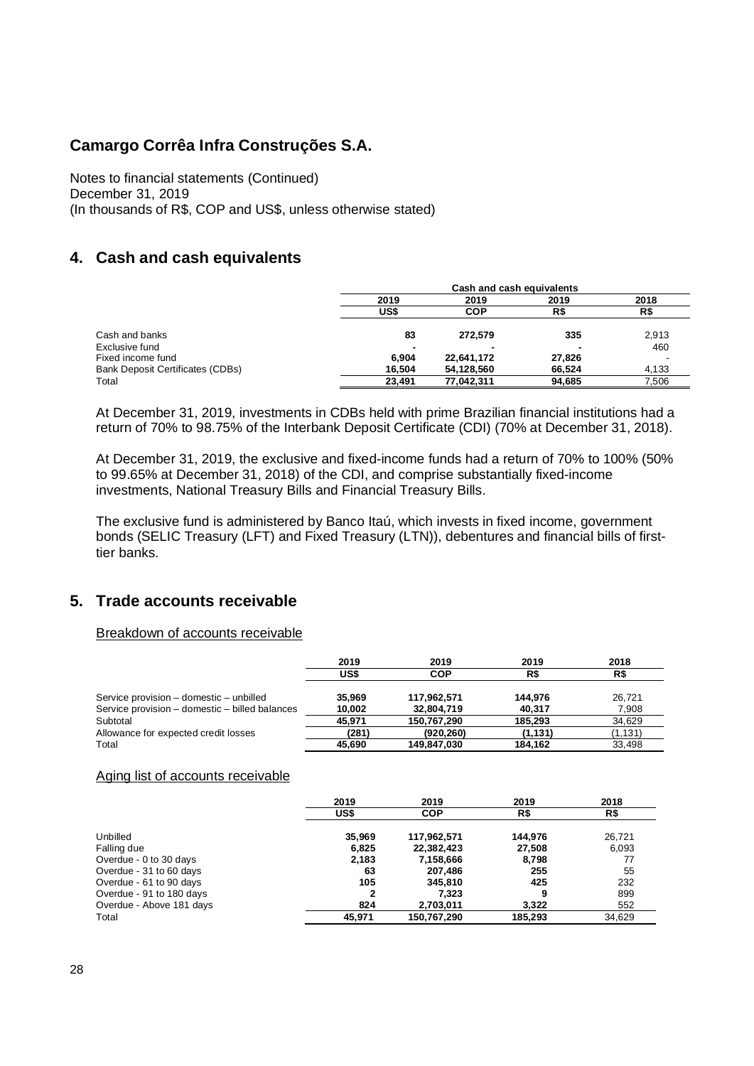## Camargo Corrêa Infra Construções S.A.

Notes to financial statements (Continued)
December 31, 2019
(In thousands of R$, COP and US$, unless otherwise stated)

## 4. Cash and cash equivalents

| | Cash and cash equivalents | | | |
|---|---|---|---|---|
| | 2019 | 2019 | 2019 | 2018 |
| | US$ | COP | R$ | R$ |
| Cash and banks | 83 | 272,579 | 335 | 2,913 |
| Exclusive fund | - | - | - | 460 |
| Fixed income fund | 6,904 | 22,641,172 | 27,826 | - |
| Bank Deposit Certificates (CDBs) | 16,504 | 54,128,560 | 66,524 | 4,133 |
| Total | 23,491 | 77,042,311 | 94,685 | 7,506 |

At December 31, 2019, investments in CDBs held with prime Brazilian financial institutions had a return of 70% to 98.75% of the Interbank Deposit Certificate (CDI) (70% at December 31, 2018).

At December 31, 2019, the exclusive and fixed-income funds had a return of 70% to 100% (50% to 99.65% at December 31, 2018) of the CDI, and comprise substantially fixed-income investments, National Treasury Bills and Financial Treasury Bills.

The exclusive fund is administered by Banco Itaú, which invests in fixed income, government bonds (SELIC Treasury (LFT) and Fixed Treasury (LTN)), debentures and financial bills of first-tier banks.

## 5. Trade accounts receivable

Breakdown of accounts receivable

| | 2019 | 2019 | 2019 | 2018 |
|---|---|---|---|---|
| | US$ | COP | R$ | R$ |
| Service provision – domestic – unbilled | 35,969 | 117,962,571 | 144,976 | 26,721 |
| Service provision – domestic – billed balances | 10,002 | 32,804,719 | 40,317 | 7,908 |
| Subtotal | 45,971 | 150,767,290 | 185,293 | 34,629 |
| Allowance for expected credit losses | (281) | (920,260) | (1,131) | (1,131) |
| Total | 45,690 | 149,847,030 | 184,162 | 33,498 |

Aging list of accounts receivable

| | 2019 | 2019 | 2019 | 2018 |
|---|---|---|---|---|
| | US$ | COP | R$ | R$ |
| Unbilled | 35,969 | 117,962,571 | 144,976 | 26,721 |
| Falling due | 6,825 | 22,382,423 | 27,508 | 6,093 |
| Overdue - 0 to 30 days | 2,183 | 7,158,666 | 8,798 | 77 |
| Overdue - 31 to 60 days | 63 | 207,486 | 255 | 55 |
| Overdue - 61 to 90 days | 105 | 345,810 | 425 | 232 |
| Overdue - 91 to 180 days | 2 | 7,323 | 9 | 899 |
| Overdue - Above 181 days | 824 | 2,703,011 | 3,322 | 552 |
| Total | 45,971 | 150,767,290 | 185,293 | 34,629 |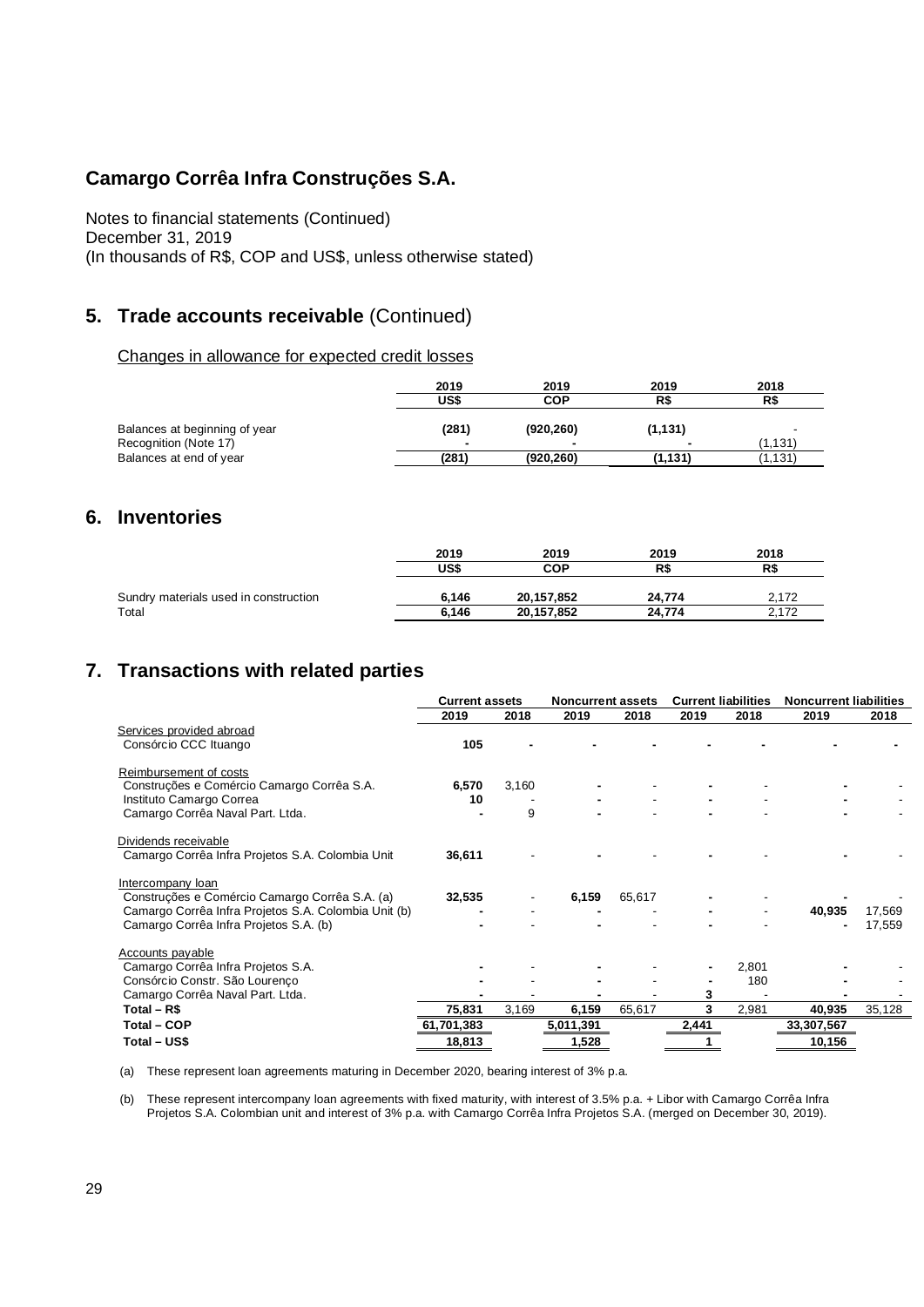# Camargo Corrêa Infra Construções S.A.

Notes to financial statements (Continued)
December 31, 2019
(In thousands of R$, COP and US$, unless otherwise stated)

## 5. Trade accounts receivable (Continued)

Changes in allowance for expected credit losses

| | 2019 US$ | 2019 COP | 2019 R$ | 2018 R$ |
|---|---|---|---|---|
| Balances at beginning of year | **(281)** | **(920,260)** | **(1,131)** | - |
| Recognition (Note 17) | **-** | **-** | **-** | (1,131) |
| Balances at end of year | **(281)** | **(920,260)** | **(1,131)** | (1,131) |

## 6. Inventories

| | 2019 US$ | 2019 COP | 2019 R$ | 2018 R$ |
|---|---|---|---|---|
| Sundry materials used in construction | **6,146** | **20,157,852** | **24,774** | 2,172 |
| Total | **6,146** | **20,157,852** | **24,774** | 2,172 |

## 7. Transactions with related parties

| | Current assets | | Noncurrent assets | | Current liabilities | | Noncurrent liabilities | |
|---|---|---|---|---|---|---|---|---|
| | 2019 | 2018 | 2019 | 2018 | 2019 | 2018 | 2019 | 2018 |
| Services provided abroad | | | | | | | | |
| Consórcio CCC Ituango | **105** | **-** | **-** | **-** | **-** | **-** | **-** | **-** |
| Reimbursement of costs | | | | | | | | |
| Construções e Comércio Camargo Corrêa S.A. | **6,570** | 3,160 | **-** | - | **-** | - | **-** | - |
| Instituto Camargo Correa | **10** | - | **-** | - | **-** | - | **-** | - |
| Camargo Corrêa Naval Part. Ltda. | **-** | 9 | **-** | - | **-** | - | **-** | - |
| Dividends receivable | | | | | | | | |
| Camargo Corrêa Infra Projetos S.A. Colombia Unit | **36,611** | - | **-** | - | **-** | - | **-** | - |
| Intercompany loan | | | | | | | | |
| Construções e Comércio Camargo Corrêa S.A. (a) | **32,535** | - | **6,159** | 65,617 | **-** | - | **-** | - |
| Camargo Corrêa Infra Projetos S.A. Colombia Unit (b) | **-** | - | **-** | - | **-** | - | **40,935** | 17,569 |
| Camargo Corrêa Infra Projetos S.A. (b) | **-** | - | **-** | - | **-** | - | **-** | 17,559 |
| Accounts payable | | | | | | | | |
| Camargo Corrêa Infra Projetos S.A. | **-** | - | **-** | - | **-** | 2,801 | **-** | - |
| Consórcio Constr. São Lourenço | **-** | - | **-** | - | **-** | 180 | **-** | - |
| Camargo Corrêa Naval Part. Ltda. | **-** | - | **-** | - | **3** | - | **-** | - |
| **Total – R$** | **75,831** | 3,169 | **6,159** | 65,617 | **3** | 2,981 | **40,935** | 35,128 |
| **Total – COP** | **61,701,383** | | **5,011,391** | | **2,441** | | **33,307,567** | |
| **Total – US$** | **18,813** | | **1,528** | | **1** | | **10,156** | |

(a) These represent loan agreements maturing in December 2020, bearing interest of 3% p.a.

(b) These represent intercompany loan agreements with fixed maturity, with interest of 3.5% p.a. + Libor with Camargo Corrêa Infra Projetos S.A. Colombian unit and interest of 3% p.a. with Camargo Corrêa Infra Projetos S.A. (merged on December 30, 2019).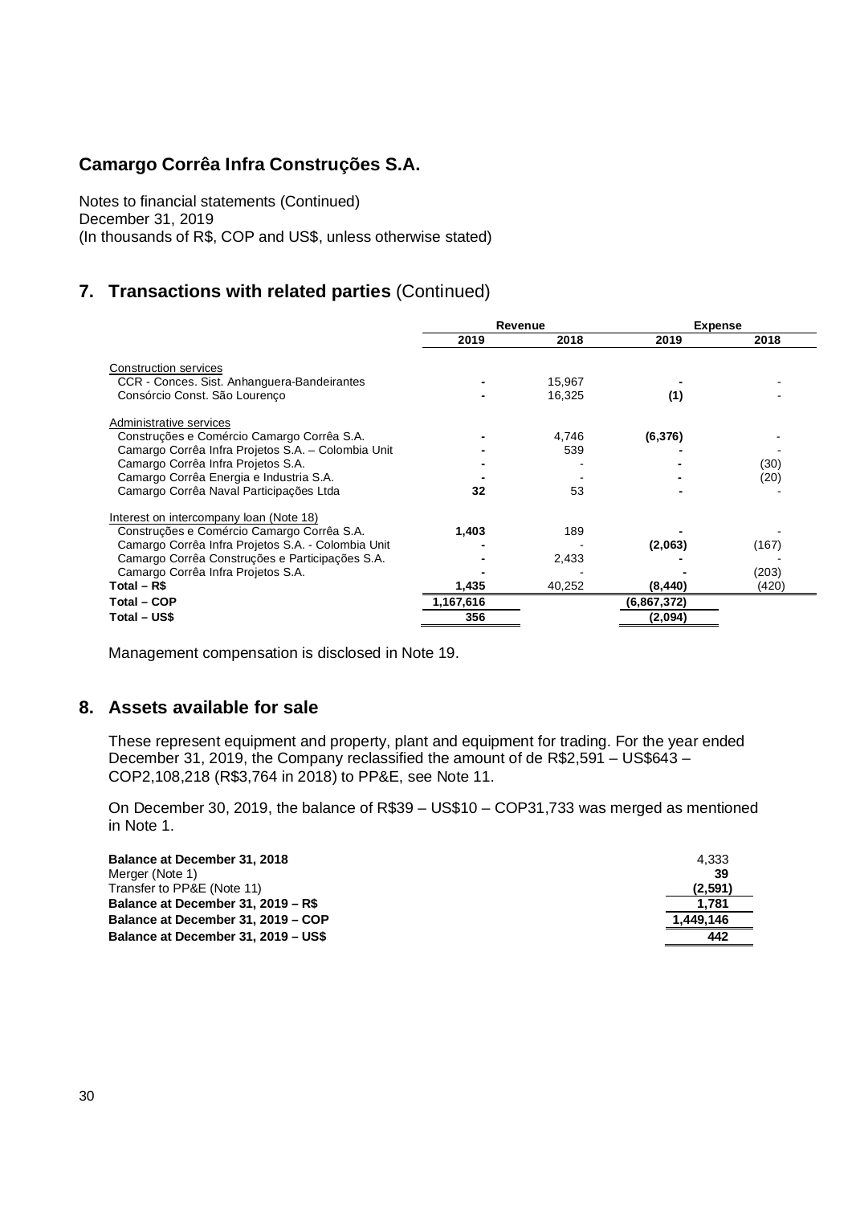# Camargo Corrêa Infra Construções S.A.

Notes to financial statements (Continued)
December 31, 2019
(In thousands of R$, COP and US$, unless otherwise stated)

## 7. Transactions with related parties (Continued)

| | Revenue | | Expense | |
|---|---|---|---|---|
| | 2019 | 2018 | 2019 | 2018 |
| Construction services | | | | |
| CCR - Conces. Sist. Anhanguera-Bandeirantes | - | 15,967 | - | - |
| Consórcio Const. São Lourenço | - | 16,325 | (1) | - |
| Administrative services | | | | |
| Construções e Comércio Camargo Corrêa S.A. | - | 4,746 | (6,376) | - |
| Camargo Corrêa Infra Projetos S.A. – Colombia Unit | - | 539 | - | - |
| Camargo Corrêa Infra Projetos S.A. | - | - | - | (30) |
| Camargo Corrêa Energia e Industria S.A. | - | - | - | (20) |
| Camargo Corrêa Naval Participações Ltda | 32 | 53 | - | - |
| Interest on intercompany loan (Note 18) | | | | |
| Construções e Comércio Camargo Corrêa S.A. | 1,403 | 189 | - | - |
| Camargo Corrêa Infra Projetos S.A. - Colombia Unit | - | - | (2,063) | (167) |
| Camargo Corrêa Construções e Participações S.A. | - | 2,433 | - | - |
| Camargo Corrêa Infra Projetos S.A. | - | - | - | (203) |
| **Total – R$** | **1,435** | 40,252 | **(8,440)** | (420) |
| **Total – COP** | **1,167,616** | | **(6,867,372)** | |
| **Total – US$** | **356** | | **(2,094)** | |

Management compensation is disclosed in Note 19.

## 8. Assets available for sale

These represent equipment and property, plant and equipment for trading. For the year ended December 31, 2019, the Company reclassified the amount of de R$2,591 – US$643 – COP2,108,218 (R$3,764 in 2018) to PP&E, see Note 11.

On December 30, 2019, the balance of R$39 – US$10 – COP31,733 was merged as mentioned in Note 1.

| | |
|---|---|
| **Balance at December 31, 2018** | 4,333 |
| Merger (Note 1) | **39** |
| Transfer to PP&E (Note 11) | **(2,591)** |
| **Balance at December 31, 2019 – R$** | **1,781** |
| **Balance at December 31, 2019 – COP** | **1,449,146** |
| **Balance at December 31, 2019 – US$** | **442** |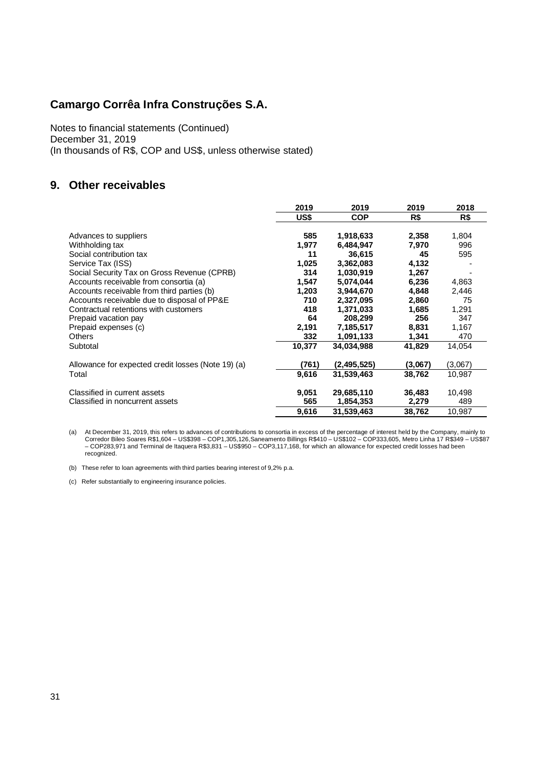# Camargo Corrêa Infra Construções S.A.

Notes to financial statements (Continued)
December 31, 2019
(In thousands of R$, COP and US$, unless otherwise stated)

## 9. Other receivables

| | 2019 | 2019 | 2019 | 2018 |
|---|---|---|---|---|
| | **US$** | **COP** | **R$** | **R$** |
| Advances to suppliers | **585** | **1,918,633** | **2,358** | 1,804 |
| Withholding tax | **1,977** | **6,484,947** | **7,970** | 996 |
| Social contribution tax | **11** | **36,615** | **45** | 595 |
| Service Tax (ISS) | **1,025** | **3,362,083** | **4,132** | - |
| Social Security Tax on Gross Revenue (CPRB) | **314** | **1,030,919** | **1,267** | - |
| Accounts receivable from consortia (a) | **1,547** | **5,074,044** | **6,236** | 4,863 |
| Accounts receivable from third parties (b) | **1,203** | **3,944,670** | **4,848** | 2,446 |
| Accounts receivable due to disposal of PP&E | **710** | **2,327,095** | **2,860** | 75 |
| Contractual retentions with customers | **418** | **1,371,033** | **1,685** | 1,291 |
| Prepaid vacation pay | **64** | **208,299** | **256** | 347 |
| Prepaid expenses (c) | **2,191** | **7,185,517** | **8,831** | 1,167 |
| Others | **332** | **1,091,133** | **1,341** | 470 |
| Subtotal | **10,377** | **34,034,988** | **41,829** | 14,054 |
| | | | | |
| Allowance for expected credit losses (Note 19) (a) | **(761)** | **(2,495,525)** | **(3,067)** | (3,067) |
| Total | **9,616** | **31,539,463** | **38,762** | 10,987 |
| | | | | |
| Classified in current assets | **9,051** | **29,685,110** | **36,483** | 10,498 |
| Classified in noncurrent assets | **565** | **1,854,353** | **2,279** | 489 |
| | **9,616** | **31,539,463** | **38,762** | 10,987 |

(a) At December 31, 2019, this refers to advances of contributions to consortia in excess of the percentage of interest held by the Company, mainly to Corredor Bileo Soares R$1,604 – US$398 – COP1,305,126,Saneamento Billings R$410 – US$102 – COP333,605, Metro Linha 17 R$349 – US$87 – COP283,971 and Terminal de Itaquera R$3,831 – US$950 – COP3,117,168, for which an allowance for expected credit losses had been recognized.

(b) These refer to loan agreements with third parties bearing interest of 9,2% p.a.

(c) Refer substantially to engineering insurance policies.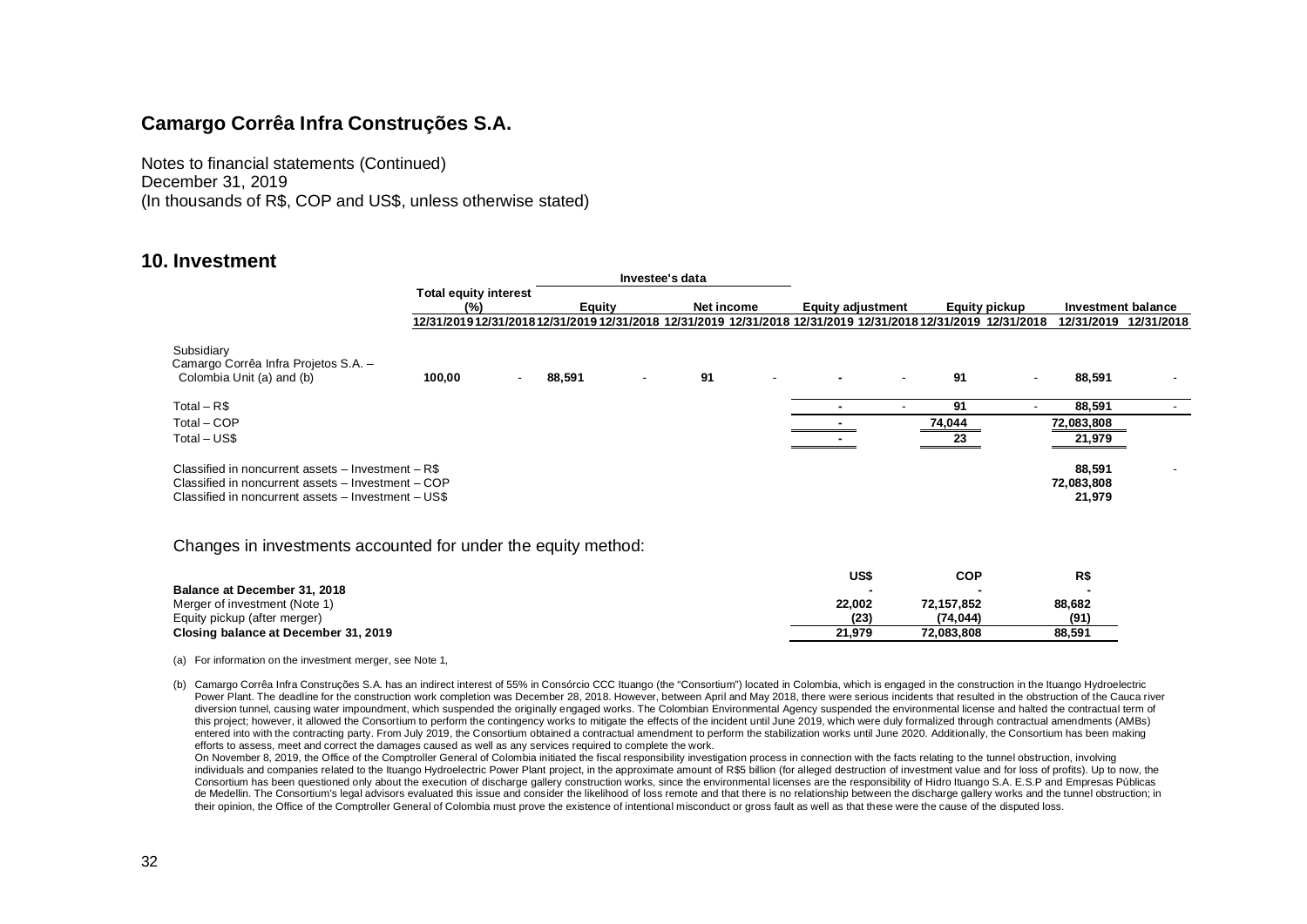## Camargo Corrêa Infra Construções S.A.

Notes to financial statements (Continued)
December 31, 2019
(In thousands of R$, COP and US$, unless otherwise stated)

## 10. Investment

| | Total equity interest (%) | | Investee's data | | | | Equity adjustment | | Equity pickup | | Investment balance | |
|---|---|---|---|---|---|---|---|---|---|---|---|---|
| | | | Equity | | Net income | | | | | | | |
| | 12/31/2019 | 12/31/2018 | 12/31/2019 | 12/31/2018 | 12/31/2019 | 12/31/2018 | 12/31/2019 | 12/31/2018 | 12/31/2019 | 12/31/2018 | 12/31/2019 | 12/31/2018 |
| Subsidiary<br>Camargo Corrêa Infra Projetos S.A. – Colombia Unit (a) and (b) | **100,00** | - | **88,591** | - | **91** | - | - | - | **91** | - | **88,591** | - |
| Total – R$ | | | | | | | - | - | 91 | - | 88,591 | - |
| Total – COP | | | | | | | - | | 74,044 | | 72,083,808 | |
| Total – US$ | | | | | | | - | | 23 | | 21,979 | |
| Classified in noncurrent assets – Investment – R$ | | | | | | | | | | | 88,591 | - |
| Classified in noncurrent assets – Investment – COP | | | | | | | | | | | 72,083,808 | |
| Classified in noncurrent assets – Investment – US$ | | | | | | | | | | | 21,979 | |

Changes in investments accounted for under the equity method:

| | US$ | COP | R$ |
|---|---|---|---|
| **Balance at December 31, 2018** | **-** | **-** | **-** |
| Merger of investment (Note 1) | 22,002 | 72,157,852 | 88,682 |
| Equity pickup (after merger) | (23) | (74,044) | (91) |
| **Closing balance at December 31, 2019** | **21,979** | **72,083,808** | **88,591** |

(a) For information on the investment merger, see Note 1,

(b) Camargo Corrêa Infra Construções S.A. has an indirect interest of 55% in Consórcio CCC Ituango (the "Consortium") located in Colombia, which is engaged in the construction in the Ituango Hydroelectric Power Plant. The deadline for the construction work completion was December 28, 2018. However, between April and May 2018, there were serious incidents that resulted in the obstruction of the Cauca river diversion tunnel, causing water impoundment, which suspended the originally engaged works. The Colombian Environmental Agency suspended the environmental license and halted the contractual term of this project; however, it allowed the Consortium to perform the contingency works to mitigate the effects of the incident until June 2019, which were duly formalized through contractual amendments (AMBs) entered into with the contracting party. From July 2019, the Consortium obtained a contractual amendment to perform the stabilization works until June 2020. Additionally, the Consortium has been making efforts to assess, meet and correct the damages caused as well as any services required to complete the work.
On November 8, 2019, the Office of the Comptroller General of Colombia initiated the fiscal responsibility investigation process in connection with the facts relating to the tunnel obstruction, involving individuals and companies related to the Ituango Hydroelectric Power Plant project, in the approximate amount of R$5 billion (for alleged destruction of investment value and for loss of profits). Up to now, the Consortium has been questioned only about the execution of discharge gallery construction works, since the environmental licenses are the responsibility of Hidro Ituango S.A. E.S.P and Empresas Públicas de Medellin. The Consortium's legal advisors evaluated this issue and consider the likelihood of loss remote and that there is no relationship between the discharge gallery works and the tunnel obstruction; in their opinion, the Office of the Comptroller General of Colombia must prove the existence of intentional misconduct or gross fault as well as that these were the cause of the disputed loss.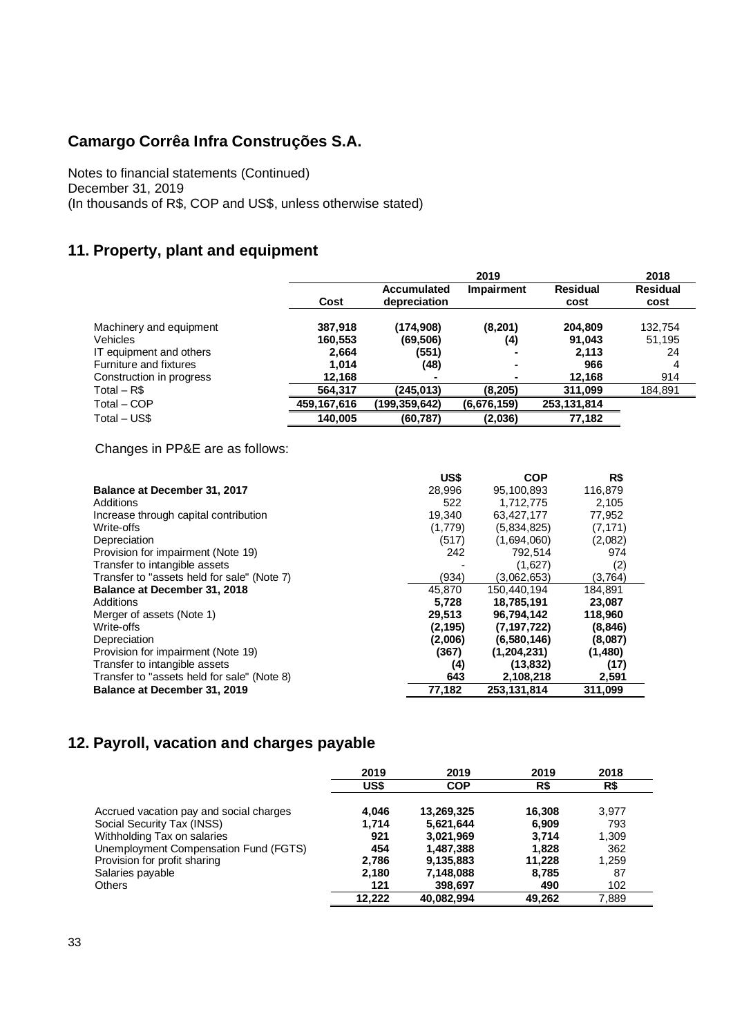# Camargo Corrêa Infra Construções S.A.

Notes to financial statements (Continued)
December 31, 2019
(In thousands of R$, COP and US$, unless otherwise stated)

## 11. Property, plant and equipment

| | 2019 | | | | 2018 |
|---|---|---|---|---|---|
| | Cost | Accumulated depreciation | Impairment | Residual cost | Residual cost |
| Machinery and equipment | **387,918** | **(174,908)** | **(8,201)** | **204,809** | 132,754 |
| Vehicles | **160,553** | **(69,506)** | **(4)** | **91,043** | 51,195 |
| IT equipment and others | **2,664** | **(551)** | **-** | **2,113** | 24 |
| Furniture and fixtures | **1,014** | **(48)** | **-** | **966** | 4 |
| Construction in progress | **12,168** | **-** | **-** | **12,168** | 914 |
| Total – R$ | **564,317** | **(245,013)** | **(8,205)** | **311,099** | 184,891 |
| Total – COP | **459,167,616** | **(199,359,642)** | **(6,676,159)** | **253,131,814** | |
| Total – US$ | **140,005** | **(60,787)** | **(2,036)** | **77,182** | |

Changes in PP&E are as follows:

| | US$ | COP | R$ |
|---|---|---|---|
| **Balance at December 31, 2017** | 28,996 | 95,100,893 | 116,879 |
| Additions | 522 | 1,712,775 | 2,105 |
| Increase through capital contribution | 19,340 | 63,427,177 | 77,952 |
| Write-offs | (1,779) | (5,834,825) | (7,171) |
| Depreciation | (517) | (1,694,060) | (2,082) |
| Provision for impairment (Note 19) | 242 | 792,514 | 974 |
| Transfer to intangible assets | - | (1,627) | (2) |
| Transfer to "assets held for sale" (Note 7) | (934) | (3,062,653) | (3,764) |
| **Balance at December 31, 2018** | 45,870 | 150,440,194 | 184,891 |
| Additions | **5,728** | **18,785,191** | **23,087** |
| Merger of assets (Note 1) | **29,513** | **96,794,142** | **118,960** |
| Write-offs | **(2,195)** | **(7,197,722)** | **(8,846)** |
| Depreciation | **(2,006)** | **(6,580,146)** | **(8,087)** |
| Provision for impairment (Note 19) | **(367)** | **(1,204,231)** | **(1,480)** |
| Transfer to intangible assets | **(4)** | **(13,832)** | **(17)** |
| Transfer to "assets held for sale" (Note 8) | **643** | **2,108,218** | **2,591** |
| **Balance at December 31, 2019** | **77,182** | **253,131,814** | **311,099** |

## 12. Payroll, vacation and charges payable

| | 2019 | 2019 | 2019 | 2018 |
|---|---|---|---|---|
| | US$ | COP | R$ | R$ |
| Accrued vacation pay and social charges | **4,046** | **13,269,325** | **16,308** | 3,977 |
| Social Security Tax (INSS) | **1,714** | **5,621,644** | **6,909** | 793 |
| Withholding Tax on salaries | **921** | **3,021,969** | **3,714** | 1,309 |
| Unemployment Compensation Fund (FGTS) | **454** | **1,487,388** | **1,828** | 362 |
| Provision for profit sharing | **2,786** | **9,135,883** | **11,228** | 1,259 |
| Salaries payable | **2,180** | **7,148,088** | **8,785** | 87 |
| Others | **121** | **398,697** | **490** | 102 |
| | **12,222** | **40,082,994** | **49,262** | 7,889 |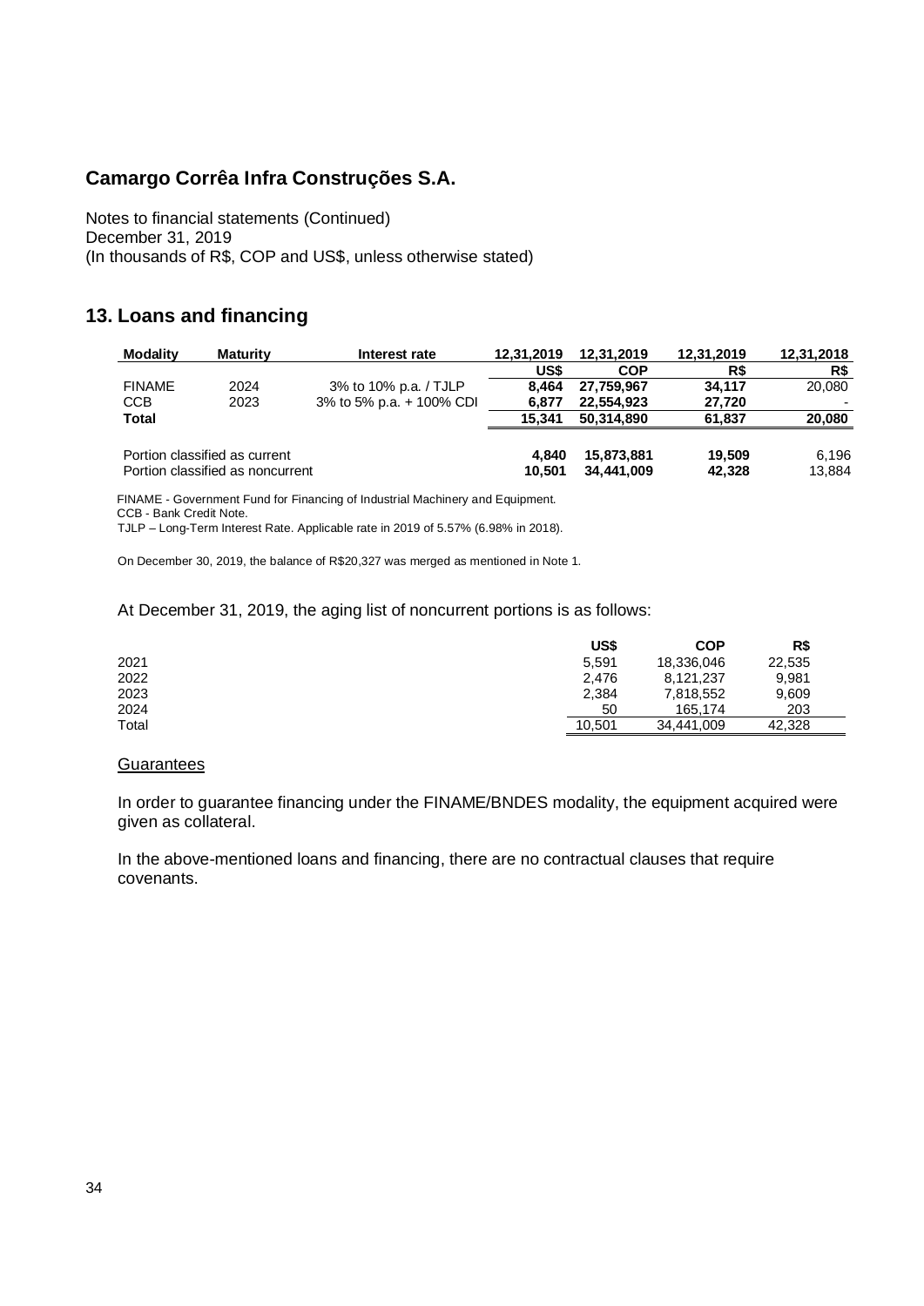## Camargo Corrêa Infra Construções S.A.

Notes to financial statements (Continued)
December 31, 2019
(In thousands of R$, COP and US$, unless otherwise stated)

## 13. Loans and financing

| Modality | Maturity | Interest rate | 12,31,2019 | 12,31,2019 | 12,31,2019 | 12,31,2018 |
|---|---|---|---|---|---|---|
| | | | US$ | COP | R$ | R$ |
| FINAME | 2024 | 3% to 10% p.a. / TJLP | **8,464** | **27,759,967** | **34,117** | 20,080 |
| CCB | 2023 | 3% to 5% p.a. + 100% CDI | **6,877** | **22,554,923** | **27,720** | - |
| **Total** | | | **15,341** | **50,314,890** | **61,837** | **20,080** |
| Portion classified as current | | | **4,840** | **15,873,881** | **19,509** | 6,196 |
| Portion classified as noncurrent | | | **10,501** | **34,441,009** | **42,328** | 13,884 |

FINAME - Government Fund for Financing of Industrial Machinery and Equipment.
CCB - Bank Credit Note.
TJLP – Long-Term Interest Rate. Applicable rate in 2019 of 5.57% (6.98% in 2018).

On December 30, 2019, the balance of R$20,327 was merged as mentioned in Note 1.

At December 31, 2019, the aging list of noncurrent portions is as follows:

| | US$ | COP | R$ |
|---|---|---|---|
| 2021 | 5,591 | 18,336,046 | 22,535 |
| 2022 | 2,476 | 8,121,237 | 9,981 |
| 2023 | 2,384 | 7,818,552 | 9,609 |
| 2024 | 50 | 165,174 | 203 |
| Total | 10,501 | 34,441,009 | 42,328 |

Guarantees

In order to guarantee financing under the FINAME/BNDES modality, the equipment acquired were given as collateral.

In the above-mentioned loans and financing, there are no contractual clauses that require covenants.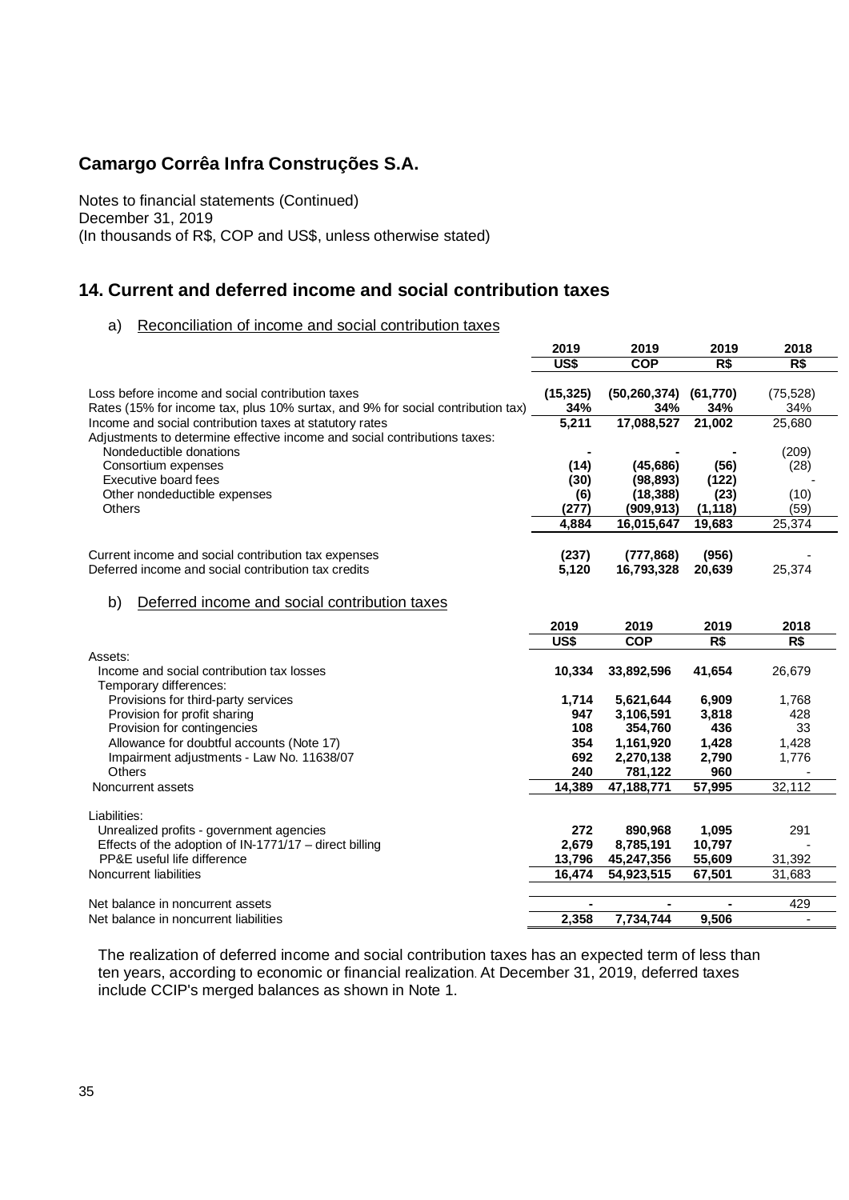**Camargo Corrêa Infra Construções S.A.**

Notes to financial statements (Continued)
December 31, 2019
(In thousands of R$, COP and US$, unless otherwise stated)

## 14. Current and deferred income and social contribution taxes

a) Reconciliation of income and social contribution taxes

| | 2019 | 2019 | 2019 | 2018 |
|---|---|---|---|---|
| | US$ | COP | R$ | R$ |
| Loss before income and social contribution taxes | **(15,325)** | **(50,260,374)** | **(61,770)** | (75,528) |
| Rates (15% for income tax, plus 10% surtax, and 9% for social contribution tax) | **34%** | **34%** | **34%** | 34% |
| Income and social contribution taxes at statutory rates | **5,211** | **17,088,527** | **21,002** | 25,680 |
| Adjustments to determine effective income and social contributions taxes: | | | | |
| Nondeductible donations | **-** | **-** | **-** | (209) |
| Consortium expenses | **(14)** | **(45,686)** | **(56)** | (28) |
| Executive board fees | **(30)** | **(98,893)** | **(122)** | - |
| Other nondeductible expenses | **(6)** | **(18,388)** | **(23)** | (10) |
| Others | **(277)** | **(909,913)** | **(1,118)** | (59) |
| | **4,884** | **16,015,647** | **19,683** | 25,374 |
| Current income and social contribution tax expenses | **(237)** | **(777,868)** | **(956)** | - |
| Deferred income and social contribution tax credits | **5,120** | **16,793,328** | **20,639** | 25,374 |

b) Deferred income and social contribution taxes

| | 2019 | 2019 | 2019 | 2018 |
|---|---|---|---|---|
| | US$ | COP | R$ | R$ |
| Assets: | | | | |
| Income and social contribution tax losses | **10,334** | **33,892,596** | **41,654** | 26,679 |
| Temporary differences: | | | | |
| Provisions for third-party services | **1,714** | **5,621,644** | **6,909** | 1,768 |
| Provision for profit sharing | **947** | **3,106,591** | **3,818** | 428 |
| Provision for contingencies | **108** | **354,760** | **436** | 33 |
| Allowance for doubtful accounts (Note 17) | **354** | **1,161,920** | **1,428** | 1,428 |
| Impairment adjustments - Law No. 11638/07 | **692** | **2,270,138** | **2,790** | 1,776 |
| Others | **240** | **781,122** | **960** | - |
| Noncurrent assets | **14,389** | **47,188,771** | **57,995** | 32,112 |
| Liabilities: | | | | |
| Unrealized profits - government agencies | **272** | **890,968** | **1,095** | 291 |
| Effects of the adoption of IN-1771/17 – direct billing | **2,679** | **8,785,191** | **10,797** | - |
| PP&E useful life difference | **13,796** | **45,247,356** | **55,609** | 31,392 |
| Noncurrent liabilities | **16,474** | **54,923,515** | **67,501** | 31,683 |
| Net balance in noncurrent assets | **-** | **-** | **-** | 429 |
| Net balance in noncurrent liabilities | **2,358** | **7,734,744** | **9,506** | - |

The realization of deferred income and social contribution taxes has an expected term of less than ten years, according to economic or financial realization. At December 31, 2019, deferred taxes include CCIP's merged balances as shown in Note 1.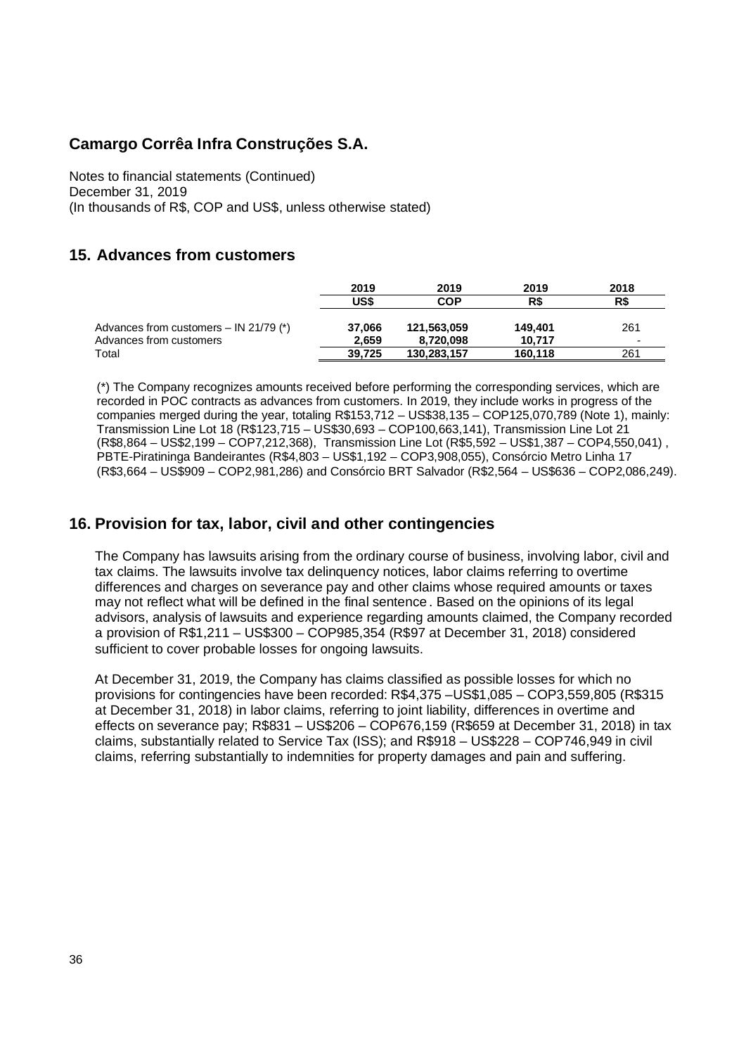## 15. Advances from customers

| | 2019 | 2019 | 2019 | 2018 |
|---|---|---|---|---|
| | US$ | COP | R$ | R$ |
| Advances from customers – IN 21/79 (*) | **37,066** | **121,563,059** | **149,401** | 261 |
| Advances from customers | **2,659** | **8,720,098** | **10,717** | - |
| Total | **39,725** | **130,283,157** | **160,118** | 261 |

(*) The Company recognizes amounts received before performing the corresponding services, which are recorded in POC contracts as advances from customers. In 2019, they include works in progress of the companies merged during the year, totaling R$153,712 – US$38,135 – COP125,070,789 (Note 1), mainly: Transmission Line Lot 18 (R$123,715 – US$30,693 – COP100,663,141), Transmission Line Lot 21 (R$8,864 – US$2,199 – COP7,212,368), Transmission Line Lot (R$5,592 – US$1,387 – COP4,550,041) , PBTE-Piratininga Bandeirantes (R$4,803 – US$1,192 – COP3,908,055), Consórcio Metro Linha 17 (R$3,664 – US$909 – COP2,981,286) and Consórcio BRT Salvador (R$2,564 – US$636 – COP2,086,249).

## 16. Provision for tax, labor, civil and other contingencies

The Company has lawsuits arising from the ordinary course of business, involving labor, civil and tax claims. The lawsuits involve tax delinquency notices, labor claims referring to overtime differences and charges on severance pay and other claims whose required amounts or taxes may not reflect what will be defined in the final sentence. Based on the opinions of its legal advisors, analysis of lawsuits and experience regarding amounts claimed, the Company recorded a provision of R$1,211 – US$300 – COP985,354 (R$97 at December 31, 2018) considered sufficient to cover probable losses for ongoing lawsuits.

At December 31, 2019, the Company has claims classified as possible losses for which no provisions for contingencies have been recorded: R$4,375 –US$1,085 – COP3,559,805 (R$315 at December 31, 2018) in labor claims, referring to joint liability, differences in overtime and effects on severance pay; R$831 – US$206 – COP676,159 (R$659 at December 31, 2018) in tax claims, substantially related to Service Tax (ISS); and R$918 – US$228 – COP746,949 in civil claims, referring substantially to indemnities for property damages and pain and suffering.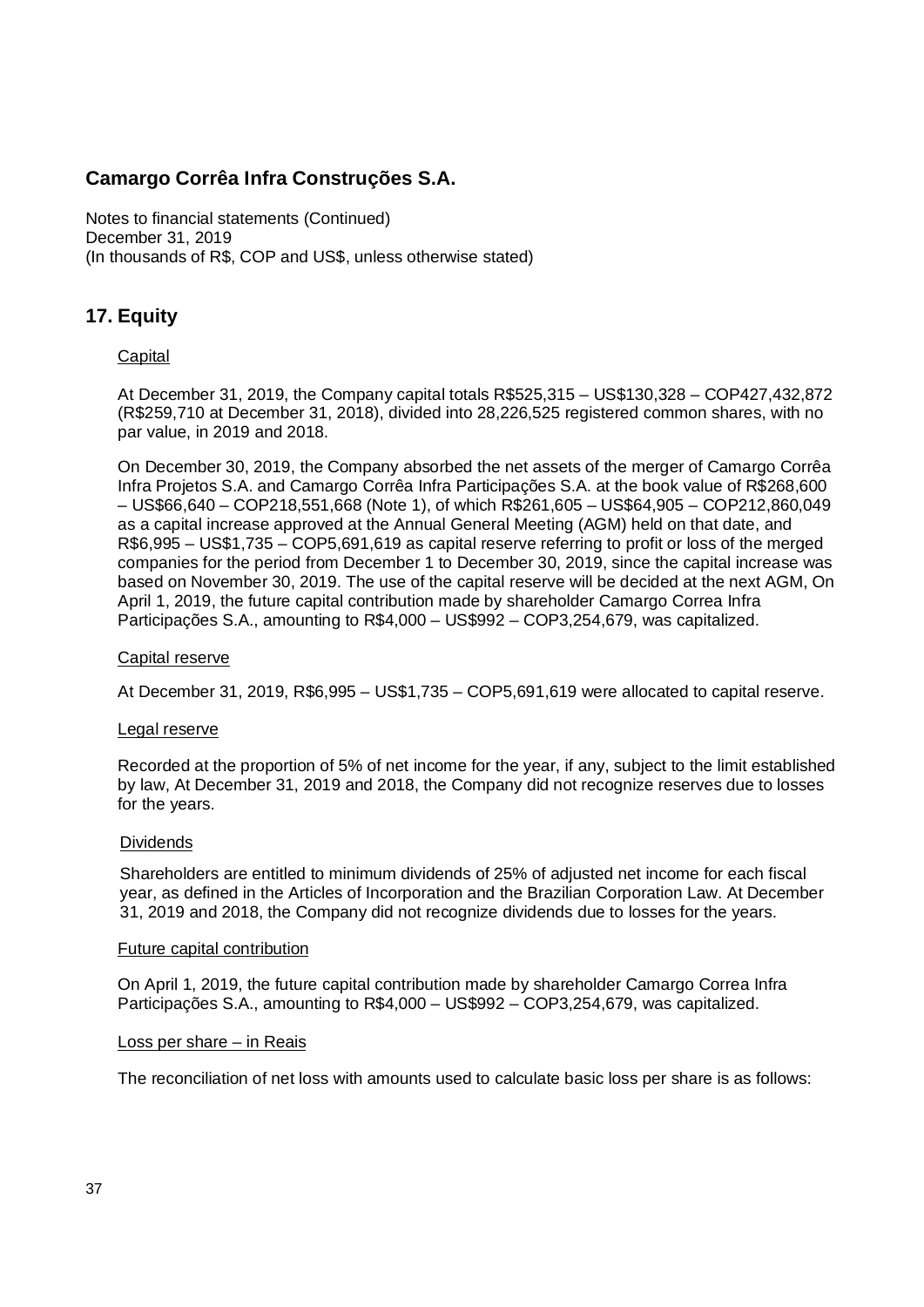# Camargo Corrêa Infra Construções S.A.

Notes to financial statements (Continued)
December 31, 2019
(In thousands of R$, COP and US$, unless otherwise stated)

## 17. Equity

Capital

At December 31, 2019, the Company capital totals R$525,315 – US$130,328 – COP427,432,872 (R$259,710 at December 31, 2018), divided into 28,226,525 registered common shares, with no par value, in 2019 and 2018.

On December 30, 2019, the Company absorbed the net assets of the merger of Camargo Corrêa Infra Projetos S.A. and Camargo Corrêa Infra Participações S.A. at the book value of R$268,600 – US$66,640 – COP218,551,668 (Note 1), of which R$261,605 – US$64,905 – COP212,860,049 as a capital increase approved at the Annual General Meeting (AGM) held on that date, and R$6,995 – US$1,735 – COP5,691,619 as capital reserve referring to profit or loss of the merged companies for the period from December 1 to December 30, 2019, since the capital increase was based on November 30, 2019. The use of the capital reserve will be decided at the next AGM, On April 1, 2019, the future capital contribution made by shareholder Camargo Correa Infra Participações S.A., amounting to R$4,000 – US$992 – COP3,254,679, was capitalized.

Capital reserve

At December 31, 2019, R$6,995 – US$1,735 – COP5,691,619 were allocated to capital reserve.

Legal reserve

Recorded at the proportion of 5% of net income for the year, if any, subject to the limit established by law, At December 31, 2019 and 2018, the Company did not recognize reserves due to losses for the years.

Dividends

Shareholders are entitled to minimum dividends of 25% of adjusted net income for each fiscal year, as defined in the Articles of Incorporation and the Brazilian Corporation Law. At December 31, 2019 and 2018, the Company did not recognize dividends due to losses for the years.

Future capital contribution

On April 1, 2019, the future capital contribution made by shareholder Camargo Correa Infra Participações S.A., amounting to R$4,000 – US$992 – COP3,254,679, was capitalized.

Loss per share – in Reais

The reconciliation of net loss with amounts used to calculate basic loss per share is as follows: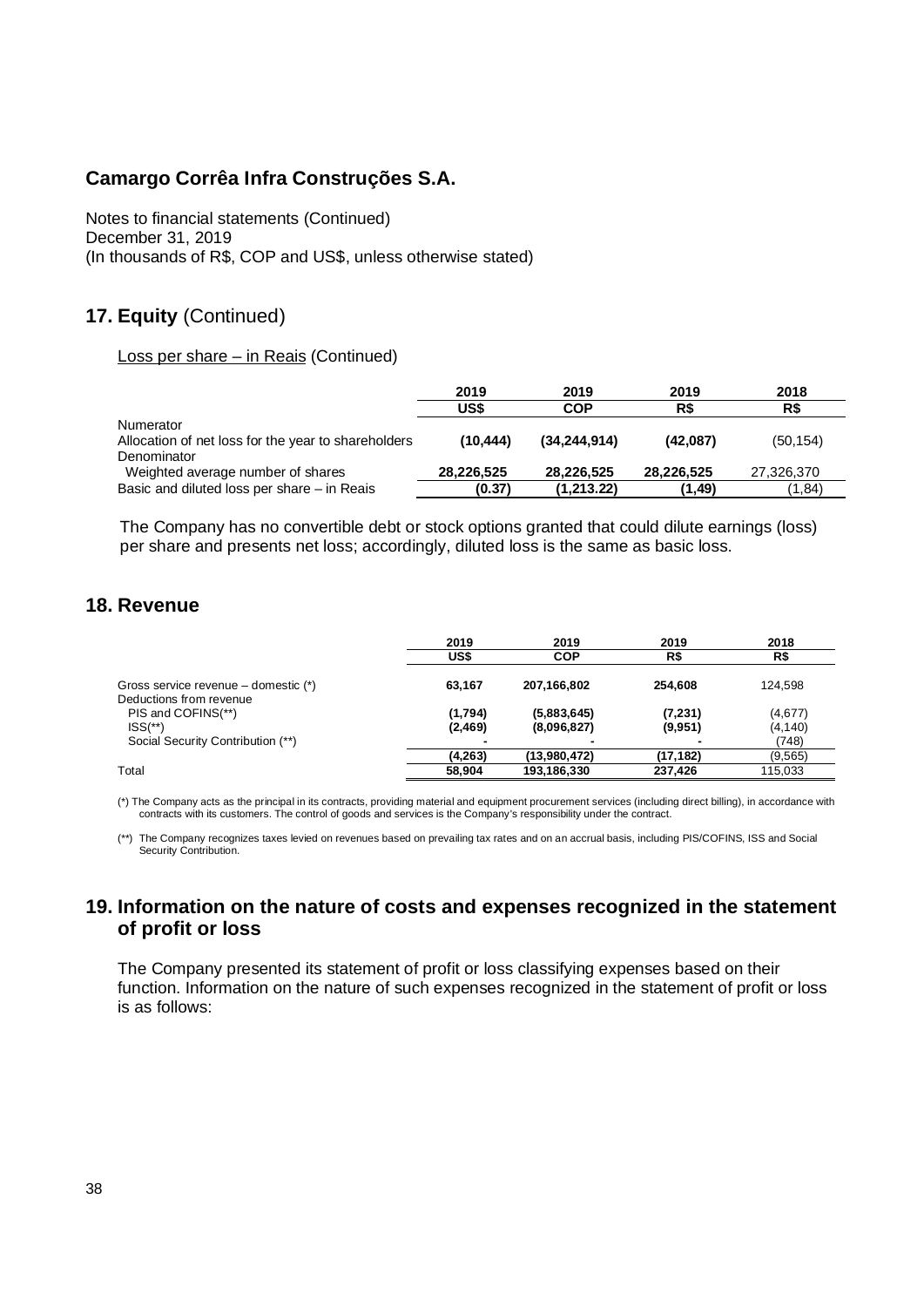## Camargo Corrêa Infra Construções S.A.

Notes to financial statements (Continued)
December 31, 2019
(In thousands of R$, COP and US$, unless otherwise stated)

## 17. Equity (Continued)

Loss per share – in Reais (Continued)

| | 2019 | 2019 | 2019 | 2018 |
|---|---|---|---|---|
| | **US$** | **COP** | **R$** | **R$** |
| Numerator | | | | |
| Allocation of net loss for the year to shareholders | **(10,444)** | **(34,244,914)** | **(42,087)** | (50,154) |
| Denominator | | | | |
| Weighted average number of shares | **28,226,525** | **28,226,525** | **28,226,525** | 27,326,370 |
| Basic and diluted loss per share – in Reais | **(0.37)** | **(1,213.22)** | **(1,49)** | (1,84) |

The Company has no convertible debt or stock options granted that could dilute earnings (loss) per share and presents net loss; accordingly, diluted loss is the same as basic loss.

## 18. Revenue

| | 2019 | 2019 | 2019 | 2018 |
|---|---|---|---|---|
| | **US$** | **COP** | **R$** | **R$** |
| Gross service revenue – domestic (*) | **63,167** | **207,166,802** | **254,608** | 124,598 |
| Deductions from revenue | | | | |
| PIS and COFINS(**) | **(1,794)** | **(5,883,645)** | **(7,231)** | (4,677) |
| ISS(**) | **(2,469)** | **(8,096,827)** | **(9,951)** | (4,140) |
| Social Security Contribution (**) | **-** | **-** | **-** | (748) |
| | **(4,263)** | **(13,980,472)** | **(17,182)** | (9,565) |
| Total | **58,904** | **193,186,330** | **237,426** | 115,033 |

(*) The Company acts as the principal in its contracts, providing material and equipment procurement services (including direct billing), in accordance with contracts with its customers. The control of goods and services is the Company's responsibility under the contract.

(**) The Company recognizes taxes levied on revenues based on prevailing tax rates and on an accrual basis, including PIS/COFINS, ISS and Social Security Contribution.

## 19. Information on the nature of costs and expenses recognized in the statement of profit or loss

The Company presented its statement of profit or loss classifying expenses based on their function. Information on the nature of such expenses recognized in the statement of profit or loss is as follows: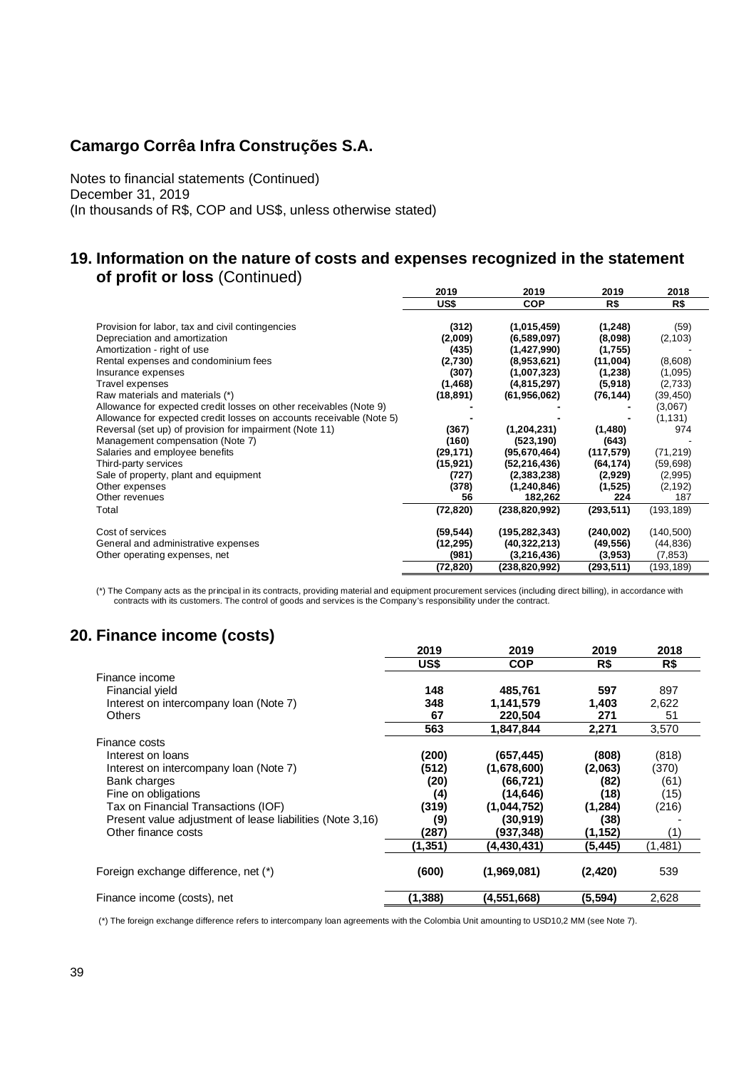## Camargo Corrêa Infra Construções S.A.

Notes to financial statements (Continued)
December 31, 2019
(In thousands of R$, COP and US$, unless otherwise stated)

## 19. Information on the nature of costs and expenses recognized in the statement of profit or loss (Continued)

| | 2019 | 2019 | 2019 | 2018 |
|---|---|---|---|---|
| | **US$** | **COP** | **R$** | **R$** |
| Provision for labor, tax and civil contingencies | **(312)** | **(1,015,459)** | **(1,248)** | (59) |
| Depreciation and amortization | **(2,009)** | **(6,589,097)** | **(8,098)** | (2,103) |
| Amortization - right of use | **(435)** | **(1,427,990)** | **(1,755)** | - |
| Rental expenses and condominium fees | **(2,730)** | **(8,953,621)** | **(11,004)** | (8,608) |
| Insurance expenses | **(307)** | **(1,007,323)** | **(1,238)** | (1,095) |
| Travel expenses | **(1,468)** | **(4,815,297)** | **(5,918)** | (2,733) |
| Raw materials and materials (*) | **(18,891)** | **(61,956,062)** | **(76,144)** | (39,450) |
| Allowance for expected credit losses on other receivables (Note 9) | **-** | **-** | **-** | (3,067) |
| Allowance for expected credit losses on accounts receivable (Note 5) | **-** | **-** | **-** | (1,131) |
| Reversal (set up) of provision for impairment (Note 11) | **(367)** | **(1,204,231)** | **(1,480)** | 974 |
| Management compensation (Note 7) | **(160)** | **(523,190)** | **(643)** | - |
| Salaries and employee benefits | **(29,171)** | **(95,670,464)** | **(117,579)** | (71,219) |
| Third-party services | **(15,921)** | **(52,216,436)** | **(64,174)** | (59,698) |
| Sale of property, plant and equipment | **(727)** | **(2,383,238)** | **(2,929)** | (2,995) |
| Other expenses | **(378)** | **(1,240,846)** | **(1,525)** | (2,192) |
| Other revenues | **56** | **182,262** | **224** | 187 |
| Total | **(72,820)** | **(238,820,992)** | **(293,511)** | (193,189) |
| Cost of services | **(59,544)** | **(195,282,343)** | **(240,002)** | (140,500) |
| General and administrative expenses | **(12,295)** | **(40,322,213)** | **(49,556)** | (44,836) |
| Other operating expenses, net | **(981)** | **(3,216,436)** | **(3,953)** | (7,853) |
| | **(72,820)** | **(238,820,992)** | **(293,511)** | (193,189) |

(*) The Company acts as the principal in its contracts, providing material and equipment procurement services (including direct billing), in accordance with contracts with its customers. The control of goods and services is the Company's responsibility under the contract.

## 20. Finance income (costs)

| | 2019 | 2019 | 2019 | 2018 |
|---|---|---|---|---|
| | **US$** | **COP** | **R$** | **R$** |
| Finance income | | | | |
| Financial yield | **148** | **485,761** | **597** | 897 |
| Interest on intercompany loan (Note 7) | **348** | **1,141,579** | **1,403** | 2,622 |
| Others | **67** | **220,504** | **271** | 51 |
| | **563** | **1,847,844** | **2,271** | 3,570 |
| Finance costs | | | | |
| Interest on loans | **(200)** | **(657,445)** | **(808)** | (818) |
| Interest on intercompany loan (Note 7) | **(512)** | **(1,678,600)** | **(2,063)** | (370) |
| Bank charges | **(20)** | **(66,721)** | **(82)** | (61) |
| Fine on obligations | **(4)** | **(14,646)** | **(18)** | (15) |
| Tax on Financial Transactions (IOF) | **(319)** | **(1,044,752)** | **(1,284)** | (216) |
| Present value adjustment of lease liabilities (Note 3,16) | **(9)** | **(30,919)** | **(38)** | - |
| Other finance costs | **(287)** | **(937,348)** | **(1,152)** | (1) |
| | **(1,351)** | **(4,430,431)** | **(5,445)** | (1,481) |
| Foreign exchange difference, net (*) | **(600)** | **(1,969,081)** | **(2,420)** | 539 |
| Finance income (costs), net | **(1,388)** | **(4,551,668)** | **(5,594)** | 2,628 |

(*) The foreign exchange difference refers to intercompany loan agreements with the Colombia Unit amounting to USD10,2 MM (see Note 7).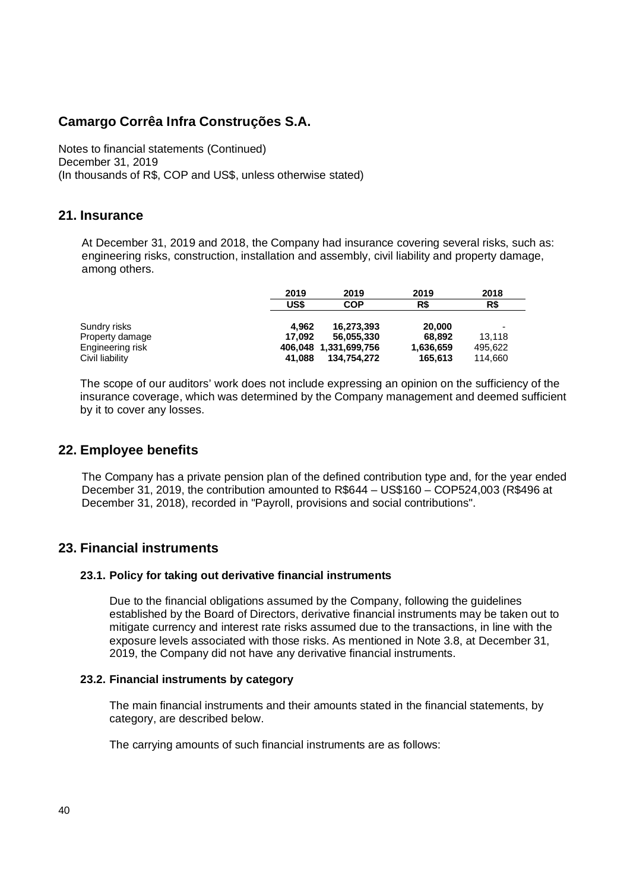# Camargo Corrêa Infra Construções S.A.

Notes to financial statements (Continued)
December 31, 2019
(In thousands of R$, COP and US$, unless otherwise stated)

## 21. Insurance

At December 31, 2019 and 2018, the Company had insurance covering several risks, such as: engineering risks, construction, installation and assembly, civil liability and property damage, among others.

| | 2019 | 2019 | 2019 | 2018 |
|---|---|---|---|---|
| | **US$** | **COP** | **R$** | **R$** |
| Sundry risks | **4,962** | **16,273,393** | **20,000** | - |
| Property damage | **17,092** | **56,055,330** | **68,892** | 13,118 |
| Engineering risk | **406,048** | **1,331,699,756** | **1,636,659** | 495,622 |
| Civil liability | **41,088** | **134,754,272** | **165,613** | 114,660 |

The scope of our auditors' work does not include expressing an opinion on the sufficiency of the insurance coverage, which was determined by the Company management and deemed sufficient by it to cover any losses.

## 22. Employee benefits

The Company has a private pension plan of the defined contribution type and, for the year ended December 31, 2019, the contribution amounted to R$644 – US$160 – COP524,003 (R$496 at December 31, 2018), recorded in "Payroll, provisions and social contributions".

## 23. Financial instruments

### 23.1. Policy for taking out derivative financial instruments

Due to the financial obligations assumed by the Company, following the guidelines established by the Board of Directors, derivative financial instruments may be taken out to mitigate currency and interest rate risks assumed due to the transactions, in line with the exposure levels associated with those risks. As mentioned in Note 3.8, at December 31, 2019, the Company did not have any derivative financial instruments.

### 23.2. Financial instruments by category

The main financial instruments and their amounts stated in the financial statements, by category, are described below.

The carrying amounts of such financial instruments are as follows: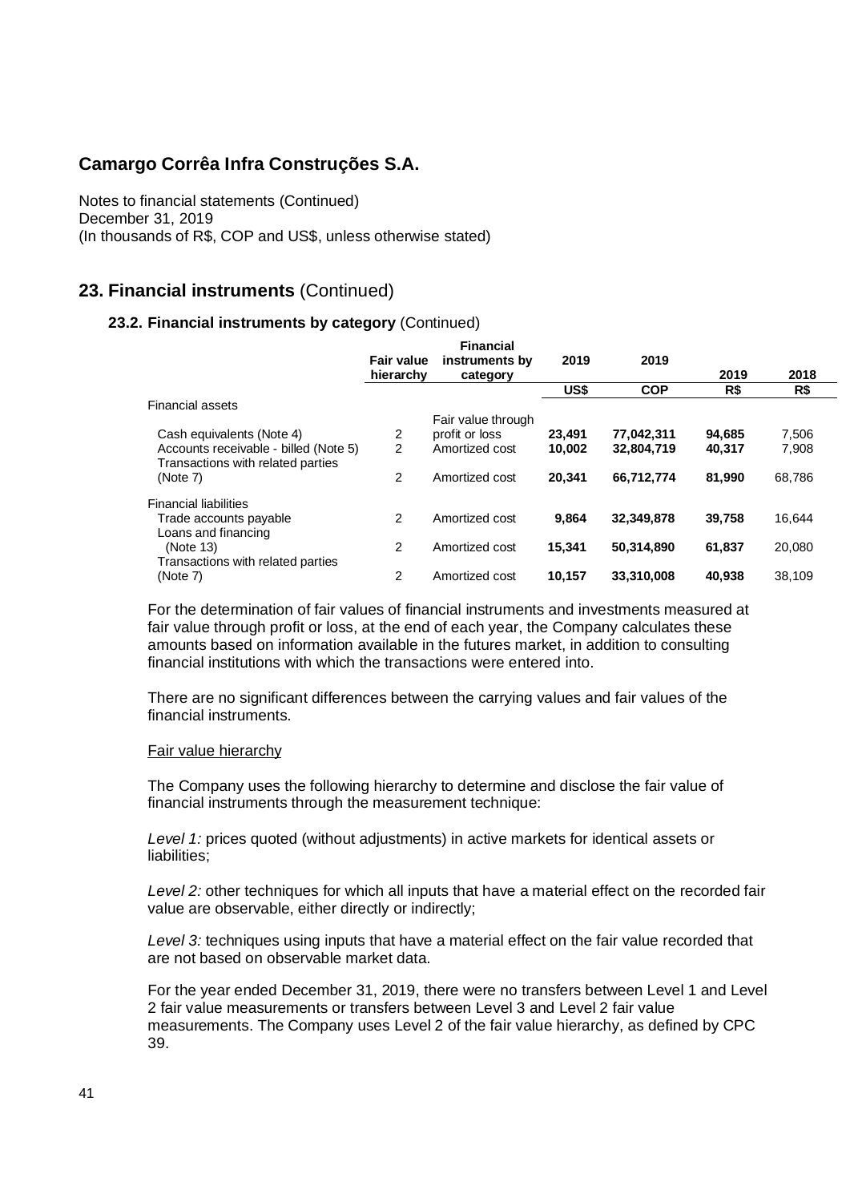# Camargo Corrêa Infra Construções S.A.

Notes to financial statements (Continued)
December 31, 2019
(In thousands of R$, COP and US$, unless otherwise stated)

## 23. Financial instruments (Continued)

### 23.2. Financial instruments by category (Continued)

| | Fair value hierarchy | Financial instruments by category | 2019 | 2019 | 2019 | 2018 |
|---|---|---|---|---|---|---|
| | | | US$ | COP | R$ | R$ |
| Financial assets | | | | | | |
| Cash equivalents (Note 4) | 2 | Fair value through profit or loss | **23,491** | **77,042,311** | **94,685** | 7,506 |
| Accounts receivable - billed (Note 5) | 2 | Amortized cost | **10,002** | **32,804,719** | **40,317** | 7,908 |
| Transactions with related parties (Note 7) | 2 | Amortized cost | **20,341** | **66,712,774** | **81,990** | 68,786 |
| Financial liabilities | | | | | | |
| Trade accounts payable | 2 | Amortized cost | **9,864** | **32,349,878** | **39,758** | 16,644 |
| Loans and financing (Note 13) | 2 | Amortized cost | **15,341** | **50,314,890** | **61,837** | 20,080 |
| Transactions with related parties (Note 7) | 2 | Amortized cost | **10,157** | **33,310,008** | **40,938** | 38,109 |

For the determination of fair values of financial instruments and investments measured at fair value through profit or loss, at the end of each year, the Company calculates these amounts based on information available in the futures market, in addition to consulting financial institutions with which the transactions were entered into.

There are no significant differences between the carrying values and fair values of the financial instruments.

Fair value hierarchy

The Company uses the following hierarchy to determine and disclose the fair value of financial instruments through the measurement technique:

*Level 1:* prices quoted (without adjustments) in active markets for identical assets or liabilities;

*Level 2:* other techniques for which all inputs that have a material effect on the recorded fair value are observable, either directly or indirectly;

*Level 3:* techniques using inputs that have a material effect on the fair value recorded that are not based on observable market data.

For the year ended December 31, 2019, there were no transfers between Level 1 and Level 2 fair value measurements or transfers between Level 3 and Level 2 fair value measurements. The Company uses Level 2 of the fair value hierarchy, as defined by CPC 39.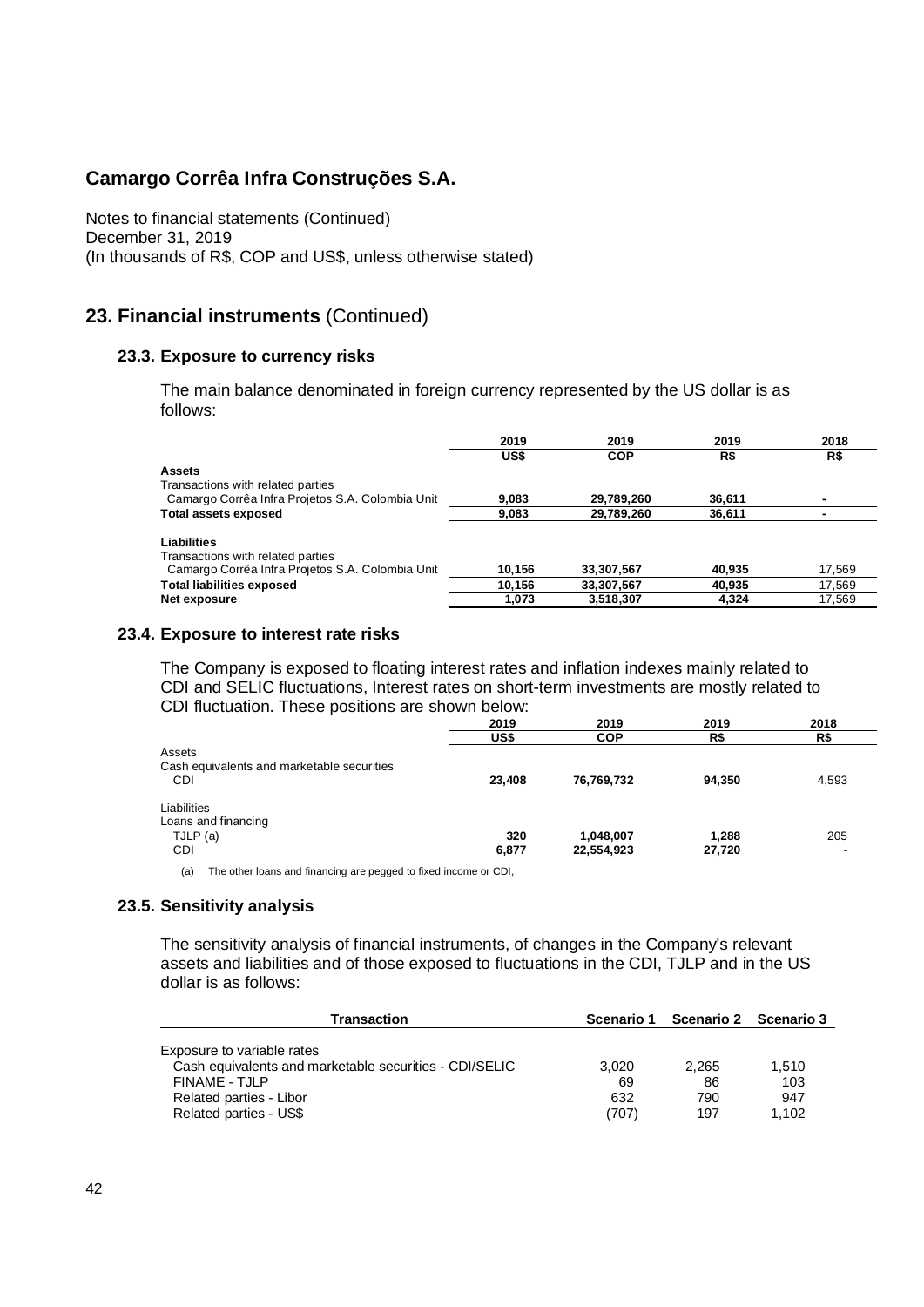## Camargo Corrêa Infra Construções S.A.

Notes to financial statements (Continued)
December 31, 2019
(In thousands of R$, COP and US$, unless otherwise stated)

## 23. Financial instruments (Continued)

### 23.3. Exposure to currency risks

The main balance denominated in foreign currency represented by the US dollar is as follows:

| | 2019 | 2019 | 2019 | 2018 |
|---|---|---|---|---|
| | US$ | COP | R$ | R$ |
| **Assets** | | | | |
| Transactions with related parties | | | | |
| Camargo Corrêa Infra Projetos S.A. Colombia Unit | 9,083 | 29,789,260 | 36,611 | - |
| **Total assets exposed** | 9,083 | 29,789,260 | 36,611 | - |
| **Liabilities** | | | | |
| Transactions with related parties | | | | |
| Camargo Corrêa Infra Projetos S.A. Colombia Unit | 10,156 | 33,307,567 | 40,935 | 17,569 |
| **Total liabilities exposed** | 10,156 | 33,307,567 | 40,935 | 17,569 |
| **Net exposure** | 1,073 | 3,518,307 | 4,324 | 17,569 |

### 23.4. Exposure to interest rate risks

The Company is exposed to floating interest rates and inflation indexes mainly related to CDI and SELIC fluctuations, Interest rates on short-term investments are mostly related to CDI fluctuation. These positions are shown below:

| | 2019 | 2019 | 2019 | 2018 |
|---|---|---|---|---|
| | US$ | COP | R$ | R$ |
| Assets | | | | |
| Cash equivalents and marketable securities | | | | |
| CDI | 23,408 | 76,769,732 | 94,350 | 4,593 |
| Liabilities | | | | |
| Loans and financing | | | | |
| TJLP (a) | 320 | 1,048,007 | 1,288 | 205 |
| CDI | 6,877 | 22,554,923 | 27,720 | - |

(a) The other loans and financing are pegged to fixed income or CDI,

### 23.5. Sensitivity analysis

The sensitivity analysis of financial instruments, of changes in the Company's relevant assets and liabilities and of those exposed to fluctuations in the CDI, TJLP and in the US dollar is as follows:

| Transaction | Scenario 1 | Scenario 2 | Scenario 3 |
|---|---|---|---|
| Exposure to variable rates | | | |
| Cash equivalents and marketable securities - CDI/SELIC | 3,020 | 2,265 | 1,510 |
| FINAME - TJLP | 69 | 86 | 103 |
| Related parties - Libor | 632 | 790 | 947 |
| Related parties - US$ | (707) | 197 | 1,102 |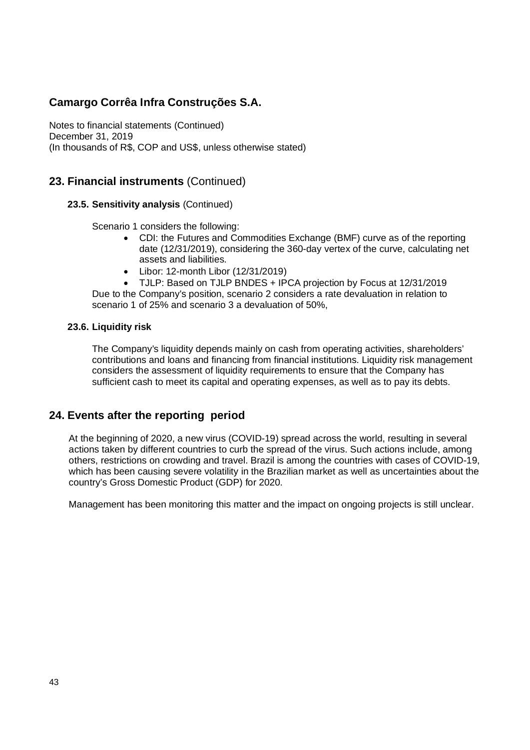## 23. Financial instruments (Continued)

### 23.5. Sensitivity analysis (Continued)

Scenario 1 considers the following:

- CDI: the Futures and Commodities Exchange (BMF) curve as of the reporting date (12/31/2019), considering the 360-day vertex of the curve, calculating net assets and liabilities.
- Libor: 12-month Libor (12/31/2019)
- TJLP: Based on TJLP BNDES + IPCA projection by Focus at 12/31/2019

Due to the Company's position, scenario 2 considers a rate devaluation in relation to scenario 1 of 25% and scenario 3 a devaluation of 50%,

### 23.6. Liquidity risk

The Company's liquidity depends mainly on cash from operating activities, shareholders' contributions and loans and financing from financial institutions. Liquidity risk management considers the assessment of liquidity requirements to ensure that the Company has sufficient cash to meet its capital and operating expenses, as well as to pay its debts.

## 24. Events after the reporting period

At the beginning of 2020, a new virus (COVID-19) spread across the world, resulting in several actions taken by different countries to curb the spread of the virus. Such actions include, among others, restrictions on crowding and travel. Brazil is among the countries with cases of COVID-19, which has been causing severe volatility in the Brazilian market as well as uncertainties about the country's Gross Domestic Product (GDP) for 2020.

Management has been monitoring this matter and the impact on ongoing projects is still unclear.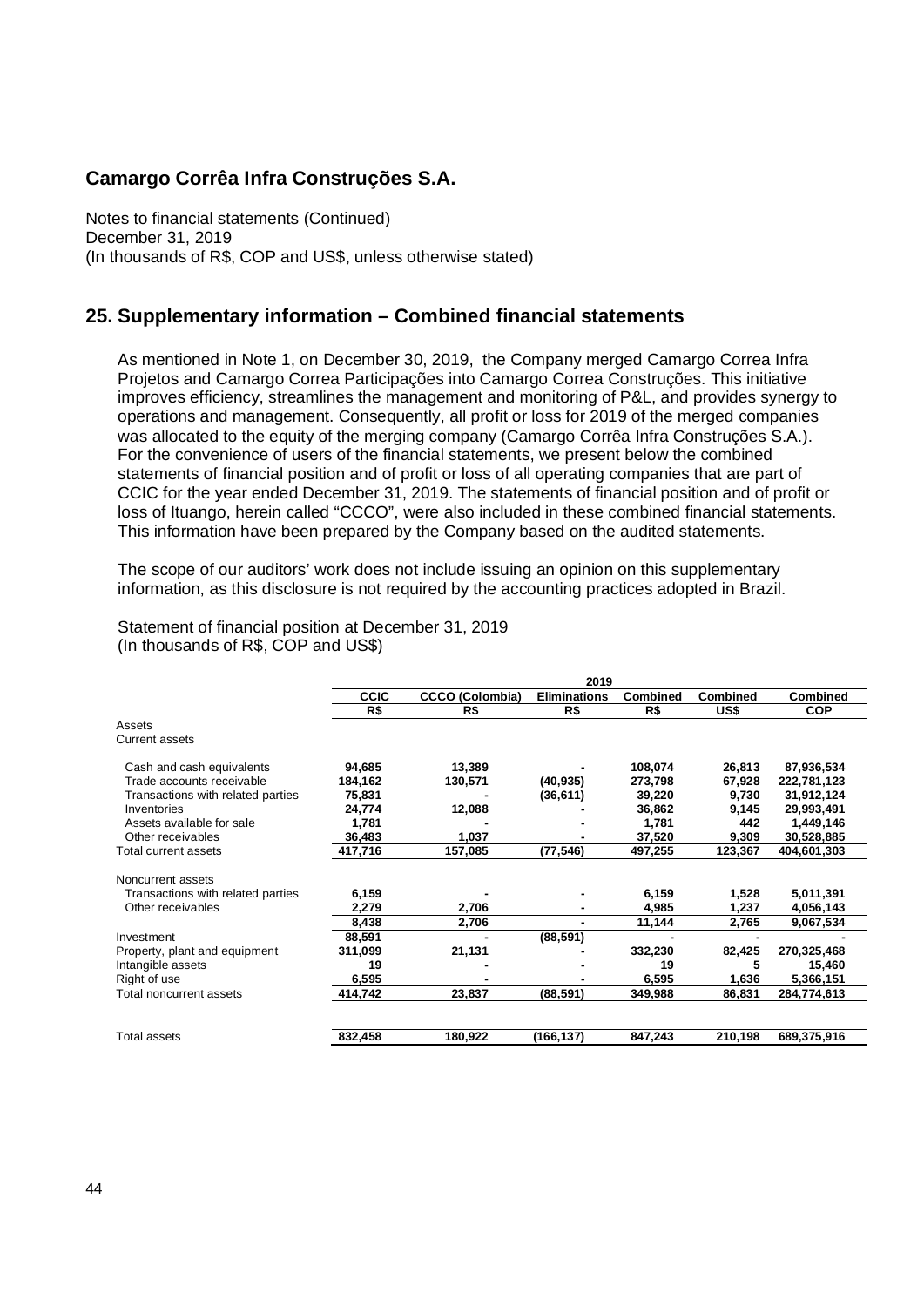## Camargo Corrêa Infra Construções S.A.

Notes to financial statements (Continued)
December 31, 2019
(In thousands of R$, COP and US$, unless otherwise stated)

## 25. Supplementary information – Combined financial statements

As mentioned in Note 1, on December 30, 2019, the Company merged Camargo Correa Infra Projetos and Camargo Correa Participações into Camargo Correa Construções. This initiative improves efficiency, streamlines the management and monitoring of P&L, and provides synergy to operations and management. Consequently, all profit or loss for 2019 of the merged companies was allocated to the equity of the merging company (Camargo Corrêa Infra Construções S.A.). For the convenience of users of the financial statements, we present below the combined statements of financial position and of profit or loss of all operating companies that are part of CCIC for the year ended December 31, 2019. The statements of financial position and of profit or loss of Ituango, herein called "CCCO", were also included in these combined financial statements. This information have been prepared by the Company based on the audited statements.

The scope of our auditors' work does not include issuing an opinion on this supplementary information, as this disclosure is not required by the accounting practices adopted in Brazil.

Statement of financial position at December 31, 2019
(In thousands of R$, COP and US$)

| | 2019 | | | | | |
|---|---|---|---|---|---|---|
| | **CCIC** | **CCCO (Colombia)** | **Eliminations** | **Combined** | **Combined** | **Combined** |
| | **R$** | **R$** | **R$** | **R$** | **US$** | **COP** |
| Assets | | | | | | |
| Current assets | | | | | | |
| Cash and cash equivalents | 94,685 | 13,389 | - | 108,074 | 26,813 | 87,936,534 |
| Trade accounts receivable | 184,162 | 130,571 | (40,935) | 273,798 | 67,928 | 222,781,123 |
| Transactions with related parties | 75,831 | - | (36,611) | 39,220 | 9,730 | 31,912,124 |
| Inventories | 24,774 | 12,088 | - | 36,862 | 9,145 | 29,993,491 |
| Assets available for sale | 1,781 | - | - | 1,781 | 442 | 1,449,146 |
| Other receivables | 36,483 | 1,037 | - | 37,520 | 9,309 | 30,528,885 |
| Total current assets | 417,716 | 157,085 | (77,546) | 497,255 | 123,367 | 404,601,303 |
| Noncurrent assets | | | | | | |
| Transactions with related parties | 6,159 | - | - | 6,159 | 1,528 | 5,011,391 |
| Other receivables | 2,279 | 2,706 | - | 4,985 | 1,237 | 4,056,143 |
| | 8,438 | 2,706 | - | 11,144 | 2,765 | 9,067,534 |
| Investment | 88,591 | - | (88,591) | - | - | - |
| Property, plant and equipment | 311,099 | 21,131 | - | 332,230 | 82,425 | 270,325,468 |
| Intangible assets | 19 | - | - | 19 | 5 | 15,460 |
| Right of use | 6,595 | - | - | 6,595 | 1,636 | 5,366,151 |
| Total noncurrent assets | 414,742 | 23,837 | (88,591) | 349,988 | 86,831 | 284,774,613 |
| Total assets | 832,458 | 180,922 | (166,137) | 847,243 | 210,198 | 689,375,916 |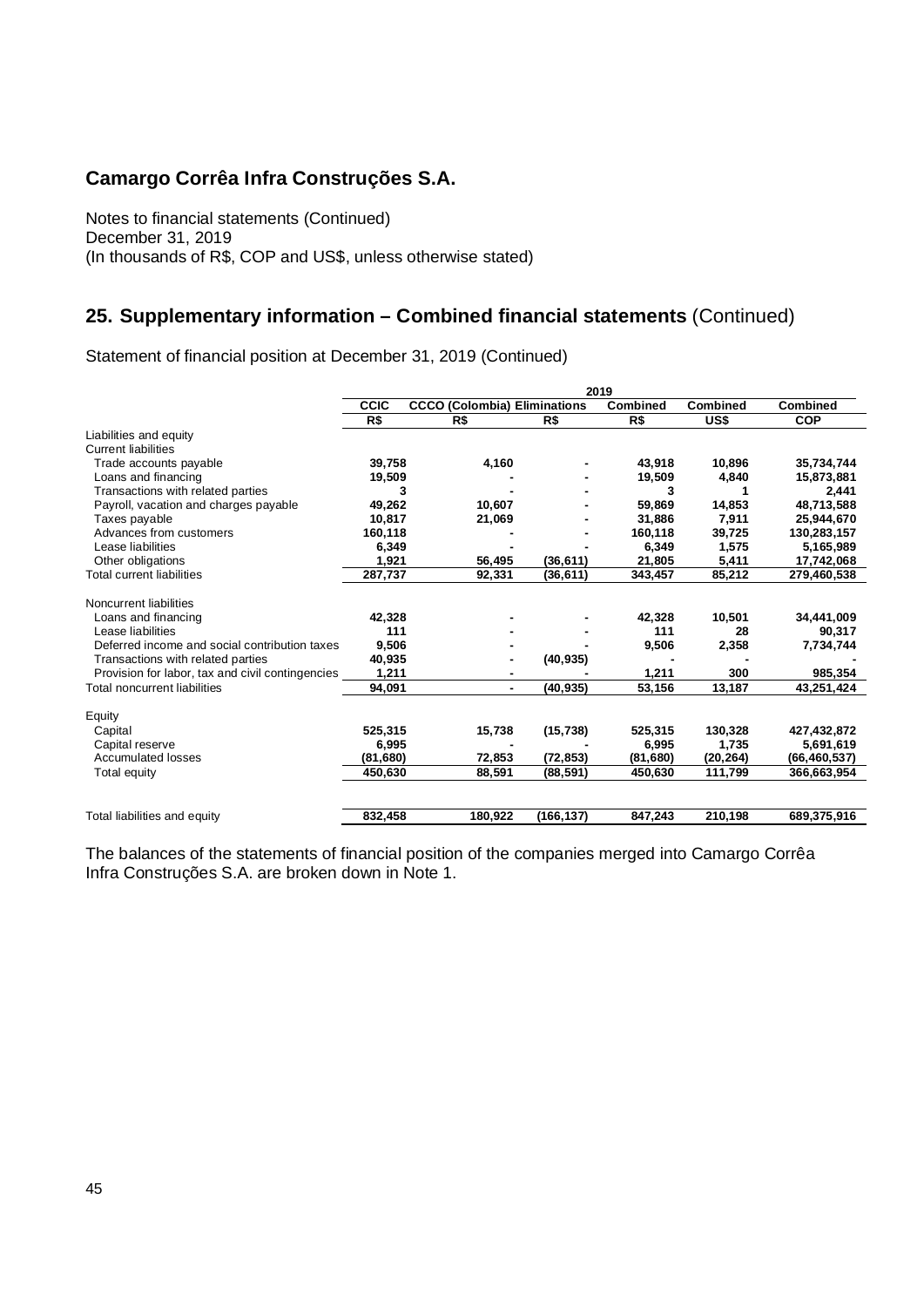## Camargo Corrêa Infra Construções S.A.

Notes to financial statements (Continued)
December 31, 2019
(In thousands of R$, COP and US$, unless otherwise stated)

## 25. Supplementary information – Combined financial statements (Continued)

Statement of financial position at December 31, 2019 (Continued)

| | 2019 | | | | | |
|---|---|---|---|---|---|---|
| | **CCIC** | **CCCO (Colombia)** | **Eliminations** | **Combined** | **Combined** | **Combined** |
| | **R$** | **R$** | **R$** | **R$** | **US$** | **COP** |
| Liabilities and equity | | | | | | |
| Current liabilities | | | | | | |
| Trade accounts payable | **39,758** | **4,160** | **-** | **43,918** | **10,896** | **35,734,744** |
| Loans and financing | **19,509** | **-** | **-** | **19,509** | **4,840** | **15,873,881** |
| Transactions with related parties | **3** | **-** | **-** | **3** | **1** | **2,441** |
| Payroll, vacation and charges payable | **49,262** | **10,607** | **-** | **59,869** | **14,853** | **48,713,588** |
| Taxes payable | **10,817** | **21,069** | **-** | **31,886** | **7,911** | **25,944,670** |
| Advances from customers | **160,118** | **-** | **-** | **160,118** | **39,725** | **130,283,157** |
| Lease liabilities | **6,349** | **-** | **-** | **6,349** | **1,575** | **5,165,989** |
| Other obligations | **1,921** | **56,495** | **(36,611)** | **21,805** | **5,411** | **17,742,068** |
| Total current liabilities | **287,737** | **92,331** | **(36,611)** | **343,457** | **85,212** | **279,460,538** |
| | | | | | | |
| Noncurrent liabilities | | | | | | |
| Loans and financing | **42,328** | **-** | **-** | **42,328** | **10,501** | **34,441,009** |
| Lease liabilities | **111** | **-** | **-** | **111** | **28** | **90,317** |
| Deferred income and social contribution taxes | **9,506** | **-** | **-** | **9,506** | **2,358** | **7,734,744** |
| Transactions with related parties | **40,935** | **-** | **(40,935)** | **-** | **-** | **-** |
| Provision for labor, tax and civil contingencies | **1,211** | **-** | **-** | **1,211** | **300** | **985,354** |
| Total noncurrent liabilities | **94,091** | **-** | **(40,935)** | **53,156** | **13,187** | **43,251,424** |
| | | | | | | |
| Equity | | | | | | |
| Capital | **525,315** | **15,738** | **(15,738)** | **525,315** | **130,328** | **427,432,872** |
| Capital reserve | **6,995** | **-** | **-** | **6,995** | **1,735** | **5,691,619** |
| Accumulated losses | **(81,680)** | **72,853** | **(72,853)** | **(81,680)** | **(20,264)** | **(66,460,537)** |
| Total equity | **450,630** | **88,591** | **(88,591)** | **450,630** | **111,799** | **366,663,954** |
| | | | | | | |
| Total liabilities and equity | **832,458** | **180,922** | **(166,137)** | **847,243** | **210,198** | **689,375,916** |

The balances of the statements of financial position of the companies merged into Camargo Corrêa Infra Construções S.A. are broken down in Note 1.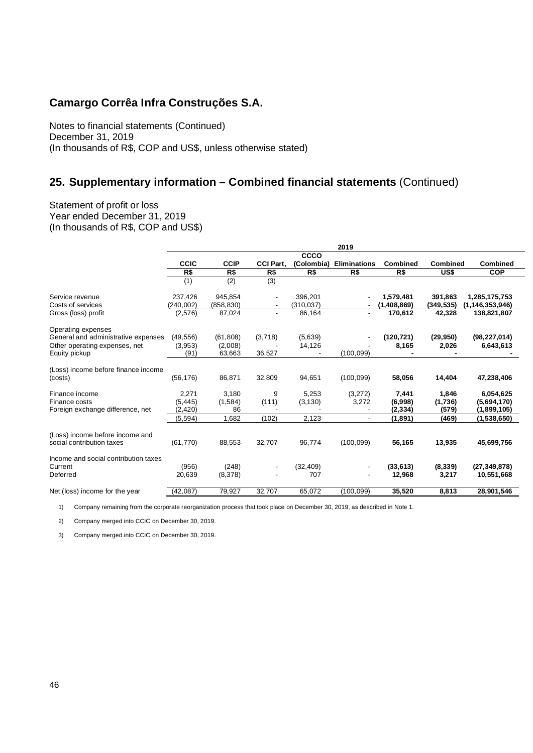## Camargo Corrêa Infra Construções S.A.

Notes to financial statements (Continued)
December 31, 2019
(In thousands of R$, COP and US$, unless otherwise stated)

## 25. Supplementary information – Combined financial statements (Continued)

Statement of profit or loss
Year ended December 31, 2019
(In thousands of R$, COP and US$)

| | 2019 | | | | | | | |
|---|---|---|---|---|---|---|---|---|
| | CCIC | CCIP | CCI Part, | CCCO (Colombia) | Eliminations | Combined | Combined | Combined |
| | R$ | R$ | R$ | R$ | R$ | R$ | US$ | COP |
| | (1) | (2) | (3) | | | | | |
| Service revenue | 237,426 | 945,854 | - | 396,201 | - | **1,579,481** | **391,863** | **1,285,175,753** |
| Costs of services | (240,002) | (858,830) | - | (310,037) | - | **(1,408,869)** | **(349,535)** | **(1,146,353,946)** |
| Gross (loss) profit | (2,576) | 87,024 | - | 86,164 | - | **170,612** | **42,328** | **138,821,807** |
| Operating expenses | | | | | | | | |
| General and administrative expenses | (49,556) | (61,808) | (3,718) | (5,639) | - | **(120,721)** | **(29,950)** | **(98,227,014)** |
| Other operating expenses, net | (3,953) | (2,008) | - | 14,126 | - | **8,165** | **2,026** | **6,643,613** |
| Equity pickup | (91) | 63,663 | 36,527 | - | (100,099) | **-** | **-** | **-** |
| (Loss) income before finance income (costs) | (56,176) | 86,871 | 32,809 | 94,651 | (100,099) | **58,056** | **14,404** | **47,238,406** |
| Finance income | 2,271 | 3,180 | 9 | 5,253 | (3,272) | **7,441** | **1,846** | **6,054,625** |
| Finance costs | (5,445) | (1,584) | (111) | (3,130) | 3,272 | **(6,998)** | **(1,736)** | **(5,694,170)** |
| Foreign exchange difference, net | (2,420) | 86 | - | - | - | **(2,334)** | **(579)** | **(1,899,105)** |
| | (5,594) | 1,682 | (102) | 2,123 | - | **(1,891)** | **(469)** | **(1,538,650)** |
| (Loss) income before income and social contribution taxes | (61,770) | 88,553 | 32,707 | 96,774 | (100,099) | **56,165** | **13,935** | **45,699,756** |
| Income and social contribution taxes | | | | | | | | |
| Current | (956) | (248) | - | (32,409) | - | **(33,613)** | **(8,339)** | **(27,349,878)** |
| Deferred | 20,639 | (8,378) | - | 707 | - | **12,968** | **3,217** | **10,551,668** |
| Net (loss) income for the year | (42,087) | 79,927 | 32,707 | 65,072 | (100,099) | **35,520** | **8,813** | **28,901,546** |

1) Company remaining from the corporate reorganization process that took place on December 30, 2019, as described in Note 1.

2) Company merged into CCIC on December 30, 2019.

3) Company merged into CCIC on December 30, 2019.